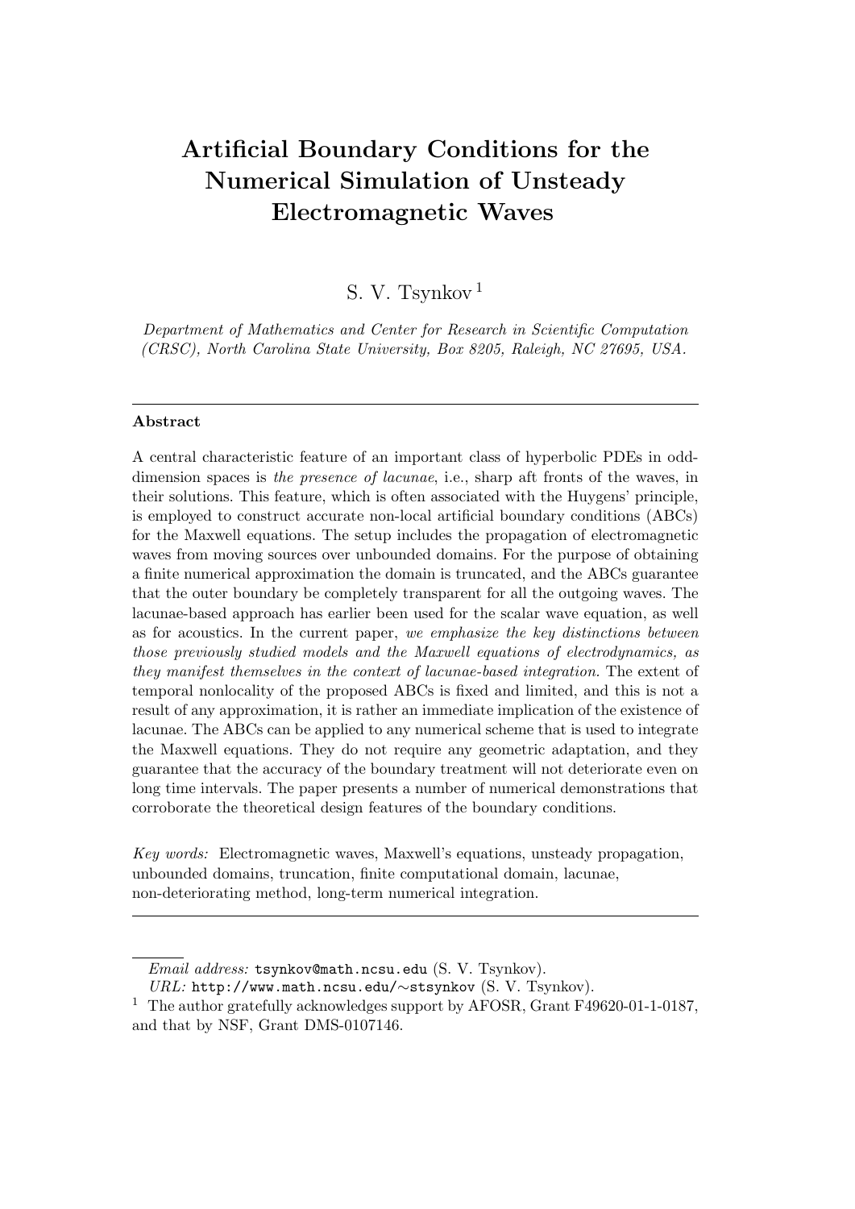# Artificial Boundary Conditions for the Numerical Simulation of Unsteady Electromagnetic Waves

S. V. Tsynkov [1]

*Department of Mathematics and Center for Research in Scientific Computation (CRSC), North Carolina State University, Box 8205, Raleigh, NC 27695, USA.*

---

**Abstract**

A central characteristic feature of an important class of hyperbolic PDEs in odd-dimension spaces is *the presence of lacunae*, i.e., sharp aft fronts of the waves, in their solutions. This feature, which is often associated with the Huygens' principle, is employed to construct accurate non-local artificial boundary conditions (ABCs) for the Maxwell equations. The setup includes the propagation of electromagnetic waves from moving sources over unbounded domains. For the purpose of obtaining a finite numerical approximation the domain is truncated, and the ABCs guarantee that the outer boundary be completely transparent for all the outgoing waves. The lacunae-based approach has earlier been used for the scalar wave equation, as well as for acoustics. In the current paper, *we emphasize the key distinctions between those previously studied models and the Maxwell equations of electrodynamics, as they manifest themselves in the context of lacunae-based integration.* The extent of temporal nonlocality of the proposed ABCs is fixed and limited, and this is not a result of any approximation, it is rather an immediate implication of the existence of lacunae. The ABCs can be applied to any numerical scheme that is used to integrate the Maxwell equations. They do not require any geometric adaptation, and they guarantee that the accuracy of the boundary treatment will not deteriorate even on long time intervals. The paper presents a number of numerical demonstrations that corroborate the theoretical design features of the boundary conditions.

*Key words:* Electromagnetic waves, Maxwell's equations, unsteady propagation, unbounded domains, truncation, finite computational domain, lacunae, non-deteriorating method, long-term numerical integration.

---

*Email address:* tsynkov@math.ncsu.edu (S. V. Tsynkov).
*URL:* http://www.math.ncsu.edu/∼stsynkov (S. V. Tsynkov).

[1] The author gratefully acknowledges support by AFOSR, Grant F49620-01-1-0187, and that by NSF, Grant DMS-0107146.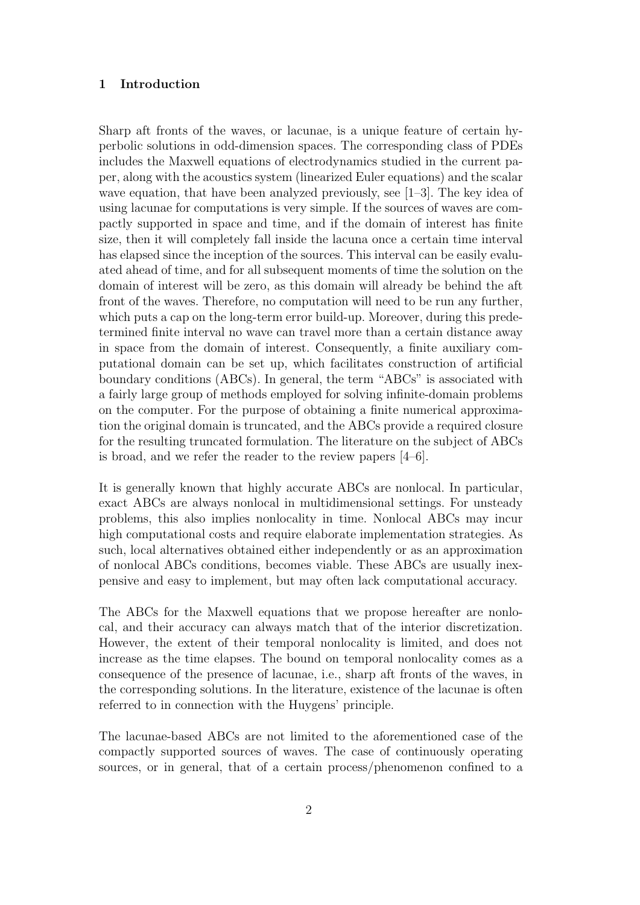## 1 Introduction

Sharp aft fronts of the waves, or lacunae, is a unique feature of certain hyperbolic solutions in odd-dimension spaces. The corresponding class of PDEs includes the Maxwell equations of electrodynamics studied in the current paper, along with the acoustics system (linearized Euler equations) and the scalar wave equation, that have been analyzed previously, see [1–3]. The key idea of using lacunae for computations is very simple. If the sources of waves are compactly supported in space and time, and if the domain of interest has finite size, then it will completely fall inside the lacuna once a certain time interval has elapsed since the inception of the sources. This interval can be easily evaluated ahead of time, and for all subsequent moments of time the solution on the domain of interest will be zero, as this domain will already be behind the aft front of the waves. Therefore, no computation will need to be run any further, which puts a cap on the long-term error build-up. Moreover, during this predetermined finite interval no wave can travel more than a certain distance away in space from the domain of interest. Consequently, a finite auxiliary computational domain can be set up, which facilitates construction of artificial boundary conditions (ABCs). In general, the term "ABCs" is associated with a fairly large group of methods employed for solving infinite-domain problems on the computer. For the purpose of obtaining a finite numerical approximation the original domain is truncated, and the ABCs provide a required closure for the resulting truncated formulation. The literature on the subject of ABCs is broad, and we refer the reader to the review papers [4–6].

It is generally known that highly accurate ABCs are nonlocal. In particular, exact ABCs are always nonlocal in multidimensional settings. For unsteady problems, this also implies nonlocality in time. Nonlocal ABCs may incur high computational costs and require elaborate implementation strategies. As such, local alternatives obtained either independently or as an approximation of nonlocal ABCs conditions, becomes viable. These ABCs are usually inexpensive and easy to implement, but may often lack computational accuracy.

The ABCs for the Maxwell equations that we propose hereafter are nonlocal, and their accuracy can always match that of the interior discretization. However, the extent of their temporal nonlocality is limited, and does not increase as the time elapses. The bound on temporal nonlocality comes as a consequence of the presence of lacunae, i.e., sharp aft fronts of the waves, in the corresponding solutions. In the literature, existence of the lacunae is often referred to in connection with the Huygens' principle.

The lacunae-based ABCs are not limited to the aforementioned case of the compactly supported sources of waves. The case of continuously operating sources, or in general, that of a certain process/phenomenon confined to a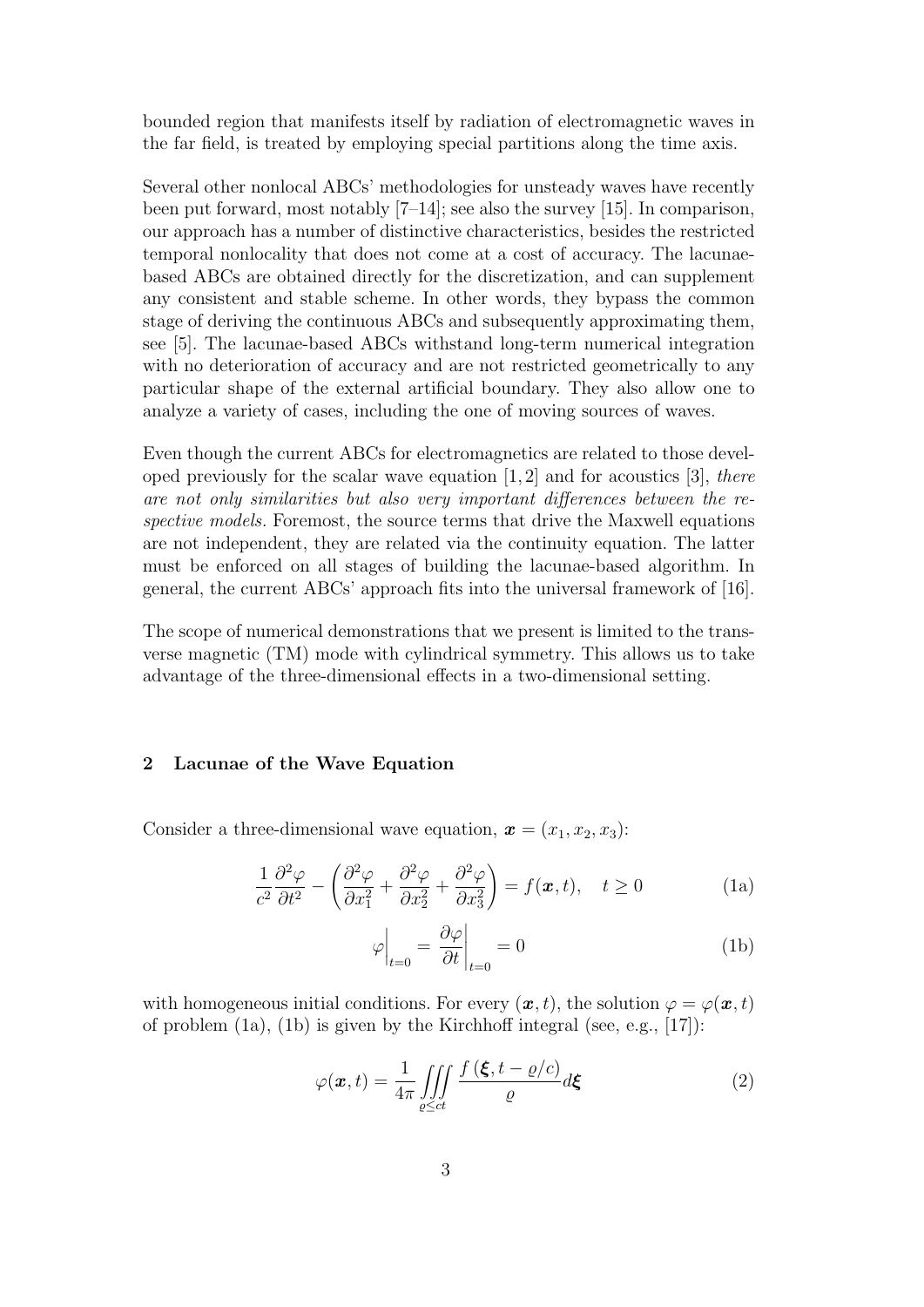bounded region that manifests itself by radiation of electromagnetic waves in the far field, is treated by employing special partitions along the time axis.

Several other nonlocal ABCs' methodologies for unsteady waves have recently been put forward, most notably [7–14]; see also the survey [15]. In comparison, our approach has a number of distinctive characteristics, besides the restricted temporal nonlocality that does not come at a cost of accuracy. The lacunae-based ABCs are obtained directly for the discretization, and can supplement any consistent and stable scheme. In other words, they bypass the common stage of deriving the continuous ABCs and subsequently approximating them, see [5]. The lacunae-based ABCs withstand long-term numerical integration with no deterioration of accuracy and are not restricted geometrically to any particular shape of the external artificial boundary. They also allow one to analyze a variety of cases, including the one of moving sources of waves.

Even though the current ABCs for electromagnetics are related to those developed previously for the scalar wave equation [1, 2] and for acoustics [3], *there are not only similarities but also very important differences between the respective models.* Foremost, the source terms that drive the Maxwell equations are not independent, they are related via the continuity equation. The latter must be enforced on all stages of building the lacunae-based algorithm. In general, the current ABCs' approach fits into the universal framework of [16].

The scope of numerical demonstrations that we present is limited to the transverse magnetic (TM) mode with cylindrical symmetry. This allows us to take advantage of the three-dimensional effects in a two-dimensional setting.

## 2 Lacunae of the Wave Equation

Consider a three-dimensional wave equation, $\boldsymbol{x} = (x_1, x_2, x_3)$:

$$\frac{1}{c^2}\frac{\partial^2 \varphi}{\partial t^2} - \left(\frac{\partial^2 \varphi}{\partial x_1^2} + \frac{\partial^2 \varphi}{\partial x_2^2} + \frac{\partial^2 \varphi}{\partial x_3^2}\right) = f(\boldsymbol{x}, t), \quad t \geq 0 \tag{1a}$$

$$\varphi\Big|_{t=0} = \frac{\partial \varphi}{\partial t}\Big|_{t=0} = 0 \tag{1b}$$

with homogeneous initial conditions. For every $(\boldsymbol{x}, t)$, the solution $\varphi = \varphi(\boldsymbol{x}, t)$ of problem (1a), (1b) is given by the Kirchhoff integral (see, e.g., [17]):

$$\varphi(\boldsymbol{x}, t) = \frac{1}{4\pi} \iiint\limits_{\varrho \leq ct} \frac{f\left(\boldsymbol{\xi}, t - \varrho/c\right)}{\varrho} d\boldsymbol{\xi} \tag{2}$$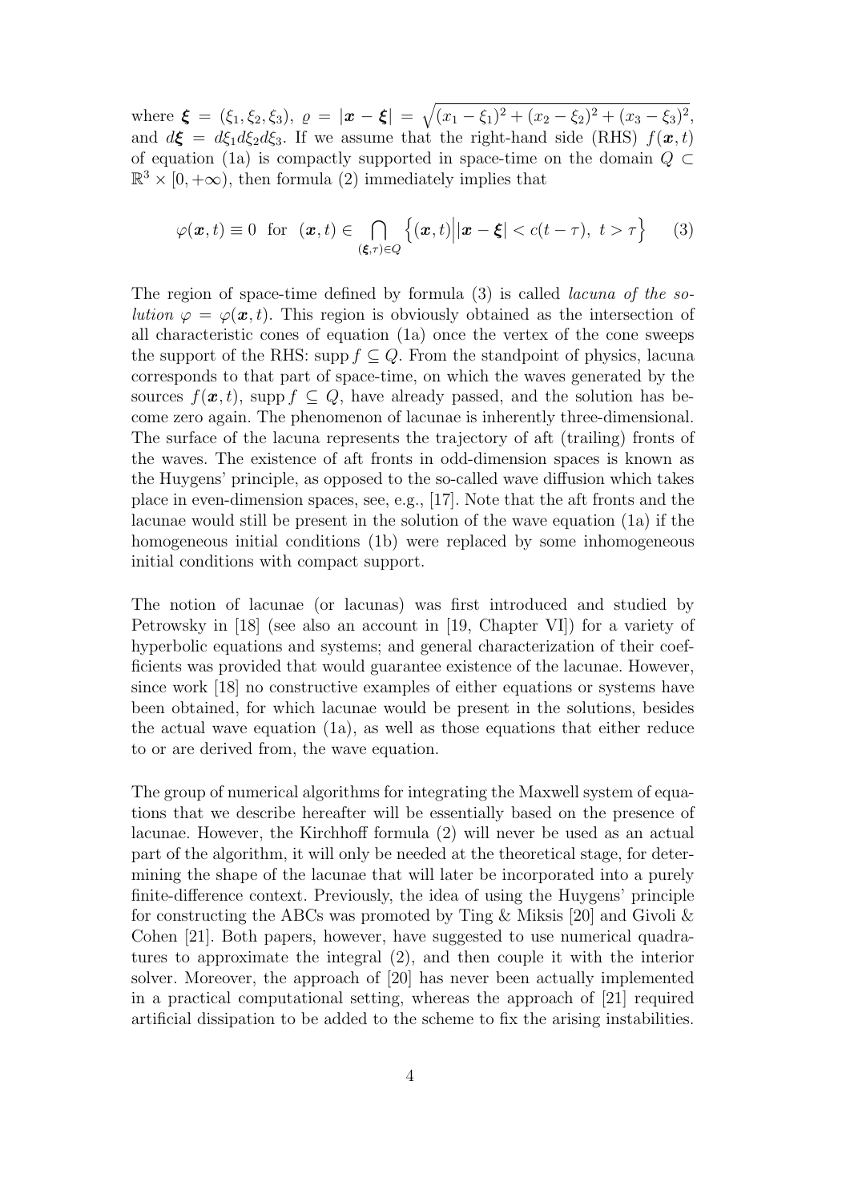where $\boldsymbol{\xi} = (\xi_1, \xi_2, \xi_3)$, $\varrho = |\boldsymbol{x} - \boldsymbol{\xi}| = \sqrt{(x_1-\xi_1)^2 + (x_2-\xi_2)^2 + (x_3-\xi_3)^2}$, and $d\boldsymbol{\xi} = d\xi_1 d\xi_2 d\xi_3$. If we assume that the right-hand side (RHS) $f(\boldsymbol{x}, t)$ of equation (1a) is compactly supported in space-time on the domain $Q \subset \mathbb{R}^3 \times [0, +\infty)$, then formula (2) immediately implies that

$$\varphi(\boldsymbol{x}, t) \equiv 0 \quad \text{for} \quad (\boldsymbol{x}, t) \in \bigcap_{(\boldsymbol{\xi}, \tau) \in Q} \Big\{ (\boldsymbol{x}, t) \Big| |\boldsymbol{x} - \boldsymbol{\xi}| < c(t - \tau), \ t > \tau \Big\} \tag{3}$$

The region of space-time defined by formula (3) is called *lacuna of the solution* $\varphi = \varphi(\boldsymbol{x}, t)$. This region is obviously obtained as the intersection of all characteristic cones of equation (1a) once the vertex of the cone sweeps the support of the RHS: $\operatorname{supp} f \subseteq Q$. From the standpoint of physics, lacuna corresponds to that part of space-time, on which the waves generated by the sources $f(\boldsymbol{x}, t)$, $\operatorname{supp} f \subseteq Q$, have already passed, and the solution has become zero again. The phenomenon of lacunae is inherently three-dimensional. The surface of the lacuna represents the trajectory of aft (trailing) fronts of the waves. The existence of aft fronts in odd-dimension spaces is known as the Huygens' principle, as opposed to the so-called wave diffusion which takes place in even-dimension spaces, see, e.g., [17]. Note that the aft fronts and the lacunae would still be present in the solution of the wave equation (1a) if the homogeneous initial conditions (1b) were replaced by some inhomogeneous initial conditions with compact support.

The notion of lacunae (or lacunas) was first introduced and studied by Petrowsky in [18] (see also an account in [19, Chapter VI]) for a variety of hyperbolic equations and systems; and general characterization of their coefficients was provided that would guarantee existence of the lacunae. However, since work [18] no constructive examples of either equations or systems have been obtained, for which lacunae would be present in the solutions, besides the actual wave equation (1a), as well as those equations that either reduce to or are derived from, the wave equation.

The group of numerical algorithms for integrating the Maxwell system of equations that we describe hereafter will be essentially based on the presence of lacunae. However, the Kirchhoff formula (2) will never be used as an actual part of the algorithm, it will only be needed at the theoretical stage, for determining the shape of the lacunae that will later be incorporated into a purely finite-difference context. Previously, the idea of using the Huygens' principle for constructing the ABCs was promoted by Ting & Miksis [20] and Givoli & Cohen [21]. Both papers, however, have suggested to use numerical quadratures to approximate the integral (2), and then couple it with the interior solver. Moreover, the approach of [20] has never been actually implemented in a practical computational setting, whereas the approach of [21] required artificial dissipation to be added to the scheme to fix the arising instabilities.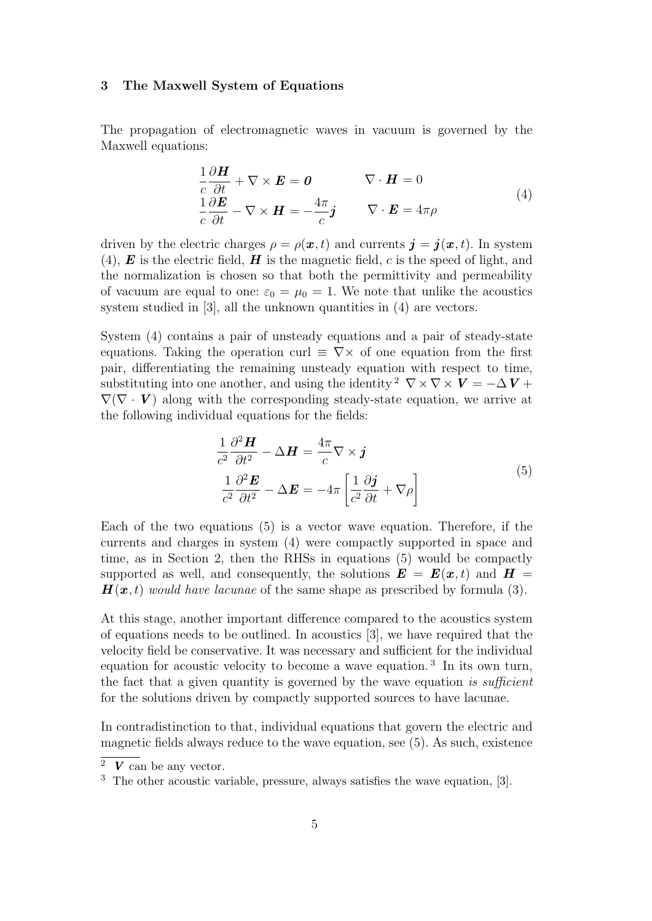## 3 The Maxwell System of Equations

The propagation of electromagnetic waves in vacuum is governed by the Maxwell equations:

$$
\begin{aligned}
&\frac{1}{c}\frac{\partial \boldsymbol{H}}{\partial t} + \nabla \times \boldsymbol{E} = \boldsymbol{0} \qquad && \nabla \cdot \boldsymbol{H} = 0 \\
&\frac{1}{c}\frac{\partial \boldsymbol{E}}{\partial t} - \nabla \times \boldsymbol{H} = -\frac{4\pi}{c}\boldsymbol{j} \qquad && \nabla \cdot \boldsymbol{E} = 4\pi\rho
\end{aligned}
\tag{4}
$$

driven by the electric charges $\rho = \rho(\boldsymbol{x}, t)$ and currents $\boldsymbol{j} = \boldsymbol{j}(\boldsymbol{x}, t)$. In system (4), $\boldsymbol{E}$ is the electric field, $\boldsymbol{H}$ is the magnetic field, $c$ is the speed of light, and the normalization is chosen so that both the permittivity and permeability of vacuum are equal to one: $\varepsilon_0 = \mu_0 = 1$. We note that unlike the acoustics system studied in [3], all the unknown quantities in (4) are vectors.

System (4) contains a pair of unsteady equations and a pair of steady-state equations. Taking the operation curl $\equiv \nabla\times$ of one equation from the first pair, differentiating the remaining unsteady equation with respect to time, substituting into one another, and using the identity[2] $\nabla \times \nabla \times \boldsymbol{V} = -\Delta\, \boldsymbol{V} + \nabla(\nabla \cdot \boldsymbol{V})$ along with the corresponding steady-state equation, we arrive at the following individual equations for the fields:

$$
\begin{aligned}
\frac{1}{c^2}\frac{\partial^2 \boldsymbol{H}}{\partial t^2} - \Delta \boldsymbol{H} &= \frac{4\pi}{c}\nabla \times \boldsymbol{j} \\
\frac{1}{c^2}\frac{\partial^2 \boldsymbol{E}}{\partial t^2} - \Delta \boldsymbol{E} &= -4\pi\left[\frac{1}{c^2}\frac{\partial \boldsymbol{j}}{\partial t} + \nabla\rho\right]
\end{aligned}
\tag{5}
$$

Each of the two equations (5) is a vector wave equation. Therefore, if the currents and charges in system (4) were compactly supported in space and time, as in Section 2, then the RHSs in equations (5) would be compactly supported as well, and consequently, the solutions $\boldsymbol{E} = \boldsymbol{E}(\boldsymbol{x}, t)$ and $\boldsymbol{H} = \boldsymbol{H}(\boldsymbol{x}, t)$ *would have lacunae* of the same shape as prescribed by formula (3).

At this stage, another important difference compared to the acoustics system of equations needs to be outlined. In acoustics [3], we have required that the velocity field be conservative. It was necessary and sufficient for the individual equation for acoustic velocity to become a wave equation.[3] In its own turn, the fact that a given quantity is governed by the wave equation *is sufficient* for the solutions driven by compactly supported sources to have lacunae.

In contradistinction to that, individual equations that govern the electric and magnetic fields always reduce to the wave equation, see (5). As such, existence

---

[2] $\boldsymbol{V}$ can be any vector.

[3] The other acoustic variable, pressure, always satisfies the wave equation, [3].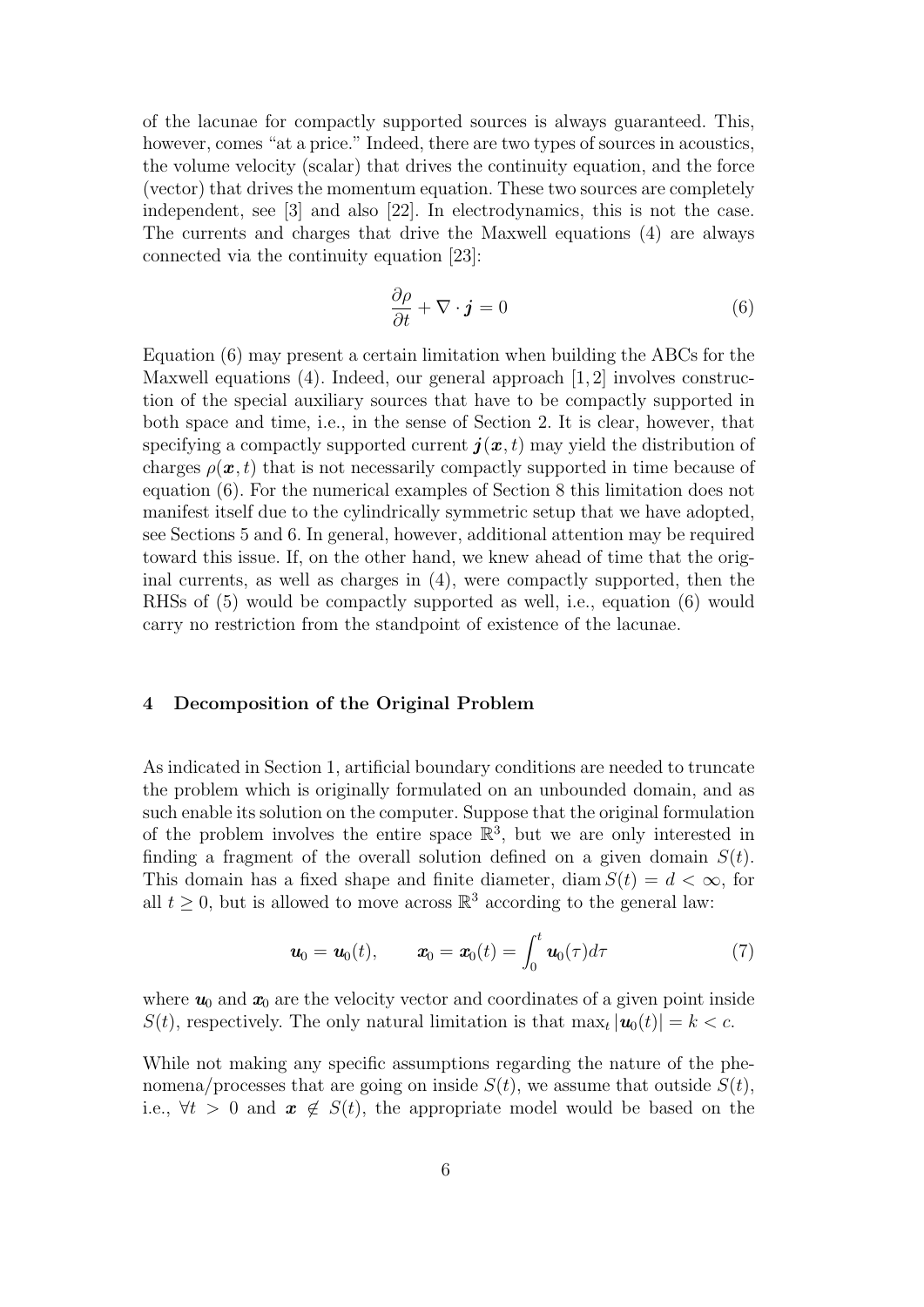of the lacunae for compactly supported sources is always guaranteed. This, however, comes "at a price." Indeed, there are two types of sources in acoustics, the volume velocity (scalar) that drives the continuity equation, and the force (vector) that drives the momentum equation. These two sources are completely independent, see [3] and also [22]. In electrodynamics, this is not the case. The currents and charges that drive the Maxwell equations (4) are always connected via the continuity equation [23]:

$$\frac{\partial \rho}{\partial t} + \nabla \cdot \boldsymbol{j} = 0 \tag{6}$$

Equation (6) may present a certain limitation when building the ABCs for the Maxwell equations (4). Indeed, our general approach [1, 2] involves construction of the special auxiliary sources that have to be compactly supported in both space and time, i.e., in the sense of Section 2. It is clear, however, that specifying a compactly supported current $\boldsymbol{j}(\boldsymbol{x}, t)$ may yield the distribution of charges $\rho(\boldsymbol{x}, t)$ that is not necessarily compactly supported in time because of equation (6). For the numerical examples of Section 8 this limitation does not manifest itself due to the cylindrically symmetric setup that we have adopted, see Sections 5 and 6. In general, however, additional attention may be required toward this issue. If, on the other hand, we knew ahead of time that the original currents, as well as charges in (4), were compactly supported, then the RHSs of (5) would be compactly supported as well, i.e., equation (6) would carry no restriction from the standpoint of existence of the lacunae.

## 4 Decomposition of the Original Problem

As indicated in Section 1, artificial boundary conditions are needed to truncate the problem which is originally formulated on an unbounded domain, and as such enable its solution on the computer. Suppose that the original formulation of the problem involves the entire space $\mathbb{R}^3$, but we are only interested in finding a fragment of the overall solution defined on a given domain $S(t)$. This domain has a fixed shape and finite diameter, $\operatorname{diam} S(t) = d < \infty$, for all $t \geq 0$, but is allowed to move across $\mathbb{R}^3$ according to the general law:

$$\boldsymbol{u}_0 = \boldsymbol{u}_0(t), \qquad \boldsymbol{x}_0 = \boldsymbol{x}_0(t) = \int_0^t \boldsymbol{u}_0(\tau) d\tau \tag{7}$$

where $\boldsymbol{u}_0$ and $\boldsymbol{x}_0$ are the velocity vector and coordinates of a given point inside $S(t)$, respectively. The only natural limitation is that $\max_t |\boldsymbol{u}_0(t)| = k < c$.

While not making any specific assumptions regarding the nature of the phenomena/processes that are going on inside $S(t)$, we assume that outside $S(t)$, i.e., $\forall t > 0$ and $\boldsymbol{x} \notin S(t)$, the appropriate model would be based on the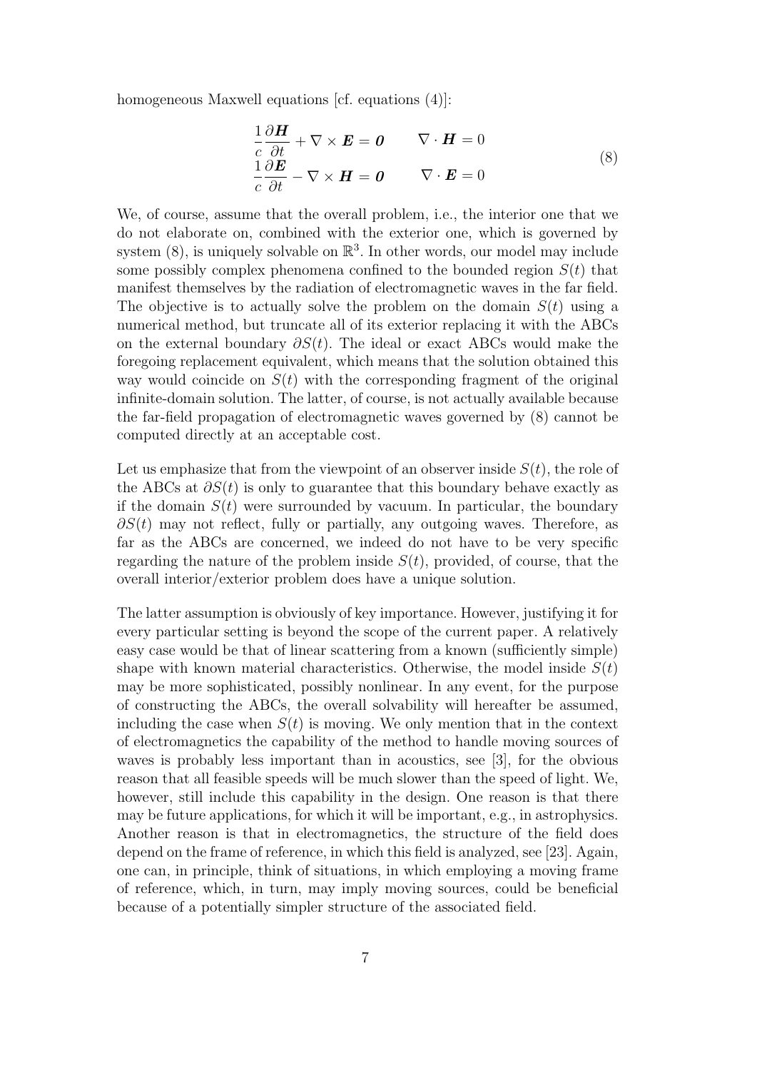homogeneous Maxwell equations [cf. equations (4)]:

$$
\begin{aligned}
&\frac{1}{c}\frac{\partial \boldsymbol{H}}{\partial t} + \nabla \times \boldsymbol{E} = \boldsymbol{0} \qquad \nabla \cdot \boldsymbol{H} = 0 \\
&\frac{1}{c}\frac{\partial \boldsymbol{E}}{\partial t} - \nabla \times \boldsymbol{H} = \boldsymbol{0} \qquad \nabla \cdot \boldsymbol{E} = 0
\end{aligned}
\tag{8}
$$

We, of course, assume that the overall problem, i.e., the interior one that we do not elaborate on, combined with the exterior one, which is governed by system (8), is uniquely solvable on $\mathbb{R}^3$. In other words, our model may include some possibly complex phenomena confined to the bounded region $S(t)$ that manifest themselves by the radiation of electromagnetic waves in the far field. The objective is to actually solve the problem on the domain $S(t)$ using a numerical method, but truncate all of its exterior replacing it with the ABCs on the external boundary $\partial S(t)$. The ideal or exact ABCs would make the foregoing replacement equivalent, which means that the solution obtained this way would coincide on $S(t)$ with the corresponding fragment of the original infinite-domain solution. The latter, of course, is not actually available because the far-field propagation of electromagnetic waves governed by (8) cannot be computed directly at an acceptable cost.

Let us emphasize that from the viewpoint of an observer inside $S(t)$, the role of the ABCs at $\partial S(t)$ is only to guarantee that this boundary behave exactly as if the domain $S(t)$ were surrounded by vacuum. In particular, the boundary $\partial S(t)$ may not reflect, fully or partially, any outgoing waves. Therefore, as far as the ABCs are concerned, we indeed do not have to be very specific regarding the nature of the problem inside $S(t)$, provided, of course, that the overall interior/exterior problem does have a unique solution.

The latter assumption is obviously of key importance. However, justifying it for every particular setting is beyond the scope of the current paper. A relatively easy case would be that of linear scattering from a known (sufficiently simple) shape with known material characteristics. Otherwise, the model inside $S(t)$ may be more sophisticated, possibly nonlinear. In any event, for the purpose of constructing the ABCs, the overall solvability will hereafter be assumed, including the case when $S(t)$ is moving. We only mention that in the context of electromagnetics the capability of the method to handle moving sources of waves is probably less important than in acoustics, see [3], for the obvious reason that all feasible speeds will be much slower than the speed of light. We, however, still include this capability in the design. One reason is that there may be future applications, for which it will be important, e.g., in astrophysics. Another reason is that in electromagnetics, the structure of the field does depend on the frame of reference, in which this field is analyzed, see [23]. Again, one can, in principle, think of situations, in which employing a moving frame of reference, which, in turn, may imply moving sources, could be beneficial because of a potentially simpler structure of the associated field.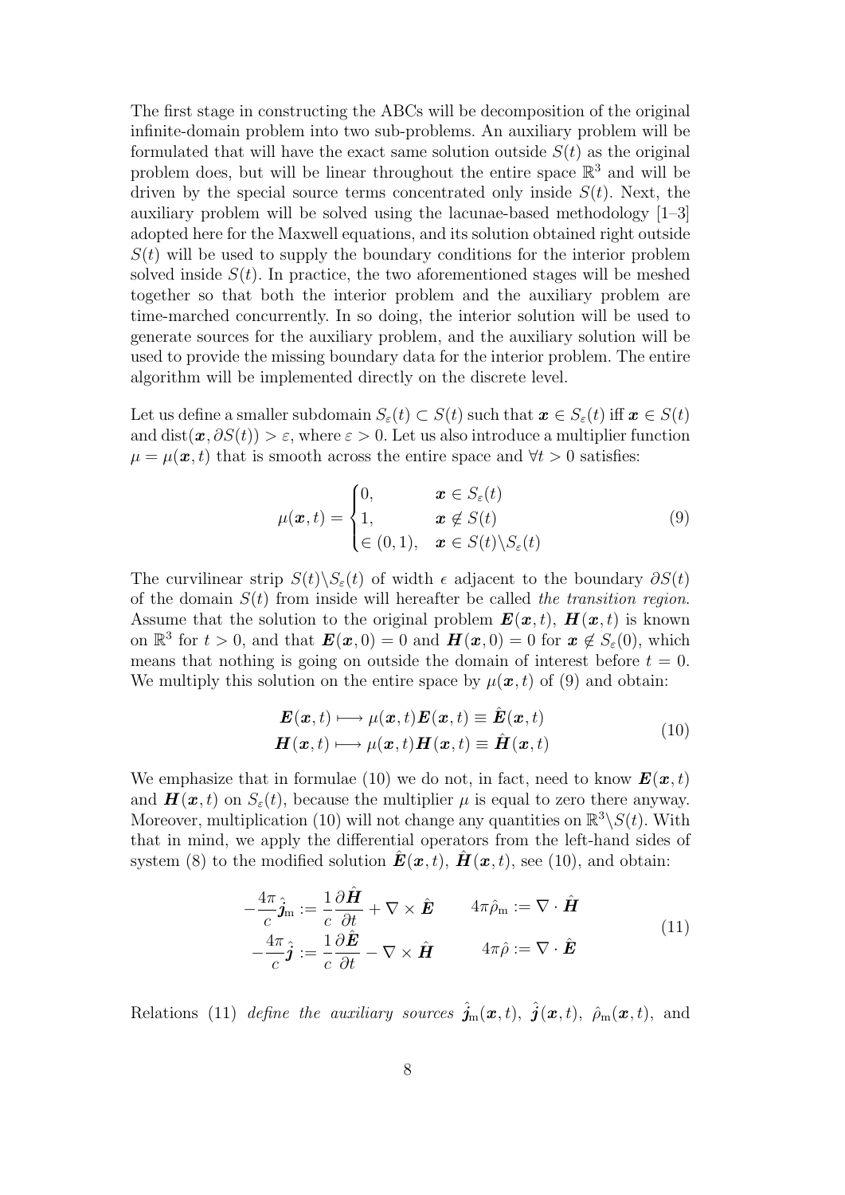The first stage in constructing the ABCs will be decomposition of the original infinite-domain problem into two sub-problems. An auxiliary problem will be formulated that will have the exact same solution outside $S(t)$ as the original problem does, but will be linear throughout the entire space $\mathbb{R}^3$ and will be driven by the special source terms concentrated only inside $S(t)$. Next, the auxiliary problem will be solved using the lacunae-based methodology [1–3] adopted here for the Maxwell equations, and its solution obtained right outside $S(t)$ will be used to supply the boundary conditions for the interior problem solved inside $S(t)$. In practice, the two aforementioned stages will be meshed together so that both the interior problem and the auxiliary problem are time-marched concurrently. In so doing, the interior solution will be used to generate sources for the auxiliary problem, and the auxiliary solution will be used to provide the missing boundary data for the interior problem. The entire algorithm will be implemented directly on the discrete level.

Let us define a smaller subdomain $S_\varepsilon(t) \subset S(t)$ such that $\boldsymbol{x} \in S_\varepsilon(t)$ iff $\boldsymbol{x} \in S(t)$ and $\text{dist}(\boldsymbol{x}, \partial S(t)) > \varepsilon$, where $\varepsilon > 0$. Let us also introduce a multiplier function $\mu = \mu(\boldsymbol{x}, t)$ that is smooth across the entire space and $\forall t > 0$ satisfies:

$$
\mu(\boldsymbol{x}, t) = \begin{cases} 0, & \boldsymbol{x} \in S_\varepsilon(t) \\ 1, & \boldsymbol{x} \notin S(t) \\ \in (0,1), & \boldsymbol{x} \in S(t) \backslash S_\varepsilon(t) \end{cases} \tag{9}
$$

The curvilinear strip $S(t) \backslash S_\varepsilon(t)$ of width $\epsilon$ adjacent to the boundary $\partial S(t)$ of the domain $S(t)$ from inside will hereafter be called *the transition region*. Assume that the solution to the original problem $\boldsymbol{E}(\boldsymbol{x}, t)$, $\boldsymbol{H}(\boldsymbol{x}, t)$ is known on $\mathbb{R}^3$ for $t > 0$, and that $\boldsymbol{E}(\boldsymbol{x}, 0) = 0$ and $\boldsymbol{H}(\boldsymbol{x}, 0) = 0$ for $\boldsymbol{x} \notin S_\varepsilon(0)$, which means that nothing is going on outside the domain of interest before $t = 0$. We multiply this solution on the entire space by $\mu(\boldsymbol{x}, t)$ of (9) and obtain:

$$
\begin{aligned}
\boldsymbol{E}(\boldsymbol{x}, t) &\longmapsto \mu(\boldsymbol{x}, t)\boldsymbol{E}(\boldsymbol{x}, t) \equiv \hat{\boldsymbol{E}}(\boldsymbol{x}, t) \\
\boldsymbol{H}(\boldsymbol{x}, t) &\longmapsto \mu(\boldsymbol{x}, t)\boldsymbol{H}(\boldsymbol{x}, t) \equiv \hat{\boldsymbol{H}}(\boldsymbol{x}, t)
\end{aligned} \tag{10}
$$

We emphasize that in formulae (10) we do not, in fact, need to know $\boldsymbol{E}(\boldsymbol{x}, t)$ and $\boldsymbol{H}(\boldsymbol{x}, t)$ on $S_\varepsilon(t)$, because the multiplier $\mu$ is equal to zero there anyway. Moreover, multiplication (10) will not change any quantities on $\mathbb{R}^3 \backslash S(t)$. With that in mind, we apply the differential operators from the left-hand sides of system (8) to the modified solution $\hat{\boldsymbol{E}}(\boldsymbol{x}, t)$, $\hat{\boldsymbol{H}}(\boldsymbol{x}, t)$, see (10), and obtain:

$$
\begin{aligned}
-\frac{4\pi}{c}\hat{\boldsymbol{j}}_{\text{m}} &:= \frac{1}{c}\frac{\partial \hat{\boldsymbol{H}}}{\partial t} + \nabla \times \hat{\boldsymbol{E}} \qquad & 4\pi\hat{\rho}_{\text{m}} &:= \nabla \cdot \hat{\boldsymbol{H}} \\
-\frac{4\pi}{c}\hat{\boldsymbol{j}} &:= \frac{1}{c}\frac{\partial \hat{\boldsymbol{E}}}{\partial t} - \nabla \times \hat{\boldsymbol{H}} \qquad & 4\pi\hat{\rho} &:= \nabla \cdot \hat{\boldsymbol{E}}
\end{aligned} \tag{11}
$$

Relations (11) *define the auxiliary sources* $\hat{\boldsymbol{j}}_{\text{m}}(\boldsymbol{x}, t)$, $\hat{\boldsymbol{j}}(\boldsymbol{x}, t)$, $\hat{\rho}_{\text{m}}(\boldsymbol{x}, t)$, and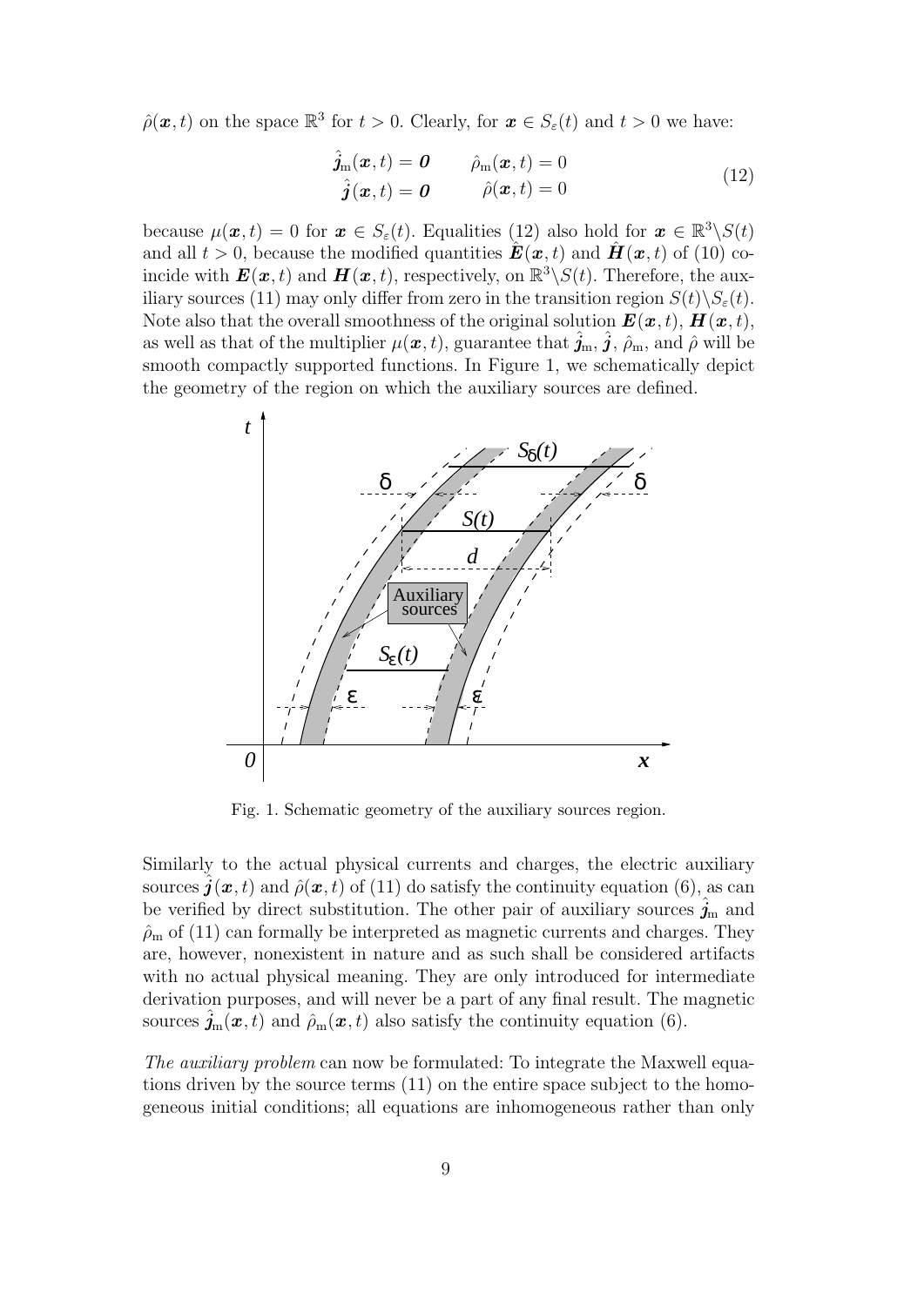$\hat{\rho}(\boldsymbol{x},t)$ on the space $\mathbb{R}^3$ for $t>0$. Clearly, for $\boldsymbol{x}\in S_\varepsilon(t)$ and $t>0$ we have:

$$
\begin{aligned}
\hat{\boldsymbol{j}}_{\mathrm{m}}(\boldsymbol{x},t) &= \boldsymbol{0} \qquad & \hat{\rho}_{\mathrm{m}}(\boldsymbol{x},t) &= 0 \\
\hat{\boldsymbol{j}}(\boldsymbol{x},t) &= \boldsymbol{0} \qquad & \hat{\rho}(\boldsymbol{x},t) &= 0
\end{aligned}
\tag{12}
$$

because $\mu(\boldsymbol{x},t)=0$ for $\boldsymbol{x}\in S_\varepsilon(t)$. Equalities (12) also hold for $\boldsymbol{x}\in\mathbb{R}^3\backslash S(t)$ and all $t>0$, because the modified quantities $\hat{\boldsymbol{E}}(\boldsymbol{x},t)$ and $\hat{\boldsymbol{H}}(\boldsymbol{x},t)$ of (10) coincide with $\boldsymbol{E}(\boldsymbol{x},t)$ and $\boldsymbol{H}(\boldsymbol{x},t)$, respectively, on $\mathbb{R}^3\backslash S(t)$. Therefore, the auxiliary sources (11) may only differ from zero in the transition region $S(t)\backslash S_\varepsilon(t)$. Note also that the overall smoothness of the original solution $\boldsymbol{E}(\boldsymbol{x},t)$, $\boldsymbol{H}(\boldsymbol{x},t)$, as well as that of the multiplier $\mu(\boldsymbol{x},t)$, guarantee that $\hat{\boldsymbol{j}}_{\mathrm{m}}$, $\hat{\boldsymbol{j}}$, $\hat{\rho}_{\mathrm{m}}$, and $\hat{\rho}$ will be smooth compactly supported functions. In Figure 1, we schematically depict the geometry of the region on which the auxiliary sources are defined.

Fig. 1. Schematic geometry of the auxiliary sources region.

Similarly to the actual physical currents and charges, the electric auxiliary sources $\hat{\boldsymbol{j}}(\boldsymbol{x},t)$ and $\hat{\rho}(\boldsymbol{x},t)$ of (11) do satisfy the continuity equation (6), as can be verified by direct substitution. The other pair of auxiliary sources $\hat{\boldsymbol{j}}_{\mathrm{m}}$ and $\hat{\rho}_{\mathrm{m}}$ of (11) can formally be interpreted as magnetic currents and charges. They are, however, nonexistent in nature and as such shall be considered artifacts with no actual physical meaning. They are only introduced for intermediate derivation purposes, and will never be a part of any final result. The magnetic sources $\hat{\boldsymbol{j}}_{\mathrm{m}}(\boldsymbol{x},t)$ and $\hat{\rho}_{\mathrm{m}}(\boldsymbol{x},t)$ also satisfy the continuity equation (6).

*The auxiliary problem* can now be formulated: To integrate the Maxwell equations driven by the source terms (11) on the entire space subject to the homogeneous initial conditions; all equations are inhomogeneous rather than only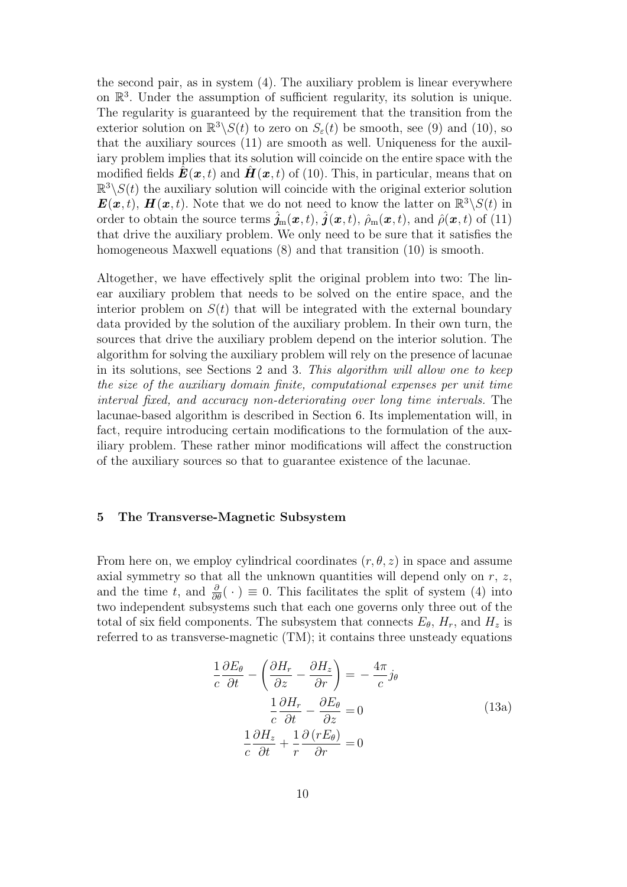the second pair, as in system (4). The auxiliary problem is linear everywhere on $\mathbb{R}^3$. Under the assumption of sufficient regularity, its solution is unique. The regularity is guaranteed by the requirement that the transition from the exterior solution on $\mathbb{R}^3\backslash S(t)$ to zero on $S_\varepsilon(t)$ be smooth, see (9) and (10), so that the auxiliary sources (11) are smooth as well. Uniqueness for the auxiliary problem implies that its solution will coincide on the entire space with the modified fields $\hat{\boldsymbol{E}}(\boldsymbol{x},t)$ and $\hat{\boldsymbol{H}}(\boldsymbol{x},t)$ of (10). This, in particular, means that on $\mathbb{R}^3\backslash S(t)$ the auxiliary solution will coincide with the original exterior solution $\boldsymbol{E}(\boldsymbol{x},t)$, $\boldsymbol{H}(\boldsymbol{x},t)$. Note that we do not need to know the latter on $\mathbb{R}^3\backslash S(t)$ in order to obtain the source terms $\hat{\boldsymbol{j}}_{\rm m}(\boldsymbol{x},t)$, $\hat{\boldsymbol{j}}(\boldsymbol{x},t)$, $\hat{\rho}_{\rm m}(\boldsymbol{x},t)$, and $\hat{\rho}(\boldsymbol{x},t)$ of (11) that drive the auxiliary problem. We only need to be sure that it satisfies the homogeneous Maxwell equations (8) and that transition (10) is smooth.

Altogether, we have effectively split the original problem into two: The linear auxiliary problem that needs to be solved on the entire space, and the interior problem on $S(t)$ that will be integrated with the external boundary data provided by the solution of the auxiliary problem. In their own turn, the sources that drive the auxiliary problem depend on the interior solution. The algorithm for solving the auxiliary problem will rely on the presence of lacunae in its solutions, see Sections 2 and 3. *This algorithm will allow one to keep the size of the auxiliary domain finite, computational expenses per unit time interval fixed, and accuracy non-deteriorating over long time intervals.* The lacunae-based algorithm is described in Section 6. Its implementation will, in fact, require introducing certain modifications to the formulation of the auxiliary problem. These rather minor modifications will affect the construction of the auxiliary sources so that to guarantee existence of the lacunae.

## 5 The Transverse-Magnetic Subsystem

From here on, we employ cylindrical coordinates $(r,\theta,z)$ in space and assume axial symmetry so that all the unknown quantities will depend only on $r$, $z$, and the time $t$, and $\frac{\partial}{\partial\theta}(\,\cdot\,)\equiv 0$. This facilitates the split of system (4) into two independent subsystems such that each one governs only three out of the total of six field components. The subsystem that connects $E_\theta$, $H_r$, and $H_z$ is referred to as transverse-magnetic (TM); it contains three unsteady equations

$$
\begin{aligned}
\frac{1}{c}\frac{\partial E_\theta}{\partial t} - \left(\frac{\partial H_r}{\partial z} - \frac{\partial H_z}{\partial r}\right) &= -\frac{4\pi}{c} j_\theta \\
\frac{1}{c}\frac{\partial H_r}{\partial t} - \frac{\partial E_\theta}{\partial z} &= 0 \\
\frac{1}{c}\frac{\partial H_z}{\partial t} + \frac{1}{r}\frac{\partial (rE_\theta)}{\partial r} &= 0
\end{aligned}
\tag{13a}
$$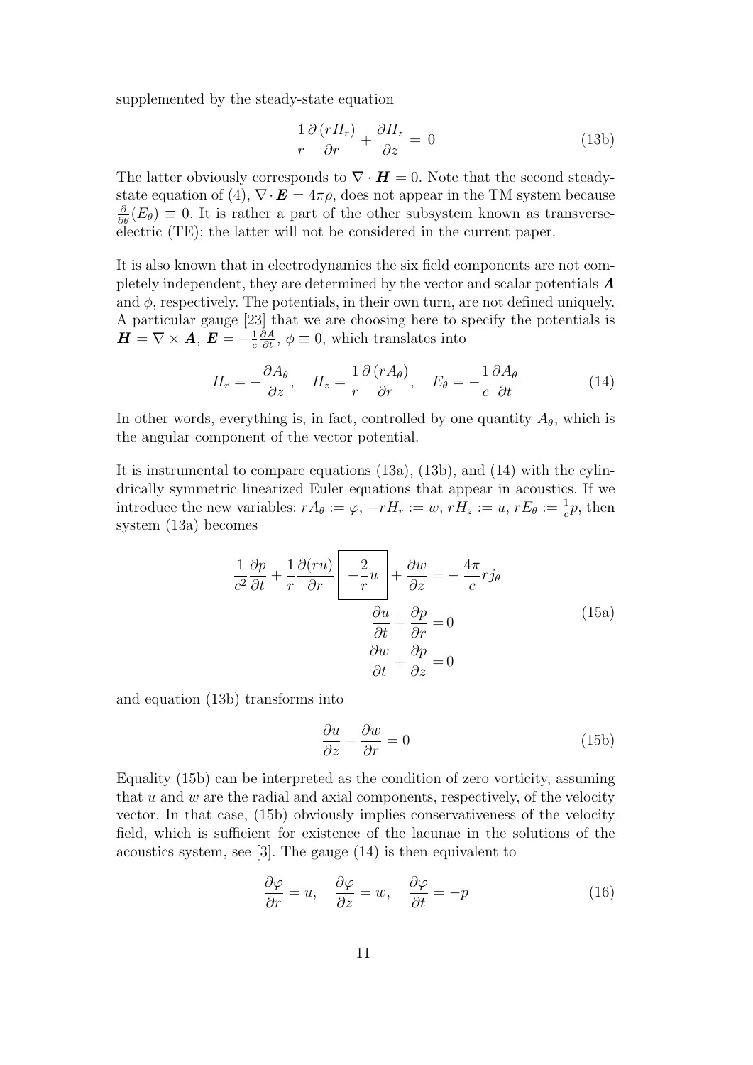supplemented by the steady-state equation

$$\frac{1}{r}\frac{\partial\,(rH_r)}{\partial r} + \frac{\partial H_z}{\partial z} = 0 \tag{13b}$$

The latter obviously corresponds to $\nabla \cdot \boldsymbol{H} = 0$. Note that the second steady-state equation of (4), $\nabla \cdot \boldsymbol{E} = 4\pi\rho$, does not appear in the TM system because $\frac{\partial}{\partial\theta}(E_\theta) \equiv 0$. It is rather a part of the other subsystem known as transverse-electric (TE); the latter will not be considered in the current paper.

It is also known that in electrodynamics the six field components are not completely independent, they are determined by the vector and scalar potentials $\boldsymbol{A}$ and $\phi$, respectively. The potentials, in their own turn, are not defined uniquely. A particular gauge [23] that we are choosing here to specify the potentials is $\boldsymbol{H} = \nabla \times \boldsymbol{A}$, $\boldsymbol{E} = -\frac{1}{c}\frac{\partial \boldsymbol{A}}{\partial t}$, $\phi \equiv 0$, which translates into

$$H_r = -\frac{\partial A_\theta}{\partial z}, \quad H_z = \frac{1}{r}\frac{\partial\,(rA_\theta)}{\partial r}, \quad E_\theta = -\frac{1}{c}\frac{\partial A_\theta}{\partial t} \tag{14}$$

In other words, everything is, in fact, controlled by one quantity $A_\theta$, which is the angular component of the vector potential.

It is instrumental to compare equations (13a), (13b), and (14) with the cylindrically symmetric linearized Euler equations that appear in acoustics. If we introduce the new variables: $rA_\theta := \varphi$, $-rH_r := w$, $rH_z := u$, $rE_\theta := \frac{1}{c}p$, then system (13a) becomes

$$\begin{aligned}
\frac{1}{c^2}\frac{\partial p}{\partial t} + \frac{1}{r}\frac{\partial (ru)}{\partial r} \boxed{-\frac{2}{r}u} + \frac{\partial w}{\partial z} &= -\frac{4\pi}{c} r j_\theta \\
\frac{\partial u}{\partial t} + \frac{\partial p}{\partial r} &= 0 \\
\frac{\partial w}{\partial t} + \frac{\partial p}{\partial z} &= 0
\end{aligned} \tag{15a}$$

and equation (13b) transforms into

$$\frac{\partial u}{\partial z} - \frac{\partial w}{\partial r} = 0 \tag{15b}$$

Equality (15b) can be interpreted as the condition of zero vorticity, assuming that $u$ and $w$ are the radial and axial components, respectively, of the velocity vector. In that case, (15b) obviously implies conservativeness of the velocity field, which is sufficient for existence of the lacunae in the solutions of the acoustics system, see [3]. The gauge (14) is then equivalent to

$$\frac{\partial \varphi}{\partial r} = u, \quad \frac{\partial \varphi}{\partial z} = w, \quad \frac{\partial \varphi}{\partial t} = -p \tag{16}$$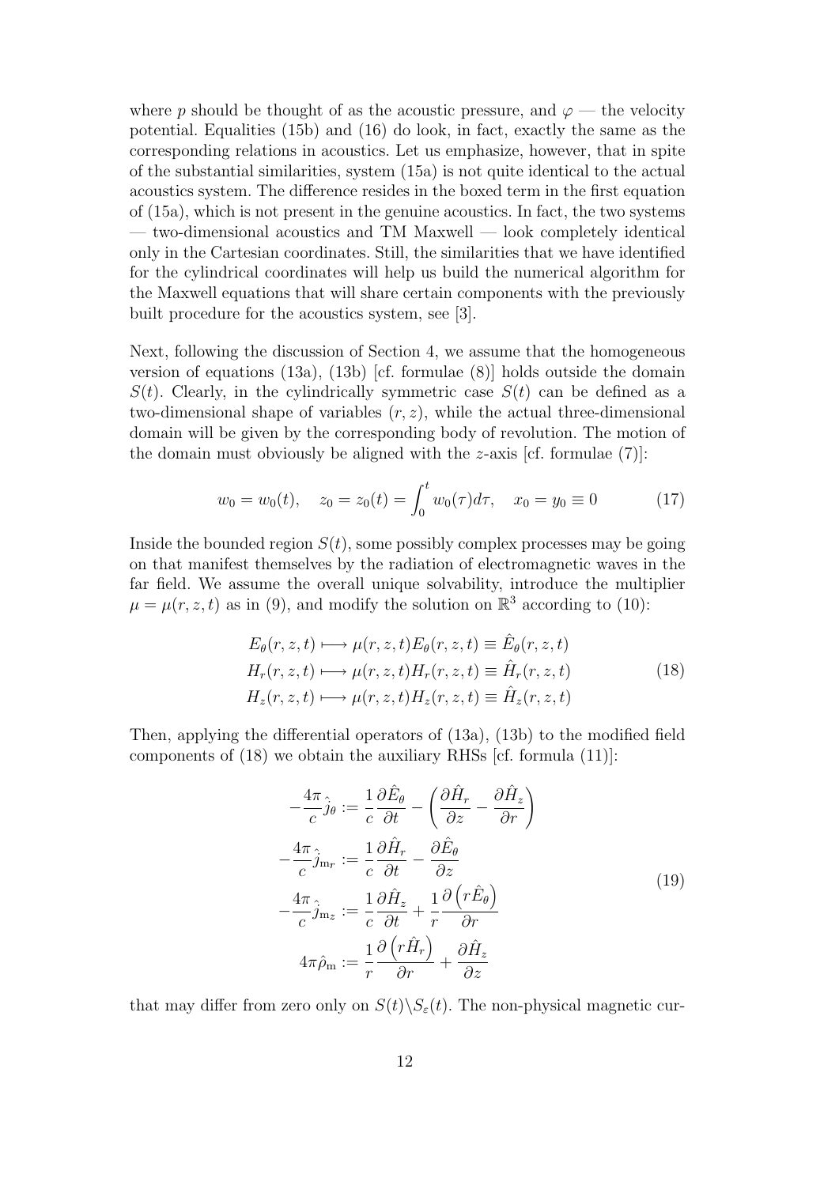where $p$ should be thought of as the acoustic pressure, and $\varphi$ — the velocity potential. Equalities (15b) and (16) do look, in fact, exactly the same as the corresponding relations in acoustics. Let us emphasize, however, that in spite of the substantial similarities, system (15a) is not quite identical to the actual acoustics system. The difference resides in the boxed term in the first equation of (15a), which is not present in the genuine acoustics. In fact, the two systems — two-dimensional acoustics and TM Maxwell — look completely identical only in the Cartesian coordinates. Still, the similarities that we have identified for the cylindrical coordinates will help us build the numerical algorithm for the Maxwell equations that will share certain components with the previously built procedure for the acoustics system, see [3].

Next, following the discussion of Section 4, we assume that the homogeneous version of equations (13a), (13b) [cf. formulae (8)] holds outside the domain $S(t)$. Clearly, in the cylindrically symmetric case $S(t)$ can be defined as a two-dimensional shape of variables $(r, z)$, while the actual three-dimensional domain will be given by the corresponding body of revolution. The motion of the domain must obviously be aligned with the $z$-axis [cf. formulae (7)]:

$$w_0 = w_0(t), \quad z_0 = z_0(t) = \int_0^t w_0(\tau) d\tau, \quad x_0 = y_0 \equiv 0 \tag{17}$$

Inside the bounded region $S(t)$, some possibly complex processes may be going on that manifest themselves by the radiation of electromagnetic waves in the far field. We assume the overall unique solvability, introduce the multiplier $\mu = \mu(r, z, t)$ as in (9), and modify the solution on $\mathbb{R}^3$ according to (10):

$$\begin{aligned}
E_\theta(r, z, t) &\longmapsto \mu(r, z, t) E_\theta(r, z, t) \equiv \hat{E}_\theta(r, z, t) \\
H_r(r, z, t) &\longmapsto \mu(r, z, t) H_r(r, z, t) \equiv \hat{H}_r(r, z, t) \\
H_z(r, z, t) &\longmapsto \mu(r, z, t) H_z(r, z, t) \equiv \hat{H}_z(r, z, t)
\end{aligned} \tag{18}$$

Then, applying the differential operators of (13a), (13b) to the modified field components of (18) we obtain the auxiliary RHSs [cf. formula (11)]:

$$\begin{aligned}
-\frac{4\pi}{c} \hat{j}_\theta &:= \frac{1}{c} \frac{\partial \hat{E}_\theta}{\partial t} - \left( \frac{\partial \hat{H}_r}{\partial z} - \frac{\partial \hat{H}_z}{\partial r} \right) \\
-\frac{4\pi}{c} \hat{j}_{\mathrm{m}_r} &:= \frac{1}{c} \frac{\partial \hat{H}_r}{\partial t} - \frac{\partial \hat{E}_\theta}{\partial z} \\
-\frac{4\pi}{c} \hat{j}_{\mathrm{m}_z} &:= \frac{1}{c} \frac{\partial \hat{H}_z}{\partial t} + \frac{1}{r} \frac{\partial \left( r \hat{E}_\theta \right)}{\partial r} \\
4\pi \hat{\rho}_{\mathrm{m}} &:= \frac{1}{r} \frac{\partial \left( r \hat{H}_r \right)}{\partial r} + \frac{\partial \hat{H}_z}{\partial z}
\end{aligned} \tag{19}$$

that may differ from zero only on $S(t) \backslash S_\varepsilon(t)$. The non-physical magnetic cur-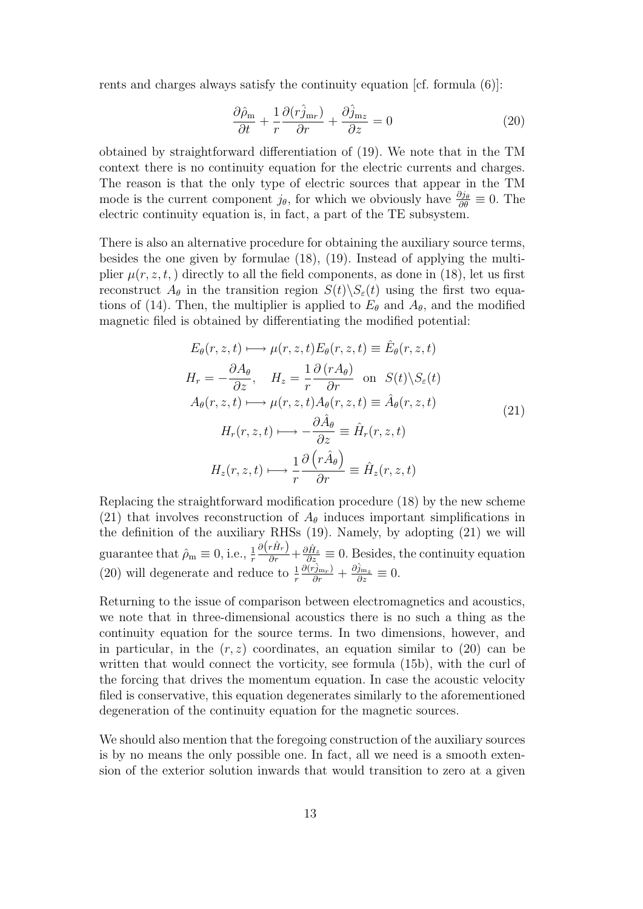rents and charges always satisfy the continuity equation [cf. formula (6)]:

$$\frac{\partial \hat{\rho}_{\rm m}}{\partial t} + \frac{1}{r}\frac{\partial (r\hat{j}_{{\rm m}r})}{\partial r} + \frac{\partial \hat{j}_{{\rm m}z}}{\partial z} = 0 \tag{20}$$

obtained by straightforward differentiation of (19). We note that in the TM context there is no continuity equation for the electric currents and charges. The reason is that the only type of electric sources that appear in the TM mode is the current component $j_\theta$, for which we obviously have $\frac{\partial j_\theta}{\partial \theta} \equiv 0$. The electric continuity equation is, in fact, a part of the TE subsystem.

There is also an alternative procedure for obtaining the auxiliary source terms, besides the one given by formulae (18), (19). Instead of applying the multiplier $\mu(r, z, t, )$ directly to all the field components, as done in (18), let us first reconstruct $A_\theta$ in the transition region $S(t)\backslash S_\varepsilon(t)$ using the first two equations of (14). Then, the multiplier is applied to $E_\theta$ and $A_\theta$, and the modified magnetic filed is obtained by differentiating the modified potential:

$$\begin{gathered}
E_\theta(r,z,t) \longmapsto \mu(r,z,t)E_\theta(r,z,t) \equiv \hat{E}_\theta(r,z,t) \\
H_r = -\frac{\partial A_\theta}{\partial z}, \quad H_z = \frac{1}{r}\frac{\partial \left(rA_\theta\right)}{\partial r} \quad \text{on} \ \ S(t)\backslash S_\varepsilon(t) \\
A_\theta(r,z,t) \longmapsto \mu(r,z,t)A_\theta(r,z,t) \equiv \hat{A}_\theta(r,z,t) \\
H_r(r,z,t) \longmapsto -\frac{\partial \hat{A}_\theta}{\partial z} \equiv \hat{H}_r(r,z,t) \\
H_z(r,z,t) \longmapsto \frac{1}{r}\frac{\partial \left(r\hat{A}_\theta\right)}{\partial r} \equiv \hat{H}_z(r,z,t)
\end{gathered} \tag{21}$$

Replacing the straightforward modification procedure (18) by the new scheme (21) that involves reconstruction of $A_\theta$ induces important simplifications in the definition of the auxiliary RHSs (19). Namely, by adopting (21) we will guarantee that $\hat{\rho}_{\rm m} \equiv 0$, i.e., $\frac{1}{r}\frac{\partial\left(r\hat{H}_r\right)}{\partial r} + \frac{\partial \hat{H}_z}{\partial z} \equiv 0$. Besides, the continuity equation (20) will degenerate and reduce to $\frac{1}{r}\frac{\partial (r\hat{j}_{{\rm m}_r})}{\partial r} + \frac{\partial \hat{j}_{{\rm m}_z}}{\partial z} \equiv 0$.

Returning to the issue of comparison between electromagnetics and acoustics, we note that in three-dimensional acoustics there is no such a thing as the continuity equation for the source terms. In two dimensions, however, and in particular, in the $(r, z)$ coordinates, an equation similar to (20) can be written that would connect the vorticity, see formula (15b), with the curl of the forcing that drives the momentum equation. In case the acoustic velocity filed is conservative, this equation degenerates similarly to the aforementioned degeneration of the continuity equation for the magnetic sources.

We should also mention that the foregoing construction of the auxiliary sources is by no means the only possible one. In fact, all we need is a smooth extension of the exterior solution inwards that would transition to zero at a given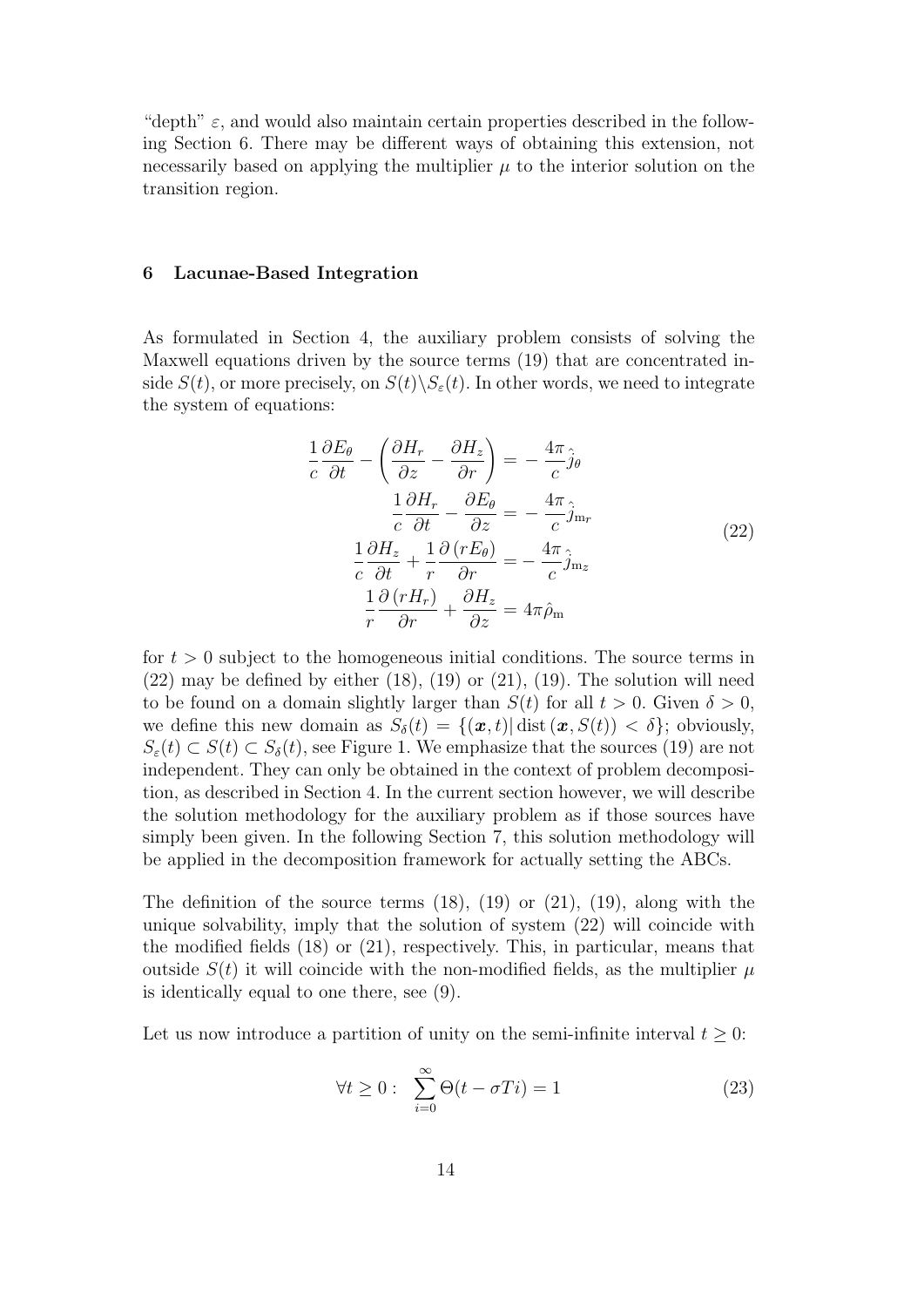"depth" $\varepsilon$, and would also maintain certain properties described in the following Section 6. There may be different ways of obtaining this extension, not necessarily based on applying the multiplier $\mu$ to the interior solution on the transition region.

## 6 Lacunae-Based Integration

As formulated in Section 4, the auxiliary problem consists of solving the Maxwell equations driven by the source terms (19) that are concentrated inside $S(t)$, or more precisely, on $S(t)\backslash S_\varepsilon(t)$. In other words, we need to integrate the system of equations:

$$
\begin{aligned}
\frac{1}{c}\frac{\partial E_\theta}{\partial t} - \left(\frac{\partial H_r}{\partial z} - \frac{\partial H_z}{\partial r}\right) &= -\frac{4\pi}{c}\hat{j}_\theta \\
\frac{1}{c}\frac{\partial H_r}{\partial t} - \frac{\partial E_\theta}{\partial z} &= -\frac{4\pi}{c}\hat{j}_{\mathrm{m}r} \\
\frac{1}{c}\frac{\partial H_z}{\partial t} + \frac{1}{r}\frac{\partial\,(rE_\theta)}{\partial r} &= -\frac{4\pi}{c}\hat{j}_{\mathrm{m}z} \\
\frac{1}{r}\frac{\partial\,(rH_r)}{\partial r} + \frac{\partial H_z}{\partial z} &= 4\pi\hat{\rho}_{\mathrm{m}}
\end{aligned}
\tag{22}
$$

for $t > 0$ subject to the homogeneous initial conditions. The source terms in (22) may be defined by either (18), (19) or (21), (19). The solution will need to be found on a domain slightly larger than $S(t)$ for all $t > 0$. Given $\delta > 0$, we define this new domain as $S_\delta(t) = \{(\boldsymbol{x}, t)|\,\mathrm{dist}\,(\boldsymbol{x}, S(t)) < \delta\}$; obviously, $S_\varepsilon(t) \subset S(t) \subset S_\delta(t)$, see Figure 1. We emphasize that the sources (19) are not independent. They can only be obtained in the context of problem decomposition, as described in Section 4. In the current section however, we will describe the solution methodology for the auxiliary problem as if those sources have simply been given. In the following Section 7, this solution methodology will be applied in the decomposition framework for actually setting the ABCs.

The definition of the source terms (18), (19) or (21), (19), along with the unique solvability, imply that the solution of system (22) will coincide with the modified fields (18) or (21), respectively. This, in particular, means that outside $S(t)$ it will coincide with the non-modified fields, as the multiplier $\mu$ is identically equal to one there, see (9).

Let us now introduce a partition of unity on the semi-infinite interval $t \geq 0$:

$$
\forall t \geq 0: \quad \sum_{i=0}^{\infty} \Theta(t - \sigma T i) = 1 \tag{23}
$$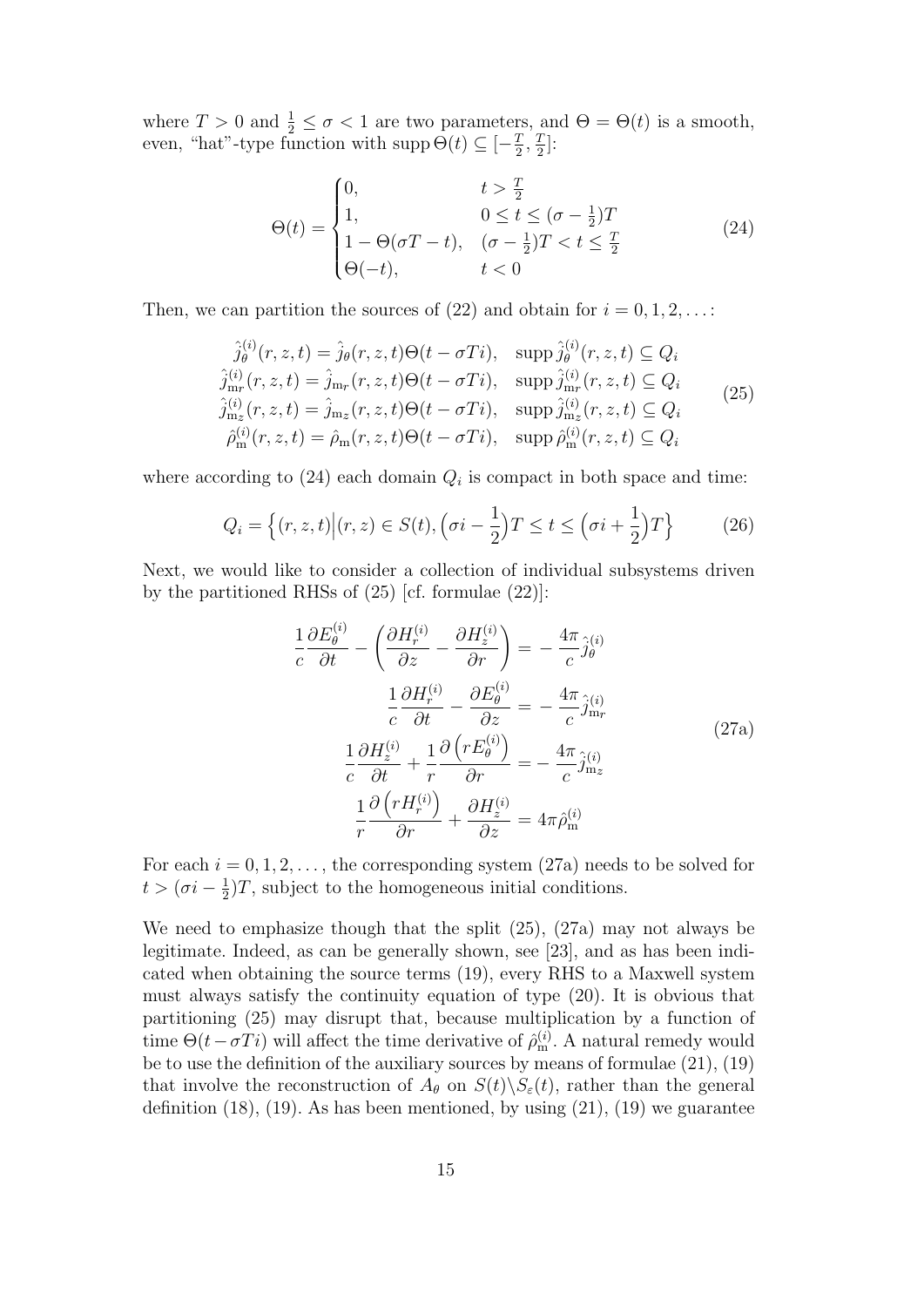where $T > 0$ and $\frac{1}{2} \leq \sigma < 1$ are two parameters, and $\Theta = \Theta(t)$ is a smooth, even, "hat"-type function with $\operatorname{supp} \Theta(t) \subseteq [-\frac{T}{2}, \frac{T}{2}]$:

$$\Theta(t) = \begin{cases} 0, & t > \frac{T}{2} \\ 1, & 0 \leq t \leq (\sigma - \frac{1}{2})T \\ 1 - \Theta(\sigma T - t), & (\sigma - \frac{1}{2})T < t \leq \frac{T}{2} \\ \Theta(-t), & t < 0 \end{cases} \tag{24}$$

Then, we can partition the sources of (22) and obtain for $i = 0, 1, 2, \ldots$:

$$\begin{aligned} \hat{j}_\theta^{(i)}(r, z, t) &= \hat{j}_\theta(r, z, t)\Theta(t - \sigma T i), \quad \operatorname{supp} \hat{j}_\theta^{(i)}(r, z, t) \subseteq Q_i \\ \hat{j}_{\mathrm{m}r}^{(i)}(r, z, t) &= \hat{j}_{\mathrm{m}r}(r, z, t)\Theta(t - \sigma T i), \quad \operatorname{supp} \hat{j}_{\mathrm{m}r}^{(i)}(r, z, t) \subseteq Q_i \\ \hat{j}_{\mathrm{m}z}^{(i)}(r, z, t) &= \hat{j}_{\mathrm{m}z}(r, z, t)\Theta(t - \sigma T i), \quad \operatorname{supp} \hat{j}_{\mathrm{m}z}^{(i)}(r, z, t) \subseteq Q_i \\ \hat{\rho}_{\mathrm{m}}^{(i)}(r, z, t) &= \hat{\rho}_{\mathrm{m}}(r, z, t)\Theta(t - \sigma T i), \quad \operatorname{supp} \hat{\rho}_{\mathrm{m}}^{(i)}(r, z, t) \subseteq Q_i \end{aligned} \tag{25}$$

where according to (24) each domain $Q_i$ is compact in both space and time:

$$Q_i = \Big\{ (r, z, t) \Big| (r, z) \in S(t), \Big(\sigma i - \frac{1}{2}\Big)T \leq t \leq \Big(\sigma i + \frac{1}{2}\Big)T \Big\} \tag{26}$$

Next, we would like to consider a collection of individual subsystems driven by the partitioned RHSs of (25) [cf. formulae (22)]:

$$\begin{aligned} \frac{1}{c}\frac{\partial E_\theta^{(i)}}{\partial t} - \left( \frac{\partial H_r^{(i)}}{\partial z} - \frac{\partial H_z^{(i)}}{\partial r} \right) &= -\frac{4\pi}{c}\hat{j}_\theta^{(i)} \\ \frac{1}{c}\frac{\partial H_r^{(i)}}{\partial t} - \frac{\partial E_\theta^{(i)}}{\partial z} &= -\frac{4\pi}{c}\hat{j}_{\mathrm{m}r}^{(i)} \\ \frac{1}{c}\frac{\partial H_z^{(i)}}{\partial t} + \frac{1}{r}\frac{\partial \left( r E_\theta^{(i)} \right)}{\partial r} &= -\frac{4\pi}{c}\hat{j}_{\mathrm{m}z}^{(i)} \\ \frac{1}{r}\frac{\partial \left( r H_r^{(i)} \right)}{\partial r} + \frac{\partial H_z^{(i)}}{\partial z} &= 4\pi \hat{\rho}_{\mathrm{m}}^{(i)} \end{aligned} \tag{27a}$$

For each $i = 0, 1, 2, \ldots$, the corresponding system (27a) needs to be solved for $t > (\sigma i - \frac{1}{2})T$, subject to the homogeneous initial conditions.

We need to emphasize though that the split (25), (27a) may not always be legitimate. Indeed, as can be generally shown, see [23], and as has been indicated when obtaining the source terms (19), every RHS to a Maxwell system must always satisfy the continuity equation of type (20). It is obvious that partitioning (25) may disrupt that, because multiplication by a function of time $\Theta(t - \sigma T i)$ will affect the time derivative of $\hat{\rho}_{\mathrm{m}}^{(i)}$. A natural remedy would be to use the definition of the auxiliary sources by means of formulae (21), (19) that involve the reconstruction of $A_\theta$ on $S(t) \backslash S_\varepsilon(t)$, rather than the general definition (18), (19). As has been mentioned, by using (21), (19) we guarantee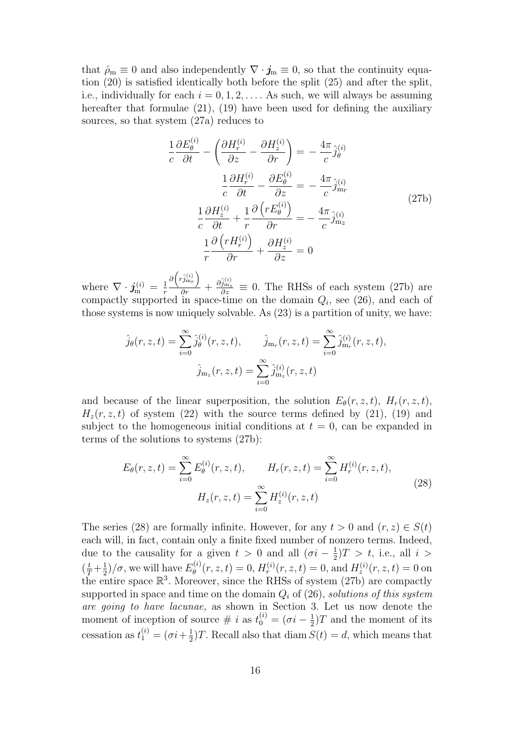that $\hat{\rho}_{\mathrm{m}} \equiv 0$ and also independently $\nabla \cdot \boldsymbol{j}_{\mathrm{m}} \equiv 0$, so that the continuity equation (20) is satisfied identically both before the split (25) and after the split, i.e., individually for each $i = 0, 1, 2, \ldots$. As such, we will always be assuming hereafter that formulae (21), (19) have been used for defining the auxiliary sources, so that system (27a) reduces to

$$
\begin{aligned}
\frac{1}{c}\frac{\partial E_\theta^{(i)}}{\partial t} - \left(\frac{\partial H_r^{(i)}}{\partial z} - \frac{\partial H_z^{(i)}}{\partial r}\right) &= -\frac{4\pi}{c}\hat{j}_\theta^{(i)} \\
\frac{1}{c}\frac{\partial H_r^{(i)}}{\partial t} - \frac{\partial E_\theta^{(i)}}{\partial z} &= -\frac{4\pi}{c}\hat{j}_{\mathrm{m}_r}^{(i)} \\
\frac{1}{c}\frac{\partial H_z^{(i)}}{\partial t} + \frac{1}{r}\frac{\partial \left(rE_\theta^{(i)}\right)}{\partial r} &= -\frac{4\pi}{c}\hat{j}_{\mathrm{m}_z}^{(i)} \\
\frac{1}{r}\frac{\partial \left(rH_r^{(i)}\right)}{\partial r} + \frac{\partial H_z^{(i)}}{\partial z} &= 0
\end{aligned}
\tag{27b}
$$

where $\nabla \cdot \boldsymbol{j}_{\mathrm{m}}^{(i)} = \frac{1}{r}\frac{\partial\left(r\hat{j}_{\mathrm{m}_r}^{(i)}\right)}{\partial r} + \frac{\partial \hat{j}_{\mathrm{m}_z}^{(i)}}{\partial z} \equiv 0$. The RHSs of each system (27b) are compactly supported in space-time on the domain $Q_i$, see (26), and each of those systems is now uniquely solvable. As (23) is a partition of unity, we have:

$$
\hat{j}_\theta(r,z,t) = \sum_{i=0}^{\infty} \hat{j}_\theta^{(i)}(r,z,t), \qquad \hat{j}_{\mathrm{m}_r}(r,z,t) = \sum_{i=0}^{\infty} \hat{j}_{\mathrm{m}_r}^{(i)}(r,z,t),
$$
$$
\hat{j}_{\mathrm{m}_z}(r,z,t) = \sum_{i=0}^{\infty} \hat{j}_{\mathrm{m}_z}^{(i)}(r,z,t)
$$

and because of the linear superposition, the solution $E_\theta(r,z,t)$, $H_r(r,z,t)$, $H_z(r,z,t)$ of system (22) with the source terms defined by (21), (19) and subject to the homogeneous initial conditions at $t = 0$, can be expanded in terms of the solutions to systems (27b):

$$
E_\theta(r,z,t) = \sum_{i=0}^{\infty} E_\theta^{(i)}(r,z,t), \qquad H_r(r,z,t) = \sum_{i=0}^{\infty} H_r^{(i)}(r,z,t),
$$
$$
H_z(r,z,t) = \sum_{i=0}^{\infty} H_z^{(i)}(r,z,t)
\tag{28}
$$

The series (28) are formally infinite. However, for any $t > 0$ and $(r,z) \in S(t)$ each will, in fact, contain only a finite fixed number of nonzero terms. Indeed, due to the causality for a given $t > 0$ and all $(\sigma i - \frac{1}{2})T > t$, i.e., all $i > (\frac{t}{T} + \frac{1}{2})/\sigma$, we will have $E_\theta^{(i)}(r,z,t) = 0$, $H_r^{(i)}(r,z,t) = 0$, and $H_z^{(i)}(r,z,t) = 0$ on the entire space $\mathbb{R}^3$. Moreover, since the RHSs of system (27b) are compactly supported in space and time on the domain $Q_i$ of (26), *solutions of this system are going to have lacunae,* as shown in Section 3. Let us now denote the moment of inception of source # $i$ as $t_0^{(i)} = (\sigma i - \frac{1}{2})T$ and the moment of its cessation as $t_1^{(i)} = (\sigma i + \frac{1}{2})T$. Recall also that $\operatorname{diam} S(t) = d$, which means that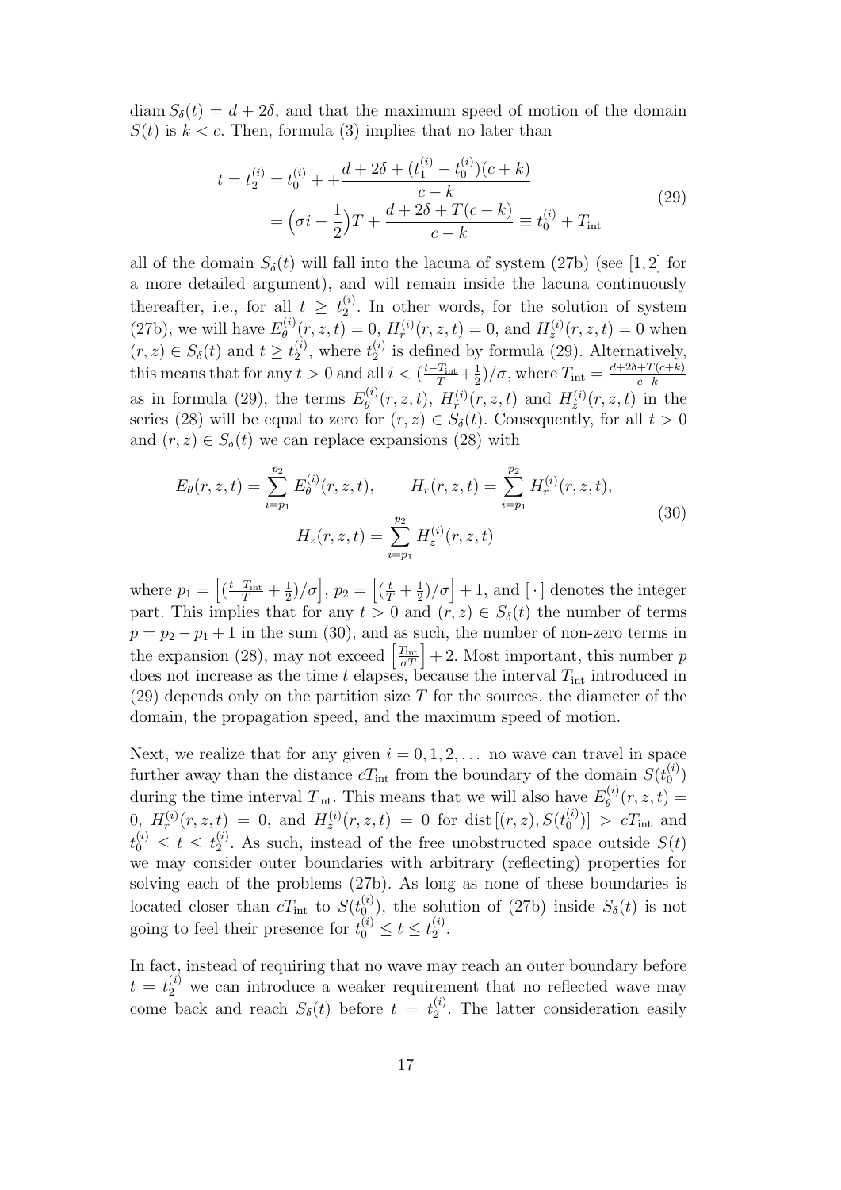$\operatorname{diam} S_\delta(t) = d + 2\delta$, and that the maximum speed of motion of the domain $S(t)$ is $k < c$. Then, formula (3) implies that no later than

$$
\begin{aligned}
t = t_2^{(i)} &= t_0^{(i)} + + \frac{d + 2\delta + (t_1^{(i)} - t_0^{(i)})(c+k)}{c-k} \\
&= \left(\sigma i - \frac{1}{2}\right)T + \frac{d + 2\delta + T(c+k)}{c-k} \equiv t_0^{(i)} + T_{\text{int}}
\end{aligned}
\tag{29}
$$

all of the domain $S_\delta(t)$ will fall into the lacuna of system (27b) (see [1, 2] for a more detailed argument), and will remain inside the lacuna continuously thereafter, i.e., for all $t \geq t_2^{(i)}$. In other words, for the solution of system (27b), we will have $E_\theta^{(i)}(r,z,t) = 0$, $H_r^{(i)}(r,z,t) = 0$, and $H_z^{(i)}(r,z,t) = 0$ when $(r,z) \in S_\delta(t)$ and $t \geq t_2^{(i)}$, where $t_2^{(i)}$ is defined by formula (29). Alternatively, this means that for any $t > 0$ and all $i < (\frac{t - T_{\text{int}}}{T} + \frac{1}{2})/\sigma$, where $T_{\text{int}} = \frac{d+2\delta+T(c+k)}{c-k}$ as in formula (29), the terms $E_\theta^{(i)}(r,z,t)$, $H_r^{(i)}(r,z,t)$ and $H_z^{(i)}(r,z,t)$ in the series (28) will be equal to zero for $(r,z) \in S_\delta(t)$. Consequently, for all $t > 0$ and $(r,z) \in S_\delta(t)$ we can replace expansions (28) with

$$
\begin{gathered}
E_\theta(r,z,t) = \sum_{i=p_1}^{p_2} E_\theta^{(i)}(r,z,t), \qquad H_r(r,z,t) = \sum_{i=p_1}^{p_2} H_r^{(i)}(r,z,t), \\
H_z(r,z,t) = \sum_{i=p_1}^{p_2} H_z^{(i)}(r,z,t)
\end{gathered}
\tag{30}
$$

where $p_1 = \left[(\frac{t-T_{\text{int}}}{T} + \frac{1}{2})/\sigma\right]$, $p_2 = \left[(\frac{t}{T} + \frac{1}{2})/\sigma\right] + 1$, and $[\,\cdot\,]$ denotes the integer part. This implies that for any $t > 0$ and $(r,z) \in S_\delta(t)$ the number of terms $p = p_2 - p_1 + 1$ in the sum (30), and as such, the number of non-zero terms in the expansion (28), may not exceed $\left[\frac{T_{\text{int}}}{\sigma T}\right] + 2$. Most important, this number $p$ does not increase as the time $t$ elapses, because the interval $T_{\text{int}}$ introduced in (29) depends only on the partition size $T$ for the sources, the diameter of the domain, the propagation speed, and the maximum speed of motion.

Next, we realize that for any given $i = 0, 1, 2, \dots$ no wave can travel in space further away than the distance $cT_{\text{int}}$ from the boundary of the domain $S(t_0^{(i)})$ during the time interval $T_{\text{int}}$. This means that we will also have $E_\theta^{(i)}(r,z,t) = 0$, $H_r^{(i)}(r,z,t) = 0$, and $H_z^{(i)}(r,z,t) = 0$ for $\operatorname{dist}[(r,z), S(t_0^{(i)})] > cT_{\text{int}}$ and $t_0^{(i)} \leq t \leq t_2^{(i)}$. As such, instead of the free unobstructed space outside $S(t)$ we may consider outer boundaries with arbitrary (reflecting) properties for solving each of the problems (27b). As long as none of these boundaries is located closer than $cT_{\text{int}}$ to $S(t_0^{(i)})$, the solution of (27b) inside $S_\delta(t)$ is not going to feel their presence for $t_0^{(i)} \leq t \leq t_2^{(i)}$.

In fact, instead of requiring that no wave may reach an outer boundary before $t = t_2^{(i)}$ we can introduce a weaker requirement that no reflected wave may come back and reach $S_\delta(t)$ before $t = t_2^{(i)}$. The latter consideration easily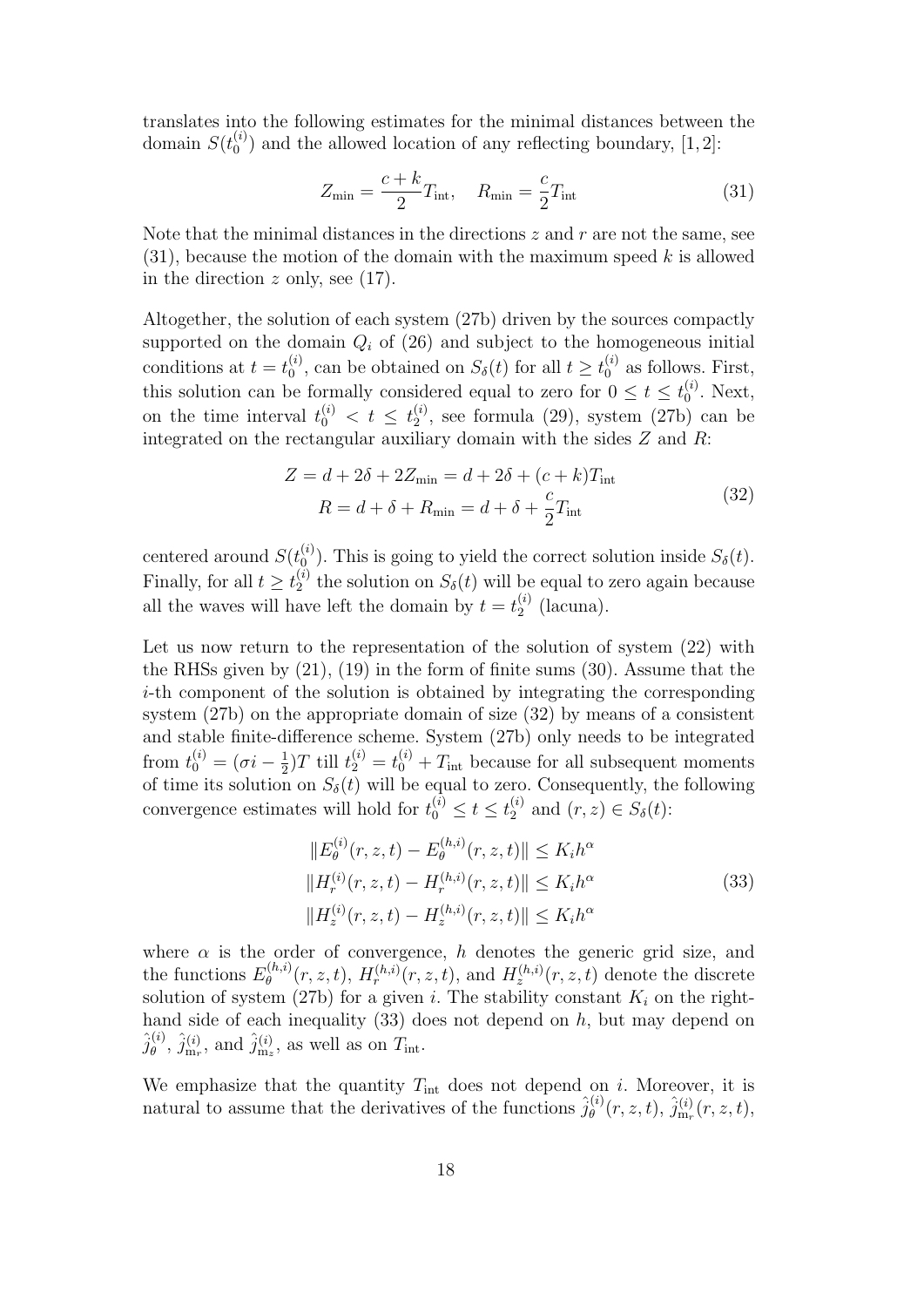translates into the following estimates for the minimal distances between the domain $S(t_0^{(i)})$ and the allowed location of any reflecting boundary, [1, 2]:

$$Z_{\min} = \frac{c+k}{2} T_{\text{int}}, \quad R_{\min} = \frac{c}{2} T_{\text{int}} \tag{31}$$

Note that the minimal distances in the directions $z$ and $r$ are not the same, see (31), because the motion of the domain with the maximum speed $k$ is allowed in the direction $z$ only, see (17).

Altogether, the solution of each system (27b) driven by the sources compactly supported on the domain $Q_i$ of (26) and subject to the homogeneous initial conditions at $t = t_0^{(i)}$, can be obtained on $S_\delta(t)$ for all $t \geq t_0^{(i)}$ as follows. First, this solution can be formally considered equal to zero for $0 \leq t \leq t_0^{(i)}$. Next, on the time interval $t_0^{(i)} < t \leq t_2^{(i)}$, see formula (29), system (27b) can be integrated on the rectangular auxiliary domain with the sides $Z$ and $R$:

$$\begin{aligned} Z &= d + 2\delta + 2Z_{\min} = d + 2\delta + (c+k)T_{\text{int}} \\ R &= d + \delta + R_{\min} = d + \delta + \frac{c}{2} T_{\text{int}} \end{aligned} \tag{32}$$

centered around $S(t_0^{(i)})$. This is going to yield the correct solution inside $S_\delta(t)$. Finally, for all $t \geq t_2^{(i)}$ the solution on $S_\delta(t)$ will be equal to zero again because all the waves will have left the domain by $t = t_2^{(i)}$ (lacuna).

Let us now return to the representation of the solution of system (22) with the RHSs given by (21), (19) in the form of finite sums (30). Assume that the $i$-th component of the solution is obtained by integrating the corresponding system (27b) on the appropriate domain of size (32) by means of a consistent and stable finite-difference scheme. System (27b) only needs to be integrated from $t_0^{(i)} = (\sigma i - \frac{1}{2})T$ till $t_2^{(i)} = t_0^{(i)} + T_{\text{int}}$ because for all subsequent moments of time its solution on $S_\delta(t)$ will be equal to zero. Consequently, the following convergence estimates will hold for $t_0^{(i)} \leq t \leq t_2^{(i)}$ and $(r, z) \in S_\delta(t)$:

$$\begin{aligned} \|E_\theta^{(i)}(r,z,t) - E_\theta^{(h,i)}(r,z,t)\| &\leq K_i h^\alpha \\ \|H_r^{(i)}(r,z,t) - H_r^{(h,i)}(r,z,t)\| &\leq K_i h^\alpha \\ \|H_z^{(i)}(r,z,t) - H_z^{(h,i)}(r,z,t)\| &\leq K_i h^\alpha \end{aligned} \tag{33}$$

where $\alpha$ is the order of convergence, $h$ denotes the generic grid size, and the functions $E_\theta^{(h,i)}(r,z,t)$, $H_r^{(h,i)}(r,z,t)$, and $H_z^{(h,i)}(r,z,t)$ denote the discrete solution of system (27b) for a given $i$. The stability constant $K_i$ on the right-hand side of each inequality (33) does not depend on $h$, but may depend on $\hat{j}_\theta^{(i)}$, $\hat{j}_{\text{m}_r}^{(i)}$, and $\hat{j}_{\text{m}_z}^{(i)}$, as well as on $T_{\text{int}}$.

We emphasize that the quantity $T_{\text{int}}$ does not depend on $i$. Moreover, it is natural to assume that the derivatives of the functions $\hat{j}_\theta^{(i)}(r,z,t)$, $\hat{j}_{\text{m}_r}^{(i)}(r,z,t)$,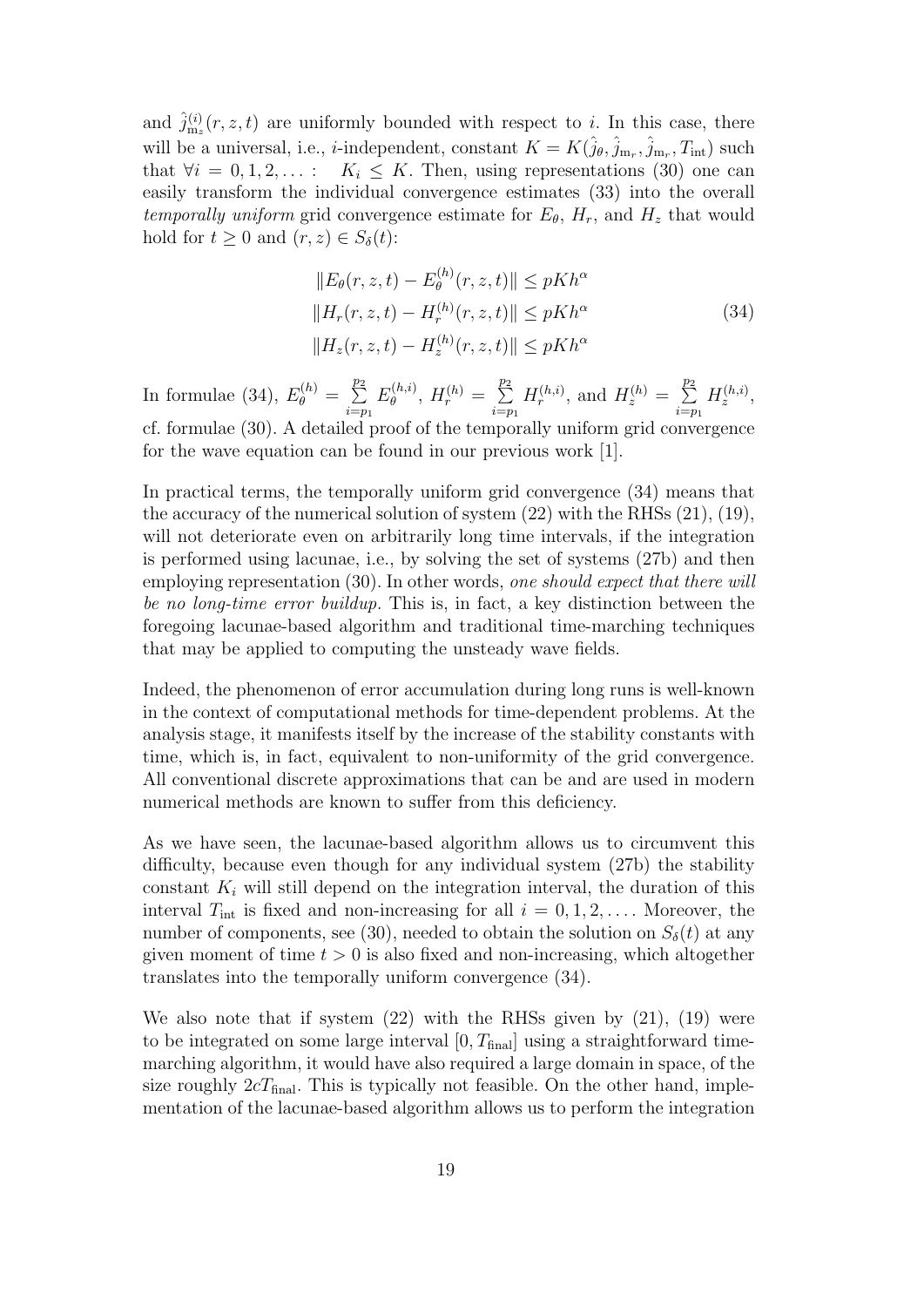and $\hat{j}^{(i)}_{\mathrm{m}_z}(r,z,t)$ are uniformly bounded with respect to $i$. In this case, there will be a universal, i.e., $i$-independent, constant $K = K(\hat{j}_\theta, \hat{j}_{\mathrm{m}_r}, \hat{j}_{\mathrm{m}_r}, T_{\mathrm{int}})$ such that $\forall i = 0, 1, 2, \dots : \quad K_i \le K$. Then, using representations (30) one can easily transform the individual convergence estimates (33) into the overall *temporally uniform* grid convergence estimate for $E_\theta$, $H_r$, and $H_z$ that would hold for $t \ge 0$ and $(r, z) \in S_\delta(t)$:

$$
\begin{aligned}
\|E_\theta(r,z,t) - E^{(h)}_\theta(r,z,t)\| &\le pKh^\alpha \\
\|H_r(r,z,t) - H^{(h)}_r(r,z,t)\| &\le pKh^\alpha \\
\|H_z(r,z,t) - H^{(h)}_z(r,z,t)\| &\le pKh^\alpha
\end{aligned}
\tag{34}
$$

In formulae (34), $E^{(h)}_\theta = \sum\limits_{i=p_1}^{p_2} E^{(h,i)}_\theta$, $H^{(h)}_r = \sum\limits_{i=p_1}^{p_2} H^{(h,i)}_r$, and $H^{(h)}_z = \sum\limits_{i=p_1}^{p_2} H^{(h,i)}_z$, cf. formulae (30). A detailed proof of the temporally uniform grid convergence for the wave equation can be found in our previous work [1].

In practical terms, the temporally uniform grid convergence (34) means that the accuracy of the numerical solution of system (22) with the RHSs (21), (19), will not deteriorate even on arbitrarily long time intervals, if the integration is performed using lacunae, i.e., by solving the set of systems (27b) and then employing representation (30). In other words, *one should expect that there will be no long-time error buildup*. This is, in fact, a key distinction between the foregoing lacunae-based algorithm and traditional time-marching techniques that may be applied to computing the unsteady wave fields.

Indeed, the phenomenon of error accumulation during long runs is well-known in the context of computational methods for time-dependent problems. At the analysis stage, it manifests itself by the increase of the stability constants with time, which is, in fact, equivalent to non-uniformity of the grid convergence. All conventional discrete approximations that can be and are used in modern numerical methods are known to suffer from this deficiency.

As we have seen, the lacunae-based algorithm allows us to circumvent this difficulty, because even though for any individual system (27b) the stability constant $K_i$ will still depend on the integration interval, the duration of this interval $T_{\mathrm{int}}$ is fixed and non-increasing for all $i = 0, 1, 2, \dots$. Moreover, the number of components, see (30), needed to obtain the solution on $S_\delta(t)$ at any given moment of time $t > 0$ is also fixed and non-increasing, which altogether translates into the temporally uniform convergence (34).

We also note that if system (22) with the RHSs given by (21), (19) were to be integrated on some large interval $[0, T_{\mathrm{final}}]$ using a straightforward time-marching algorithm, it would have also required a large domain in space, of the size roughly $2cT_{\mathrm{final}}$. This is typically not feasible. On the other hand, implementation of the lacunae-based algorithm allows us to perform the integration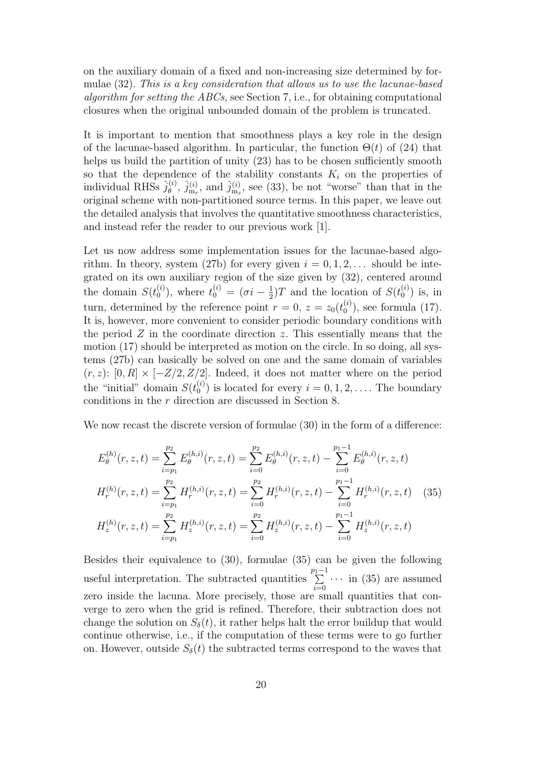on the auxiliary domain of a fixed and non-increasing size determined by formulae (32). *This is a key consideration that allows us to use the lacunae-based algorithm for setting the ABCs,* see Section 7, i.e., for obtaining computational closures when the original unbounded domain of the problem is truncated.

It is important to mention that smoothness plays a key role in the design of the lacunae-based algorithm. In particular, the function $\Theta(t)$ of (24) that helps us build the partition of unity (23) has to be chosen sufficiently smooth so that the dependence of the stability constants $K_i$ on the properties of individual RHSs $\hat{j}_\theta^{(i)}$, $\hat{j}_{\mathrm{m}_r}^{(i)}$, and $\hat{j}_{\mathrm{m}_z}^{(i)}$, see (33), be not "worse" than that in the original scheme with non-partitioned source terms. In this paper, we leave out the detailed analysis that involves the quantitative smoothness characteristics, and instead refer the reader to our previous work [1].

Let us now address some implementation issues for the lacunae-based algorithm. In theory, system (27b) for every given $i = 0, 1, 2, \dots$ should be integrated on its own auxiliary region of the size given by (32), centered around the domain $S(t_0^{(i)})$, where $t_0^{(i)} = (\sigma i - \frac{1}{2})T$ and the location of $S(t_0^{(i)})$ is, in turn, determined by the reference point $r = 0$, $z = z_0(t_0^{(i)})$, see formula (17). It is, however, more convenient to consider periodic boundary conditions with the period $Z$ in the coordinate direction $z$. This essentially means that the motion (17) should be interpreted as motion on the circle. In so doing, all systems (27b) can basically be solved on one and the same domain of variables $(r, z)$: $[0, R] \times [-Z/2, Z/2]$. Indeed, it does not matter where on the period the "initial" domain $S(t_0^{(i)})$ is located for every $i = 0, 1, 2, \dots$. The boundary conditions in the $r$ direction are discussed in Section 8.

We now recast the discrete version of formulae (30) in the form of a difference:

$$
\begin{aligned}
E_\theta^{(h)}(r,z,t) &= \sum_{i=p_1}^{p_2} E_\theta^{(h,i)}(r,z,t) = \sum_{i=0}^{p_2} E_\theta^{(h,i)}(r,z,t) - \sum_{i=0}^{p_1-1} E_\theta^{(h,i)}(r,z,t) \\
H_r^{(h)}(r,z,t) &= \sum_{i=p_1}^{p_2} H_r^{(h,i)}(r,z,t) = \sum_{i=0}^{p_2} H_r^{(h,i)}(r,z,t) - \sum_{i=0}^{p_1-1} H_r^{(h,i)}(r,z,t) \\
H_z^{(h)}(r,z,t) &= \sum_{i=p_1}^{p_2} H_z^{(h,i)}(r,z,t) = \sum_{i=0}^{p_2} H_z^{(h,i)}(r,z,t) - \sum_{i=0}^{p_1-1} H_z^{(h,i)}(r,z,t)
\end{aligned}
\tag{35}
$$

Besides their equivalence to (30), formulae (35) can be given the following useful interpretation. The subtracted quantities $\sum\limits_{i=0}^{p_1-1} \cdots$ in (35) are assumed zero inside the lacuna. More precisely, those are small quantities that converge to zero when the grid is refined. Therefore, their subtraction does not change the solution on $S_\delta(t)$, it rather helps halt the error buildup that would continue otherwise, i.e., if the computation of these terms were to go further on. However, outside $S_\delta(t)$ the subtracted terms correspond to the waves that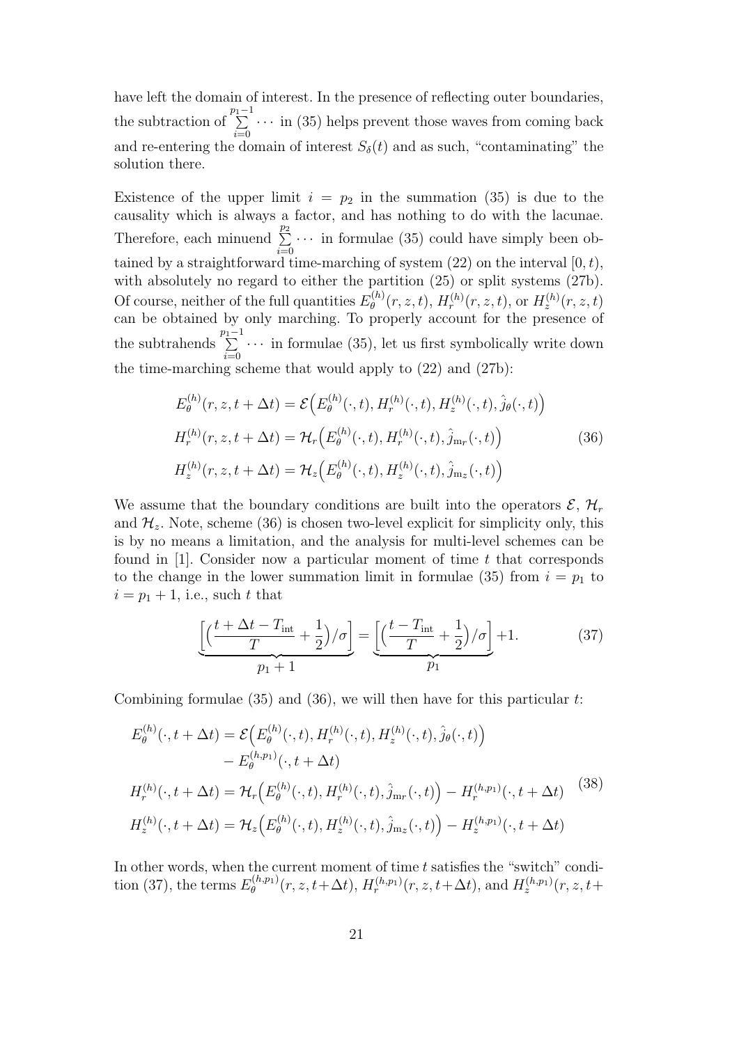have left the domain of interest. In the presence of reflecting outer boundaries, the subtraction of $\sum\limits_{i=0}^{p_1-1}\cdots$ in (35) helps prevent those waves from coming back and re-entering the domain of interest $S_\delta(t)$ and as such, "contaminating" the solution there.

Existence of the upper limit $i = p_2$ in the summation (35) is due to the causality which is always a factor, and has nothing to do with the lacunae. Therefore, each minuend $\sum\limits_{i=0}^{p_2}\cdots$ in formulae (35) could have simply been obtained by a straightforward time-marching of system (22) on the interval $[0, t)$, with absolutely no regard to either the partition (25) or split systems (27b). Of course, neither of the full quantities $E_\theta^{(h)}(r, z, t)$, $H_r^{(h)}(r, z, t)$, or $H_z^{(h)}(r, z, t)$ can be obtained by only marching. To properly account for the presence of the subtrahends $\sum\limits_{i=0}^{p_1-1}\cdots$ in formulae (35), let us first symbolically write down the time-marching scheme that would apply to (22) and (27b):

$$
\begin{aligned}
E_\theta^{(h)}(r, z, t+\Delta t) &= \mathcal{E}\Big(E_\theta^{(h)}(\cdot, t), H_r^{(h)}(\cdot, t), H_z^{(h)}(\cdot, t), \hat{j}_\theta(\cdot, t)\Big) \\
H_r^{(h)}(r, z, t+\Delta t) &= \mathcal{H}_r\Big(E_\theta^{(h)}(\cdot, t), H_r^{(h)}(\cdot, t), \hat{j}_{\mathrm{m}r}(\cdot, t)\Big) \\
H_z^{(h)}(r, z, t+\Delta t) &= \mathcal{H}_z\Big(E_\theta^{(h)}(\cdot, t), H_z^{(h)}(\cdot, t), \hat{j}_{\mathrm{m}z}(\cdot, t)\Big)
\end{aligned}
\tag{36}
$$

We assume that the boundary conditions are built into the operators $\mathcal{E}$, $\mathcal{H}_r$ and $\mathcal{H}_z$. Note, scheme (36) is chosen two-level explicit for simplicity only, this is by no means a limitation, and the analysis for multi-level schemes can be found in [1]. Consider now a particular moment of time $t$ that corresponds to the change in the lower summation limit in formulae (35) from $i = p_1$ to $i = p_1 + 1$, i.e., such $t$ that

$$
\underbrace{\Big[\Big(\frac{t+\Delta t - T_{\mathrm{int}}}{T} + \frac{1}{2}\Big)/\sigma\Big]}_{p_1+1} = \underbrace{\Big[\Big(\frac{t - T_{\mathrm{int}}}{T} + \frac{1}{2}\Big)/\sigma\Big]}_{p_1} + 1. \tag{37}
$$

Combining formulae (35) and (36), we will then have for this particular $t$:

$$
\begin{aligned}
E_\theta^{(h)}(\cdot, t+\Delta t) &= \mathcal{E}\Big(E_\theta^{(h)}(\cdot, t), H_r^{(h)}(\cdot, t), H_z^{(h)}(\cdot, t), \hat{j}_\theta(\cdot, t)\Big) \\
&\quad - E_\theta^{(h,p_1)}(\cdot, t+\Delta t) \\
H_r^{(h)}(\cdot, t+\Delta t) &= \mathcal{H}_r\Big(E_\theta^{(h)}(\cdot, t), H_r^{(h)}(\cdot, t), \hat{j}_{\mathrm{m}r}(\cdot, t)\Big) - H_r^{(h,p_1)}(\cdot, t+\Delta t) \\
H_z^{(h)}(\cdot, t+\Delta t) &= \mathcal{H}_z\Big(E_\theta^{(h)}(\cdot, t), H_z^{(h)}(\cdot, t), \hat{j}_{\mathrm{m}z}(\cdot, t)\Big) - H_z^{(h,p_1)}(\cdot, t+\Delta t)
\end{aligned}
\tag{38}
$$

In other words, when the current moment of time $t$ satisfies the "switch" condition (37), the terms $E_\theta^{(h,p_1)}(r, z, t+\Delta t)$, $H_r^{(h,p_1)}(r, z, t+\Delta t)$, and $H_z^{(h,p_1)}(r, z, t+$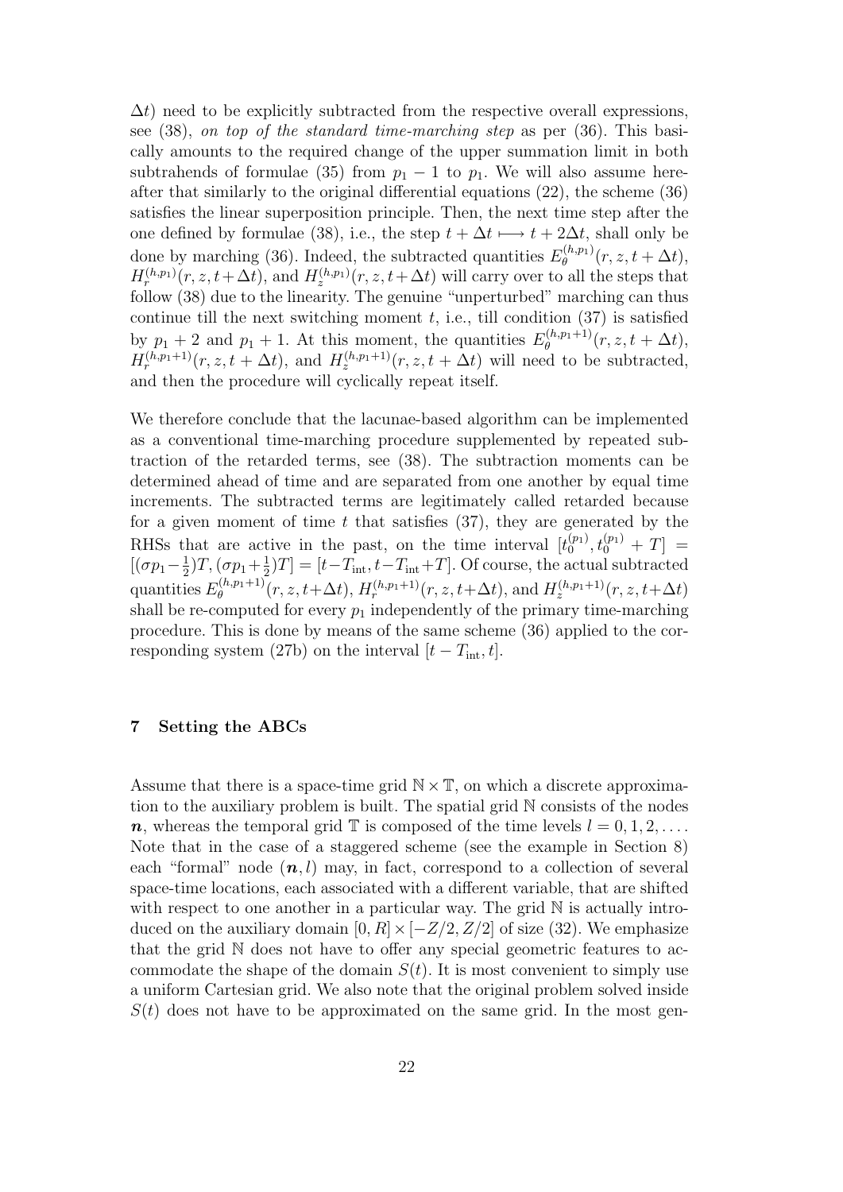$\Delta t$) need to be explicitly subtracted from the respective overall expressions, see (38), *on top of the standard time-marching step* as per (36). This basically amounts to the required change of the upper summation limit in both subtrahends of formulae (35) from $p_1 - 1$ to $p_1$. We will also assume hereafter that similarly to the original differential equations (22), the scheme (36) satisfies the linear superposition principle. Then, the next time step after the one defined by formulae (38), i.e., the step $t + \Delta t \longmapsto t + 2\Delta t$, shall only be done by marching (36). Indeed, the subtracted quantities $E_\theta^{(h,p_1)}(r, z, t + \Delta t)$, $H_r^{(h,p_1)}(r, z, t+\Delta t)$, and $H_z^{(h,p_1)}(r, z, t+\Delta t)$ will carry over to all the steps that follow (38) due to the linearity. The genuine "unperturbed" marching can thus continue till the next switching moment $t$, i.e., till condition (37) is satisfied by $p_1 + 2$ and $p_1 + 1$. At this moment, the quantities $E_\theta^{(h,p_1+1)}(r, z, t + \Delta t)$, $H_r^{(h,p_1+1)}(r, z, t + \Delta t)$, and $H_z^{(h,p_1+1)}(r, z, t + \Delta t)$ will need to be subtracted, and then the procedure will cyclically repeat itself.

We therefore conclude that the lacunae-based algorithm can be implemented as a conventional time-marching procedure supplemented by repeated subtraction of the retarded terms, see (38). The subtraction moments can be determined ahead of time and are separated from one another by equal time increments. The subtracted terms are legitimately called retarded because for a given moment of time $t$ that satisfies (37), they are generated by the RHSs that are active in the past, on the time interval $[t_0^{(p_1)}, t_0^{(p_1)} + T] = [(\sigma p_1 - \frac{1}{2})T, (\sigma p_1 + \frac{1}{2})T] = [t - T_{\text{int}}, t - T_{\text{int}} + T]$. Of course, the actual subtracted quantities $E_\theta^{(h,p_1+1)}(r, z, t+\Delta t)$, $H_r^{(h,p_1+1)}(r, z, t+\Delta t)$, and $H_z^{(h,p_1+1)}(r, z, t+\Delta t)$ shall be re-computed for every $p_1$ independently of the primary time-marching procedure. This is done by means of the same scheme (36) applied to the corresponding system (27b) on the interval $[t - T_{\text{int}}, t]$.

## 7 Setting the ABCs

Assume that there is a space-time grid $\mathbb{N} \times \mathbb{T}$, on which a discrete approximation to the auxiliary problem is built. The spatial grid $\mathbb{N}$ consists of the nodes $\boldsymbol{n}$, whereas the temporal grid $\mathbb{T}$ is composed of the time levels $l = 0, 1, 2, \ldots$. Note that in the case of a staggered scheme (see the example in Section 8) each "formal" node $(\boldsymbol{n}, l)$ may, in fact, correspond to a collection of several space-time locations, each associated with a different variable, that are shifted with respect to one another in a particular way. The grid $\mathbb{N}$ is actually introduced on the auxiliary domain $[0, R] \times [-Z/2, Z/2]$ of size (32). We emphasize that the grid $\mathbb{N}$ does not have to offer any special geometric features to accommodate the shape of the domain $S(t)$. It is most convenient to simply use a uniform Cartesian grid. We also note that the original problem solved inside $S(t)$ does not have to be approximated on the same grid. In the most gen-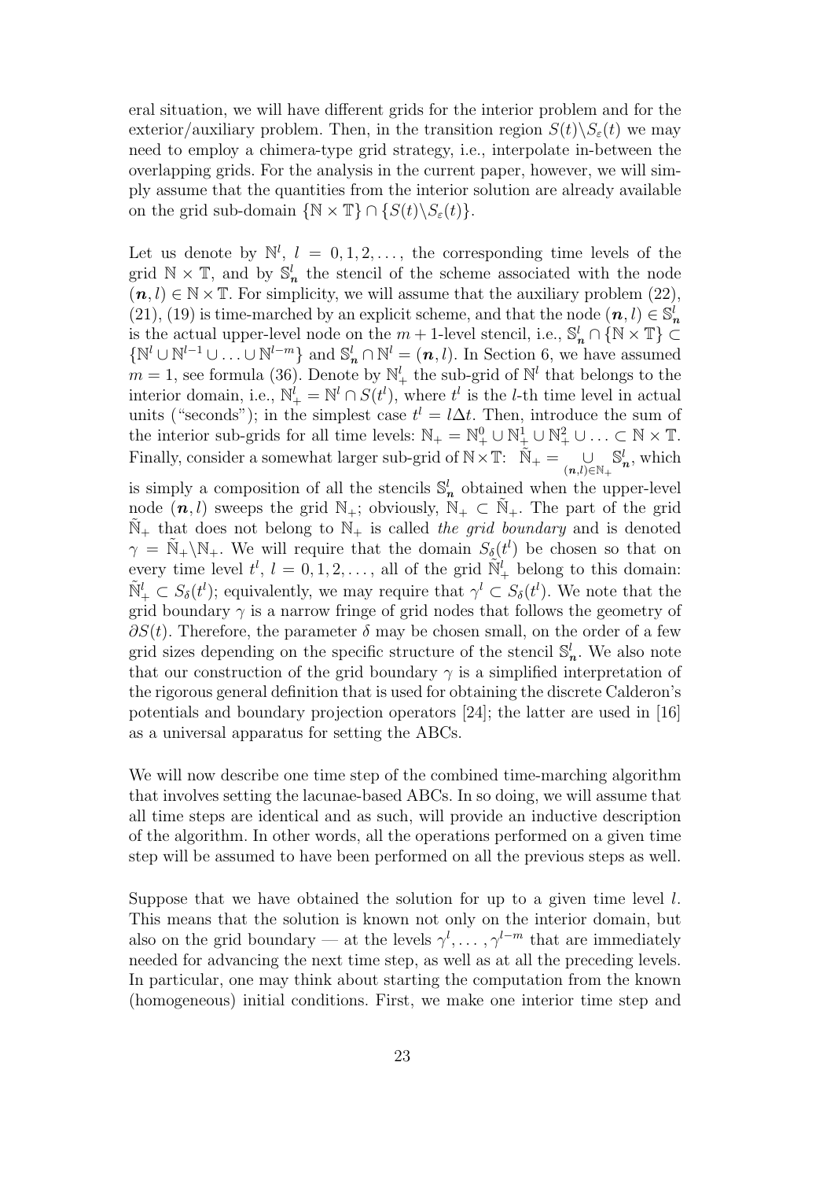eral situation, we will have different grids for the interior problem and for the exterior/auxiliary problem. Then, in the transition region $S(t)\backslash S_\varepsilon(t)$ we may need to employ a chimera-type grid strategy, i.e., interpolate in-between the overlapping grids. For the analysis in the current paper, however, we will simply assume that the quantities from the interior solution are already available on the grid sub-domain $\{\mathbb{N} \times \mathbb{T}\} \cap \{S(t)\backslash S_\varepsilon(t)\}$.

Let us denote by $\mathbb{N}^l$, $l = 0, 1, 2, \dots$, the corresponding time levels of the grid $\mathbb{N} \times \mathbb{T}$, and by $\mathbb{S}^l_{\boldsymbol{n}}$ the stencil of the scheme associated with the node $(\boldsymbol{n}, l) \in \mathbb{N} \times \mathbb{T}$. For simplicity, we will assume that the auxiliary problem (22), (21), (19) is time-marched by an explicit scheme, and that the node $(\boldsymbol{n}, l) \in \mathbb{S}^l_{\boldsymbol{n}}$ is the actual upper-level node on the $m+1$-level stencil, i.e., $\mathbb{S}^l_{\boldsymbol{n}} \cap \{\mathbb{N} \times \mathbb{T}\} \subset \{\mathbb{N}^l \cup \mathbb{N}^{l-1} \cup \ldots \cup \mathbb{N}^{l-m}\}$ and $\mathbb{S}^l_{\boldsymbol{n}} \cap \mathbb{N}^l = (\boldsymbol{n}, l)$. In Section 6, we have assumed $m = 1$, see formula (36). Denote by $\mathbb{N}^l_+$ the sub-grid of $\mathbb{N}^l$ that belongs to the interior domain, i.e., $\mathbb{N}^l_+ = \mathbb{N}^l \cap S(t^l)$, where $t^l$ is the $l$-th time level in actual units ("seconds"); in the simplest case $t^l = l\Delta t$. Then, introduce the sum of the interior sub-grids for all time levels: $\mathbb{N}_+ = \mathbb{N}^0_+ \cup \mathbb{N}^1_+ \cup \mathbb{N}^2_+ \cup \ldots \subset \mathbb{N} \times \mathbb{T}$. Finally, consider a somewhat larger sub-grid of $\mathbb{N} \times \mathbb{T}$: $\tilde{\mathbb{N}}_+ = \bigcup_{(\boldsymbol{n},l)\in\mathbb{N}_+} \mathbb{S}^l_{\boldsymbol{n}}$, which is simply a composition of all the stencils $\mathbb{S}^l_{\boldsymbol{n}}$ obtained when the upper-level node $(\boldsymbol{n}, l)$ sweeps the grid $\mathbb{N}_+$; obviously, $\mathbb{N}_+ \subset \tilde{\mathbb{N}}_+$. The part of the grid $\tilde{\mathbb{N}}_+$ that does not belong to $\mathbb{N}_+$ is called *the grid boundary* and is denoted $\gamma = \tilde{\mathbb{N}}_+\backslash\mathbb{N}_+$. We will require that the domain $S_\delta(t^l)$ be chosen so that on every time level $t^l$, $l = 0, 1, 2, \dots$, all of the grid $\tilde{\mathbb{N}}^l_+$ belong to this domain: $\tilde{\mathbb{N}}^l_+ \subset S_\delta(t^l)$; equivalently, we may require that $\gamma^l \subset S_\delta(t^l)$. We note that the grid boundary $\gamma$ is a narrow fringe of grid nodes that follows the geometry of $\partial S(t)$. Therefore, the parameter $\delta$ may be chosen small, on the order of a few grid sizes depending on the specific structure of the stencil $\mathbb{S}^l_{\boldsymbol{n}}$. We also note that our construction of the grid boundary $\gamma$ is a simplified interpretation of the rigorous general definition that is used for obtaining the discrete Calderon's potentials and boundary projection operators [24]; the latter are used in [16] as a universal apparatus for setting the ABCs.

We will now describe one time step of the combined time-marching algorithm that involves setting the lacunae-based ABCs. In so doing, we will assume that all time steps are identical and as such, will provide an inductive description of the algorithm. In other words, all the operations performed on a given time step will be assumed to have been performed on all the previous steps as well.

Suppose that we have obtained the solution for up to a given time level $l$. This means that the solution is known not only on the interior domain, but also on the grid boundary — at the levels $\gamma^l, \dots, \gamma^{l-m}$ that are immediately needed for advancing the next time step, as well as at all the preceding levels. In particular, one may think about starting the computation from the known (homogeneous) initial conditions. First, we make one interior time step and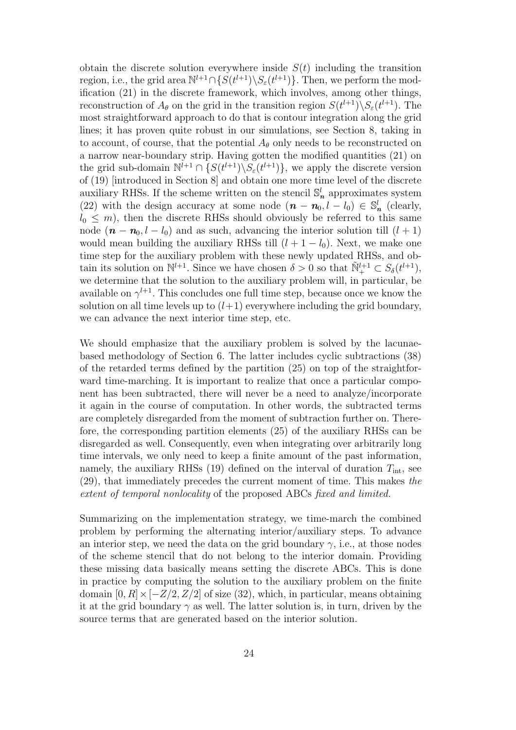obtain the discrete solution everywhere inside $S(t)$ including the transition region, i.e., the grid area $\mathbb{N}^{l+1} \cap \{S(t^{l+1}) \backslash S_\varepsilon(t^{l+1})\}$. Then, we perform the modification (21) in the discrete framework, which involves, among other things, reconstruction of $A_\theta$ on the grid in the transition region $S(t^{l+1}) \backslash S_\varepsilon(t^{l+1})$. The most straightforward approach to do that is contour integration along the grid lines; it has proven quite robust in our simulations, see Section 8, taking in to account, of course, that the potential $A_\theta$ only needs to be reconstructed on a narrow near-boundary strip. Having gotten the modified quantities (21) on the grid sub-domain $\mathbb{N}^{l+1} \cap \{S(t^{l+1}) \backslash S_\varepsilon(t^{l+1})\}$, we apply the discrete version of (19) [introduced in Section 8] and obtain one more time level of the discrete auxiliary RHSs. If the scheme written on the stencil $\mathbb{S}^l_{\boldsymbol{n}}$ approximates system (22) with the design accuracy at some node $(\boldsymbol{n} - \boldsymbol{n}_0, l - l_0) \in \mathbb{S}^l_{\boldsymbol{n}}$ (clearly, $l_0 \leq m$), then the discrete RHSs should obviously be referred to this same node $(\boldsymbol{n} - \boldsymbol{n}_0, l - l_0)$ and as such, advancing the interior solution till $(l+1)$ would mean building the auxiliary RHSs till $(l + 1 - l_0)$. Next, we make one time step for the auxiliary problem with these newly updated RHSs, and obtain its solution on $\mathbb{N}^{l+1}$. Since we have chosen $\delta > 0$ so that $\tilde{\mathbb{N}}^{l+1}_+ \subset S_\delta(t^{l+1})$, we determine that the solution to the auxiliary problem will, in particular, be available on $\gamma^{l+1}$. This concludes one full time step, because once we know the solution on all time levels up to $(l+1)$ everywhere including the grid boundary, we can advance the next interior time step, etc.

We should emphasize that the auxiliary problem is solved by the lacunae-based methodology of Section 6. The latter includes cyclic subtractions (38) of the retarded terms defined by the partition (25) on top of the straightforward time-marching. It is important to realize that once a particular component has been subtracted, there will never be a need to analyze/incorporate it again in the course of computation. In other words, the subtracted terms are completely disregarded from the moment of subtraction further on. Therefore, the corresponding partition elements (25) of the auxiliary RHSs can be disregarded as well. Consequently, even when integrating over arbitrarily long time intervals, we only need to keep a finite amount of the past information, namely, the auxiliary RHSs (19) defined on the interval of duration $T_{\text{int}}$, see (29), that immediately precedes the current moment of time. This makes *the extent of temporal nonlocality* of the proposed ABCs *fixed and limited*.

Summarizing on the implementation strategy, we time-march the combined problem by performing the alternating interior/auxiliary steps. To advance an interior step, we need the data on the grid boundary $\gamma$, i.e., at those nodes of the scheme stencil that do not belong to the interior domain. Providing these missing data basically means setting the discrete ABCs. This is done in practice by computing the solution to the auxiliary problem on the finite domain $[0, R] \times [-Z/2, Z/2]$ of size (32), which, in particular, means obtaining it at the grid boundary $\gamma$ as well. The latter solution is, in turn, driven by the source terms that are generated based on the interior solution.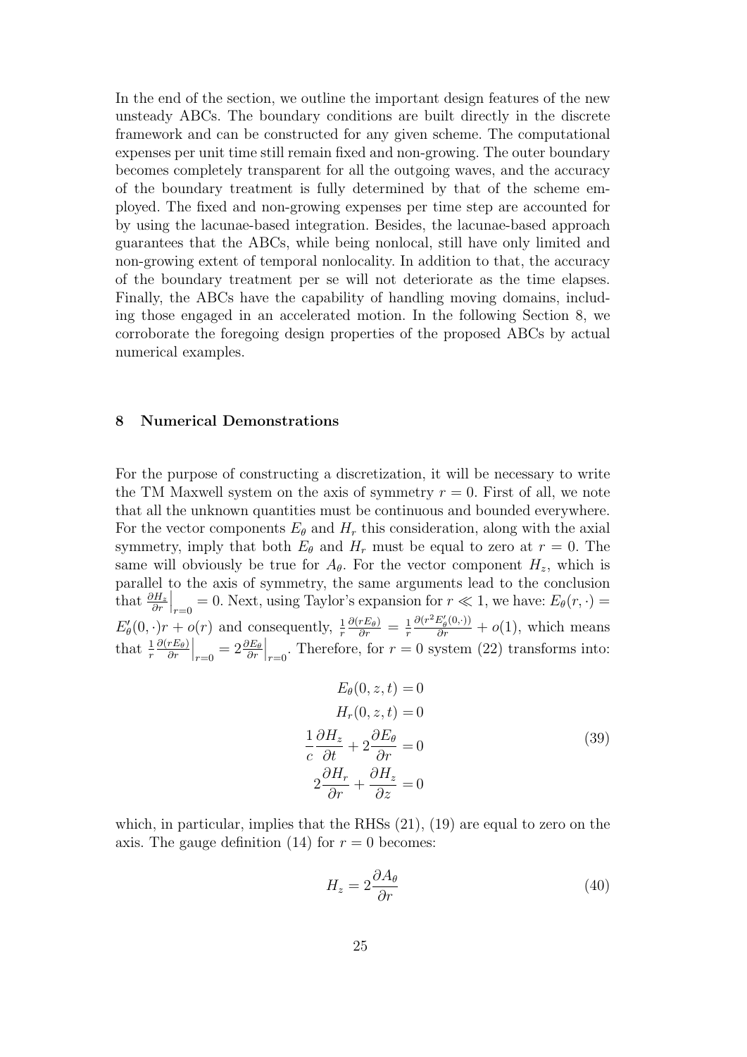In the end of the section, we outline the important design features of the new unsteady ABCs. The boundary conditions are built directly in the discrete framework and can be constructed for any given scheme. The computational expenses per unit time still remain fixed and non-growing. The outer boundary becomes completely transparent for all the outgoing waves, and the accuracy of the boundary treatment is fully determined by that of the scheme employed. The fixed and non-growing expenses per time step are accounted for by using the lacunae-based integration. Besides, the lacunae-based approach guarantees that the ABCs, while being nonlocal, still have only limited and non-growing extent of temporal nonlocality. In addition to that, the accuracy of the boundary treatment per se will not deteriorate as the time elapses. Finally, the ABCs have the capability of handling moving domains, including those engaged in an accelerated motion. In the following Section 8, we corroborate the foregoing design properties of the proposed ABCs by actual numerical examples.

## 8 Numerical Demonstrations

For the purpose of constructing a discretization, it will be necessary to write the TM Maxwell system on the axis of symmetry $r = 0$. First of all, we note that all the unknown quantities must be continuous and bounded everywhere. For the vector components $E_\theta$ and $H_r$ this consideration, along with the axial symmetry, imply that both $E_\theta$ and $H_r$ must be equal to zero at $r = 0$. The same will obviously be true for $A_\theta$. For the vector component $H_z$, which is parallel to the axis of symmetry, the same arguments lead to the conclusion that $\left.\frac{\partial H_z}{\partial r}\right|_{r=0} = 0$. Next, using Taylor's expansion for $r \ll 1$, we have: $E_\theta(r, \cdot) = E'_\theta(0, \cdot)r + o(r)$ and consequently, $\frac{1}{r}\frac{\partial(rE_\theta)}{\partial r} = \frac{1}{r}\frac{\partial(r^2 E'_\theta(0,\cdot))}{\partial r} + o(1)$, which means that $\left.\frac{1}{r}\frac{\partial(rE_\theta)}{\partial r}\right|_{r=0} = 2\left.\frac{\partial E_\theta}{\partial r}\right|_{r=0}$. Therefore, for $r = 0$ system (22) transforms into:

$$
\begin{aligned}
E_\theta(0, z, t) &= 0 \\
H_r(0, z, t) &= 0 \\
\frac{1}{c}\frac{\partial H_z}{\partial t} + 2\frac{\partial E_\theta}{\partial r} &= 0 \\
2\frac{\partial H_r}{\partial r} + \frac{\partial H_z}{\partial z} &= 0
\end{aligned}
\tag{39}
$$

which, in particular, implies that the RHSs (21), (19) are equal to zero on the axis. The gauge definition (14) for $r = 0$ becomes:

$$
H_z = 2\frac{\partial A_\theta}{\partial r} \tag{40}
$$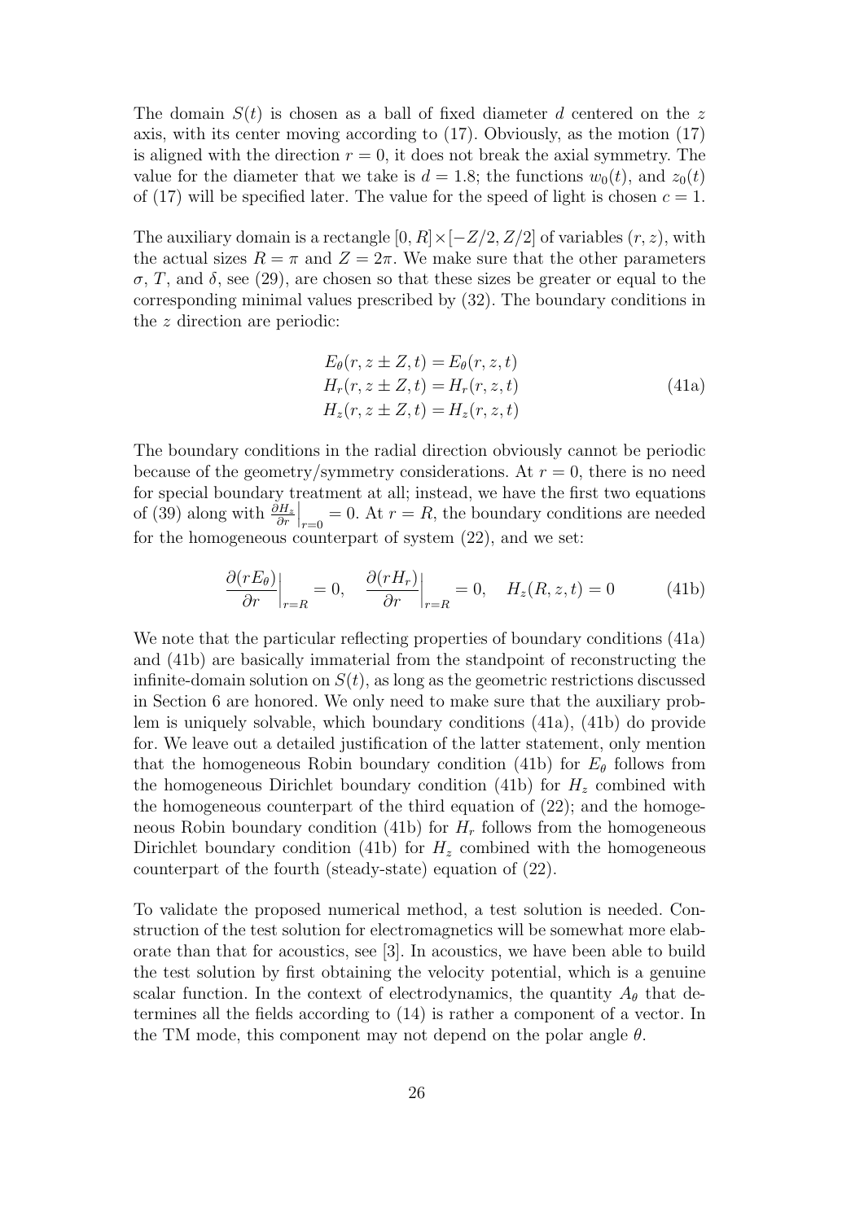The domain $S(t)$ is chosen as a ball of fixed diameter $d$ centered on the $z$ axis, with its center moving according to (17). Obviously, as the motion (17) is aligned with the direction $r = 0$, it does not break the axial symmetry. The value for the diameter that we take is $d = 1.8$; the functions $w_0(t)$, and $z_0(t)$ of (17) will be specified later. The value for the speed of light is chosen $c = 1$.

The auxiliary domain is a rectangle $[0, R] \times [-Z/2, Z/2]$ of variables $(r, z)$, with the actual sizes $R = \pi$ and $Z = 2\pi$. We make sure that the other parameters $\sigma$, $T$, and $\delta$, see (29), are chosen so that these sizes be greater or equal to the corresponding minimal values prescribed by (32). The boundary conditions in the $z$ direction are periodic:

$$
\begin{aligned}
E_\theta(r, z \pm Z, t) &= E_\theta(r, z, t) \\
H_r(r, z \pm Z, t) &= H_r(r, z, t) \\
H_z(r, z \pm Z, t) &= H_z(r, z, t)
\end{aligned}
\tag{41a}
$$

The boundary conditions in the radial direction obviously cannot be periodic because of the geometry/symmetry considerations. At $r = 0$, there is no need for special boundary treatment at all; instead, we have the first two equations of (39) along with $\left.\frac{\partial H_z}{\partial r}\right|_{r=0} = 0$. At $r = R$, the boundary conditions are needed for the homogeneous counterpart of system (22), and we set:

$$
\left.\frac{\partial (rE_\theta)}{\partial r}\right|_{r=R} = 0, \quad \left.\frac{\partial (rH_r)}{\partial r}\right|_{r=R} = 0, \quad H_z(R, z, t) = 0 \tag{41b}
$$

We note that the particular reflecting properties of boundary conditions (41a) and (41b) are basically immaterial from the standpoint of reconstructing the infinite-domain solution on $S(t)$, as long as the geometric restrictions discussed in Section 6 are honored. We only need to make sure that the auxiliary problem is uniquely solvable, which boundary conditions (41a), (41b) do provide for. We leave out a detailed justification of the latter statement, only mention that the homogeneous Robin boundary condition (41b) for $E_\theta$ follows from the homogeneous Dirichlet boundary condition (41b) for $H_z$ combined with the homogeneous counterpart of the third equation of (22); and the homogeneous Robin boundary condition (41b) for $H_r$ follows from the homogeneous Dirichlet boundary condition (41b) for $H_z$ combined with the homogeneous counterpart of the fourth (steady-state) equation of (22).

To validate the proposed numerical method, a test solution is needed. Construction of the test solution for electromagnetics will be somewhat more elaborate than that for acoustics, see [3]. In acoustics, we have been able to build the test solution by first obtaining the velocity potential, which is a genuine scalar function. In the context of electrodynamics, the quantity $A_\theta$ that determines all the fields according to (14) is rather a component of a vector. In the TM mode, this component may not depend on the polar angle $\theta$.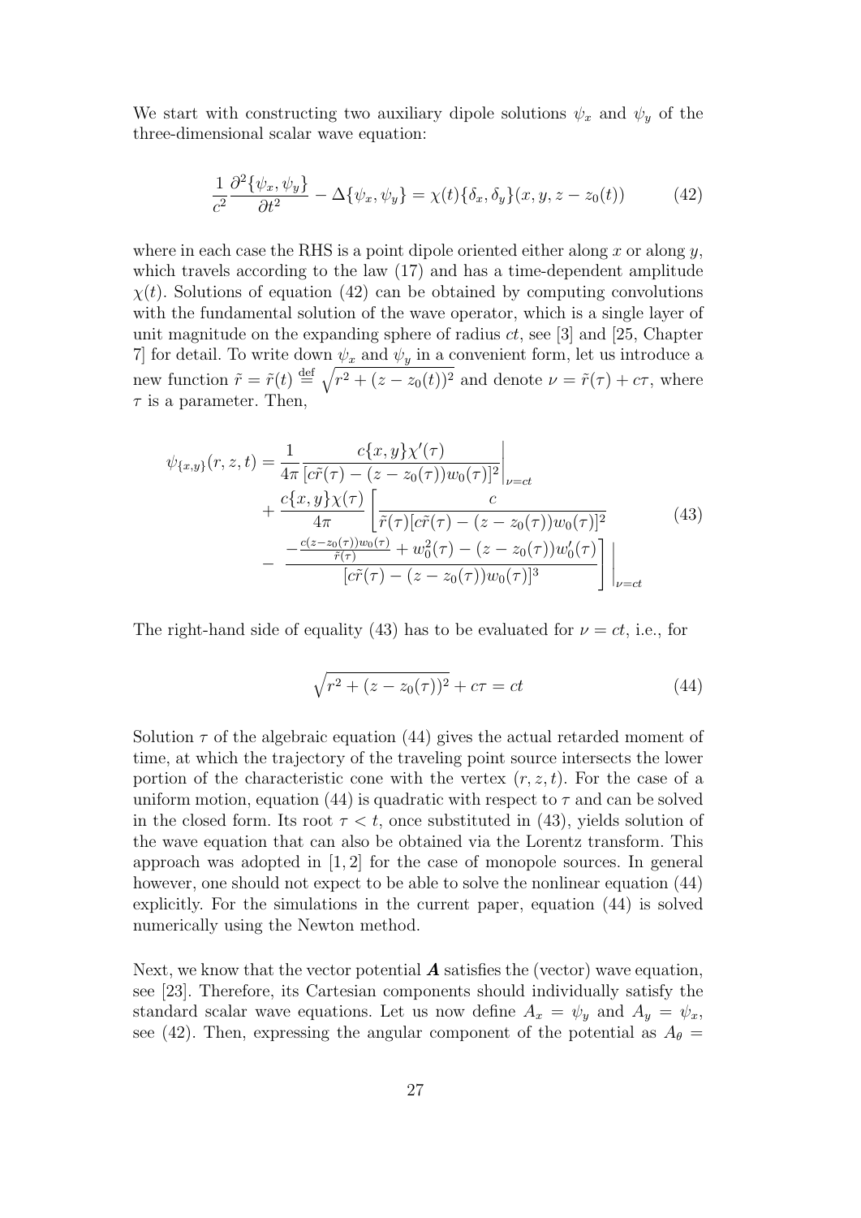We start with constructing two auxiliary dipole solutions $\psi_x$ and $\psi_y$ of the three-dimensional scalar wave equation:

$$\frac{1}{c^2}\frac{\partial^2\{\psi_x,\psi_y\}}{\partial t^2} - \Delta\{\psi_x,\psi_y\} = \chi(t)\{\delta_x,\delta_y\}(x,y,z-z_0(t)) \tag{42}$$

where in each case the RHS is a point dipole oriented either along $x$ or along $y$, which travels according to the law (17) and has a time-dependent amplitude $\chi(t)$. Solutions of equation (42) can be obtained by computing convolutions with the fundamental solution of the wave operator, which is a single layer of unit magnitude on the expanding sphere of radius $ct$, see [3] and [25, Chapter 7] for detail. To write down $\psi_x$ and $\psi_y$ in a convenient form, let us introduce a new function $\tilde{r} = \tilde{r}(t) \stackrel{\text{def}}{=} \sqrt{r^2 + (z - z_0(t))^2}$ and denote $\nu = \tilde{r}(\tau) + c\tau$, where $\tau$ is a parameter. Then,

$$\begin{aligned}
\psi_{\{x,y\}}(r,z,t) = &\frac{1}{4\pi}\frac{c\{x,y\}\chi'(\tau)}{[c\tilde{r}(\tau) - (z-z_0(\tau))w_0(\tau)]^2}\bigg|_{\nu=ct} \\
&+ \frac{c\{x,y\}\chi(\tau)}{4\pi}\left[\frac{c}{\tilde{r}(\tau)[c\tilde{r}(\tau) - (z-z_0(\tau))w_0(\tau)]^2}\right. \\
&- \left.\frac{-\frac{c(z-z_0(\tau))w_0(\tau)}{\tilde{r}(\tau)} + w_0^2(\tau) - (z-z_0(\tau))w_0'(\tau)}{[c\tilde{r}(\tau) - (z-z_0(\tau))w_0(\tau)]^3}\right]\Bigg|_{\nu=ct}
\end{aligned} \tag{43}$$

The right-hand side of equality (43) has to be evaluated for $\nu = ct$, i.e., for

$$\sqrt{r^2 + (z - z_0(\tau))^2} + c\tau = ct \tag{44}$$

Solution $\tau$ of the algebraic equation (44) gives the actual retarded moment of time, at which the trajectory of the traveling point source intersects the lower portion of the characteristic cone with the vertex $(r, z, t)$. For the case of a uniform motion, equation (44) is quadratic with respect to $\tau$ and can be solved in the closed form. Its root $\tau < t$, once substituted in (43), yields solution of the wave equation that can also be obtained via the Lorentz transform. This approach was adopted in [1, 2] for the case of monopole sources. In general however, one should not expect to be able to solve the nonlinear equation (44) explicitly. For the simulations in the current paper, equation (44) is solved numerically using the Newton method.

Next, we know that the vector potential $\boldsymbol{A}$ satisfies the (vector) wave equation, see [23]. Therefore, its Cartesian components should individually satisfy the standard scalar wave equations. Let us now define $A_x = \psi_y$ and $A_y = \psi_x$, see (42). Then, expressing the angular component of the potential as $A_\theta =$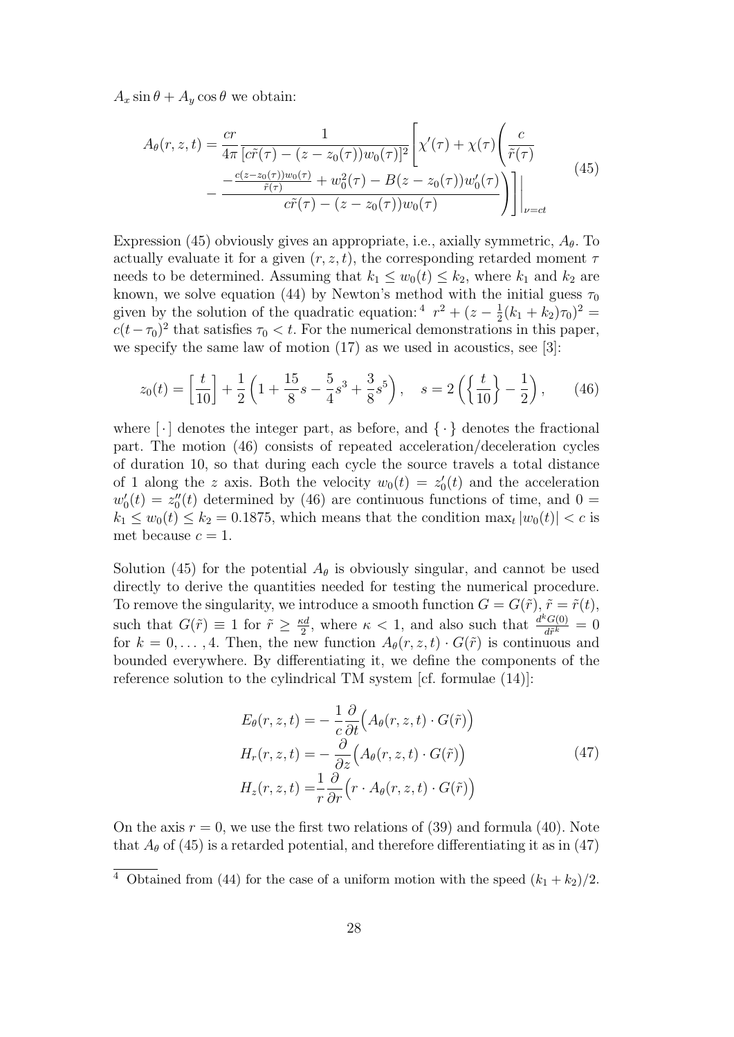$A_x \sin\theta + A_y \cos\theta$ we obtain:

$$
\begin{aligned}
A_\theta(r,z,t) = \frac{cr}{4\pi}\frac{1}{[c\tilde{r}(\tau) - (z - z_0(\tau))w_0(\tau)]^2}\Bigg[\chi'(\tau) + \chi(\tau)\Bigg(\frac{c}{\tilde{r}(\tau)} \\
- \frac{-\frac{c(z-z_0(\tau))w_0(\tau)}{\tilde{r}(\tau)} + w_0^2(\tau) - B(z - z_0(\tau))w_0'(\tau)}{c\tilde{r}(\tau) - (z - z_0(\tau))w_0(\tau)}\Bigg)\Bigg]\Bigg|_{\nu=ct}
\end{aligned}
\tag{45}
$$

Expression (45) obviously gives an appropriate, i.e., axially symmetric, $A_\theta$. To actually evaluate it for a given $(r,z,t)$, the corresponding retarded moment $\tau$ needs to be determined. Assuming that $k_1 \le w_0(t) \le k_2$, where $k_1$ and $k_2$ are known, we solve equation (44) by Newton's method with the initial guess $\tau_0$ given by the solution of the quadratic equation:[4] $r^2 + (z - \frac{1}{2}(k_1+k_2)\tau_0)^2 = c(t-\tau_0)^2$ that satisfies $\tau_0 < t$. For the numerical demonstrations in this paper, we specify the same law of motion (17) as we used in acoustics, see [3]:

$$
z_0(t) = \left[\frac{t}{10}\right] + \frac{1}{2}\left(1 + \frac{15}{8}s - \frac{5}{4}s^3 + \frac{3}{8}s^5\right), \quad s = 2\left(\left\{\frac{t}{10}\right\} - \frac{1}{2}\right), \tag{46}
$$

where $[\,\cdot\,]$ denotes the integer part, as before, and $\{\,\cdot\,\}$ denotes the fractional part. The motion (46) consists of repeated acceleration/deceleration cycles of duration 10, so that during each cycle the source travels a total distance of 1 along the $z$ axis. Both the velocity $w_0(t) = z_0'(t)$ and the acceleration $w_0'(t) = z_0''(t)$ determined by (46) are continuous functions of time, and $0 = k_1 \le w_0(t) \le k_2 = 0.1875$, which means that the condition $\max_t |w_0(t)| < c$ is met because $c = 1$.

Solution (45) for the potential $A_\theta$ is obviously singular, and cannot be used directly to derive the quantities needed for testing the numerical procedure. To remove the singularity, we introduce a smooth function $G = G(\tilde{r})$, $\tilde{r} = \tilde{r}(t)$, such that $G(\tilde{r}) \equiv 1$ for $\tilde{r} \ge \frac{\kappa d}{2}$, where $\kappa < 1$, and also such that $\frac{d^k G(0)}{d\tilde{r}^k} = 0$ for $k = 0, \ldots, 4$. Then, the new function $A_\theta(r,z,t) \cdot G(\tilde{r})$ is continuous and bounded everywhere. By differentiating it, we define the components of the reference solution to the cylindrical TM system [cf. formulae (14)]:

$$
\begin{aligned}
E_\theta(r,z,t) &= -\frac{1}{c}\frac{\partial}{\partial t}\Big(A_\theta(r,z,t) \cdot G(\tilde{r})\Big) \\
H_r(r,z,t) &= -\frac{\partial}{\partial z}\Big(A_\theta(r,z,t) \cdot G(\tilde{r})\Big) \\
H_z(r,z,t) &= \frac{1}{r}\frac{\partial}{\partial r}\Big(r \cdot A_\theta(r,z,t) \cdot G(\tilde{r})\Big)
\end{aligned}
\tag{47}
$$

On the axis $r = 0$, we use the first two relations of (39) and formula (40). Note that $A_\theta$ of (45) is a retarded potential, and therefore differentiating it as in (47)

[4] Obtained from (44) for the case of a uniform motion with the speed $(k_1 + k_2)/2$.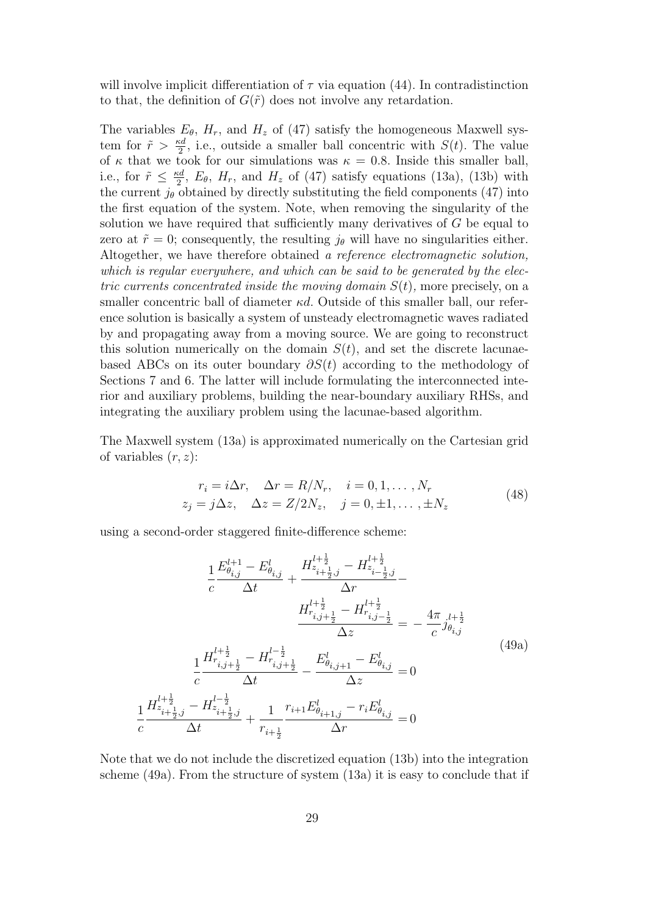will involve implicit differentiation of $\tau$ via equation (44). In contradistinction to that, the definition of $G(\tilde{r})$ does not involve any retardation.

The variables $E_\theta$, $H_r$, and $H_z$ of (47) satisfy the homogeneous Maxwell system for $\tilde{r} > \frac{\kappa d}{2}$, i.e., outside a smaller ball concentric with $S(t)$. The value of $\kappa$ that we took for our simulations was $\kappa = 0.8$. Inside this smaller ball, i.e., for $\tilde{r} \leq \frac{\kappa d}{2}$, $E_\theta$, $H_r$, and $H_z$ of (47) satisfy equations (13a), (13b) with the current $j_\theta$ obtained by directly substituting the field components (47) into the first equation of the system. Note, when removing the singularity of the solution we have required that sufficiently many derivatives of $G$ be equal to zero at $\tilde{r} = 0$; consequently, the resulting $j_\theta$ will have no singularities either. Altogether, we have therefore obtained *a reference electromagnetic solution, which is regular everywhere, and which can be said to be generated by the electric currents concentrated inside the moving domain* $S(t)$*,* more precisely, on a smaller concentric ball of diameter $\kappa d$. Outside of this smaller ball, our reference solution is basically a system of unsteady electromagnetic waves radiated by and propagating away from a moving source. We are going to reconstruct this solution numerically on the domain $S(t)$, and set the discrete lacunae-based ABCs on its outer boundary $\partial S(t)$ according to the methodology of Sections 7 and 6. The latter will include formulating the interconnected interior and auxiliary problems, building the near-boundary auxiliary RHSs, and integrating the auxiliary problem using the lacunae-based algorithm.

The Maxwell system (13a) is approximated numerically on the Cartesian grid of variables $(r, z)$:

$$
\begin{aligned}
r_i &= i\Delta r, \quad \Delta r = R/N_r, \quad i = 0, 1, \dots, N_r \\
z_j &= j\Delta z, \quad \Delta z = Z/2N_z, \quad j = 0, \pm 1, \dots, \pm N_z
\end{aligned}
\tag{48}
$$

using a second-order staggered finite-difference scheme:

$$
\begin{aligned}
&\frac{1}{c}\frac{E^{l+1}_{\theta_{i,j}} - E^{l}_{\theta_{i,j}}}{\Delta t} + \frac{H^{l+\frac{1}{2}}_{z_{i+\frac{1}{2},j}} - H^{l+\frac{1}{2}}_{z_{i-\frac{1}{2},j}}}{\Delta r} - \frac{H^{l+\frac{1}{2}}_{r_{i,j+\frac{1}{2}}} - H^{l+\frac{1}{2}}_{r_{i,j-\frac{1}{2}}}}{\Delta z} = -\frac{4\pi}{c} j^{\,l+\frac{1}{2}}_{\theta_{i,j}} \\
&\frac{1}{c}\frac{H^{l+\frac{1}{2}}_{r_{i,j+\frac{1}{2}}} - H^{l-\frac{1}{2}}_{r_{i,j+\frac{1}{2}}}}{\Delta t} - \frac{E^{l}_{\theta_{i,j+1}} - E^{l}_{\theta_{i,j}}}{\Delta z} = 0 \\
&\frac{1}{c}\frac{H^{l+\frac{1}{2}}_{z_{i+\frac{1}{2},j}} - H^{l-\frac{1}{2}}_{z_{i+\frac{1}{2},j}}}{\Delta t} + \frac{1}{r_{i+\frac{1}{2}}}\frac{r_{i+1}E^{l}_{\theta_{i+1,j}} - r_i E^{l}_{\theta_{i,j}}}{\Delta r} = 0
\end{aligned}
\tag{49a}
$$

Note that we do not include the discretized equation (13b) into the integration scheme (49a). From the structure of system (13a) it is easy to conclude that if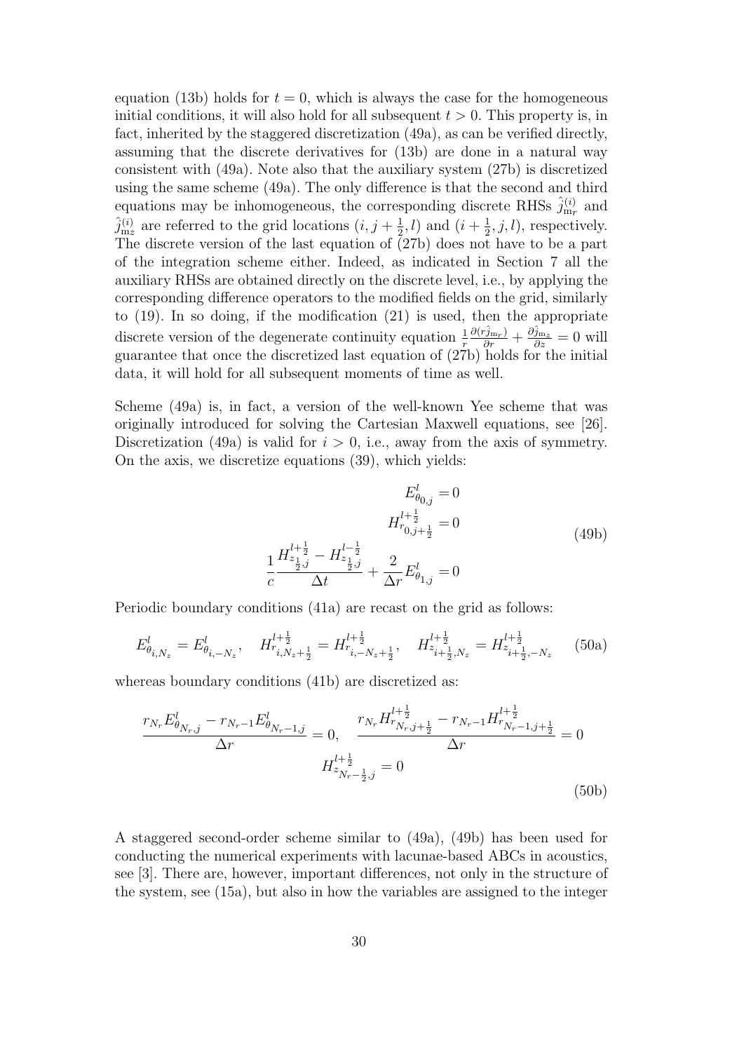equation (13b) holds for $t = 0$, which is always the case for the homogeneous initial conditions, it will also hold for all subsequent $t > 0$. This property is, in fact, inherited by the staggered discretization (49a), as can be verified directly, assuming that the discrete derivatives for (13b) are done in a natural way consistent with (49a). Note also that the auxiliary system (27b) is discretized using the same scheme (49a). The only difference is that the second and third equations may be inhomogeneous, the corresponding discrete RHSs $\hat{j}^{(i)}_{\mathrm{m}r}$ and $\hat{j}^{(i)}_{\mathrm{m}z}$ are referred to the grid locations $(i, j+\frac{1}{2}, l)$ and $(i+\frac{1}{2}, j, l)$, respectively. The discrete version of the last equation of (27b) does not have to be a part of the integration scheme either. Indeed, as indicated in Section 7 all the auxiliary RHSs are obtained directly on the discrete level, i.e., by applying the corresponding difference operators to the modified fields on the grid, similarly to (19). In so doing, if the modification (21) is used, then the appropriate discrete version of the degenerate continuity equation $\frac{1}{r}\frac{\partial (r\hat{j}_{\mathrm{m}r})}{\partial r} + \frac{\partial \hat{j}_{\mathrm{m}z}}{\partial z} = 0$ will guarantee that once the discretized last equation of (27b) holds for the initial data, it will hold for all subsequent moments of time as well.

Scheme (49a) is, in fact, a version of the well-known Yee scheme that was originally introduced for solving the Cartesian Maxwell equations, see [26]. Discretization (49a) is valid for $i > 0$, i.e., away from the axis of symmetry. On the axis, we discretize equations (39), which yields:

$$
\begin{aligned}
E^{l}_{\theta_{0,j}} &= 0 \\
H^{l+\frac{1}{2}}_{r_{0,j+\frac{1}{2}}} &= 0 \\
\frac{1}{c}\frac{H^{l+\frac{1}{2}}_{z_{\frac{1}{2},j}} - H^{l-\frac{1}{2}}_{z_{\frac{1}{2},j}}}{\Delta t} + \frac{2}{\Delta r}E^{l}_{\theta_{1,j}} &= 0
\end{aligned}
\tag{49b}
$$

Periodic boundary conditions (41a) are recast on the grid as follows:

$$
E^{l}_{\theta_{i,N_z}} = E^{l}_{\theta_{i,-N_z}}, \quad H^{l+\frac{1}{2}}_{r_{i,N_z+\frac{1}{2}}} = H^{l+\frac{1}{2}}_{r_{i,-N_z+\frac{1}{2}}}, \quad H^{l+\frac{1}{2}}_{z_{i+\frac{1}{2},N_z}} = H^{l+\frac{1}{2}}_{z_{i+\frac{1}{2},-N_z}}
\tag{50a}
$$

whereas boundary conditions (41b) are discretized as:

$$
\begin{gathered}
\frac{r_{N_r}E^{l}_{\theta_{N_r,j}} - r_{N_r-1}E^{l}_{\theta_{N_r-1,j}}}{\Delta r} = 0, \quad \frac{r_{N_r}H^{l+\frac{1}{2}}_{r_{N_r,j+\frac{1}{2}}} - r_{N_r-1}H^{l+\frac{1}{2}}_{r_{N_r-1,j+\frac{1}{2}}}}{\Delta r} = 0 \\
H^{l+\frac{1}{2}}_{z_{N_r-\frac{1}{2},j}} = 0
\end{gathered}
\tag{50b}
$$

A staggered second-order scheme similar to (49a), (49b) has been used for conducting the numerical experiments with lacunae-based ABCs in acoustics, see [3]. There are, however, important differences, not only in the structure of the system, see (15a), but also in how the variables are assigned to the integer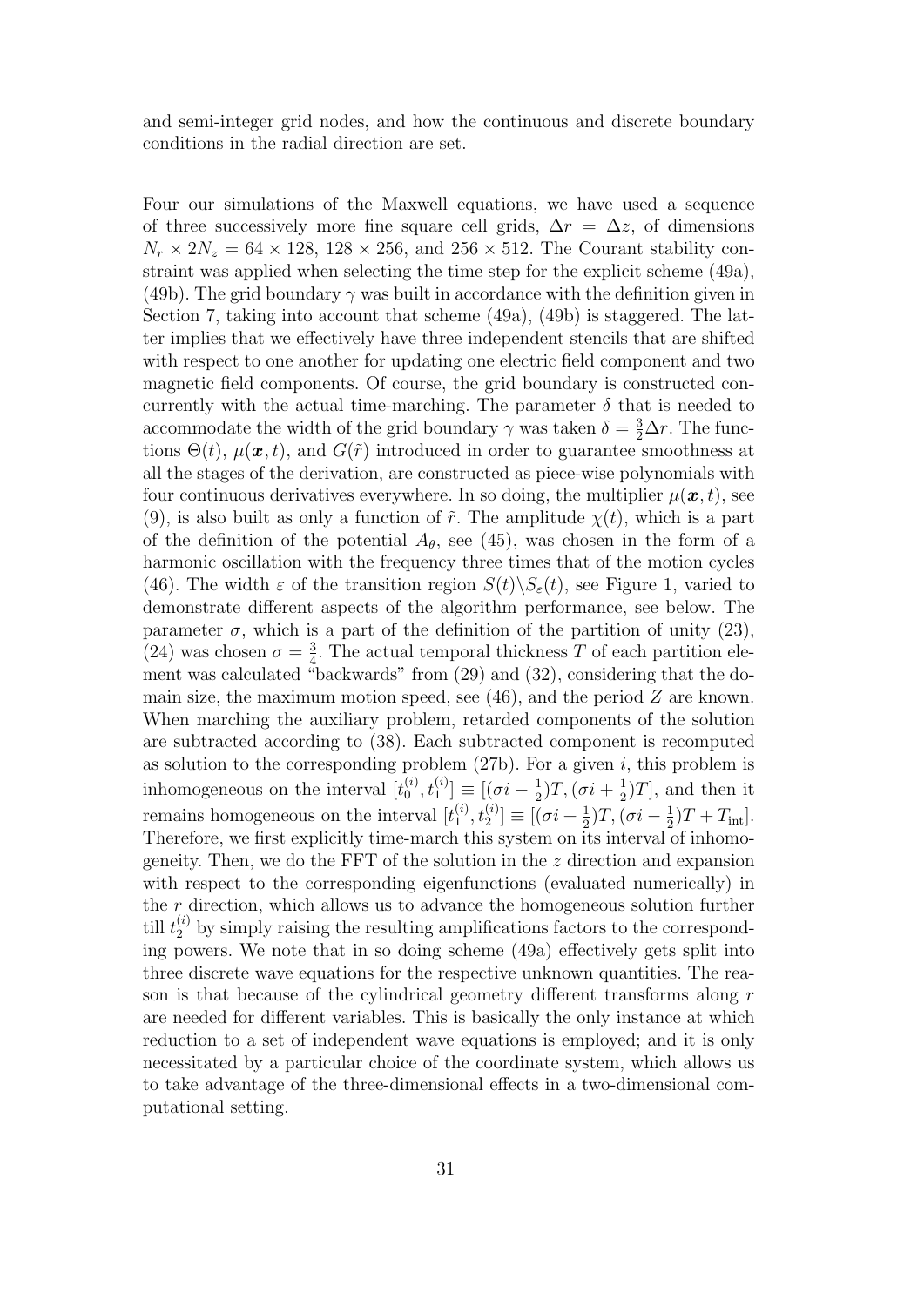and semi-integer grid nodes, and how the continuous and discrete boundary conditions in the radial direction are set.

Four our simulations of the Maxwell equations, we have used a sequence of three successively more fine square cell grids, $\Delta r = \Delta z$, of dimensions $N_r \times 2N_z = 64 \times 128$, $128 \times 256$, and $256 \times 512$. The Courant stability constraint was applied when selecting the time step for the explicit scheme (49a), (49b). The grid boundary $\gamma$ was built in accordance with the definition given in Section 7, taking into account that scheme (49a), (49b) is staggered. The latter implies that we effectively have three independent stencils that are shifted with respect to one another for updating one electric field component and two magnetic field components. Of course, the grid boundary is constructed concurrently with the actual time-marching. The parameter $\delta$ that is needed to accommodate the width of the grid boundary $\gamma$ was taken $\delta = \frac{3}{2}\Delta r$. The functions $\Theta(t)$, $\mu(\boldsymbol{x}, t)$, and $G(\tilde{r})$ introduced in order to guarantee smoothness at all the stages of the derivation, are constructed as piece-wise polynomials with four continuous derivatives everywhere. In so doing, the multiplier $\mu(\boldsymbol{x}, t)$, see (9), is also built as only a function of $\tilde{r}$. The amplitude $\chi(t)$, which is a part of the definition of the potential $A_\theta$, see (45), was chosen in the form of a harmonic oscillation with the frequency three times that of the motion cycles (46). The width $\varepsilon$ of the transition region $S(t)\backslash S_\varepsilon(t)$, see Figure 1, varied to demonstrate different aspects of the algorithm performance, see below. The parameter $\sigma$, which is a part of the definition of the partition of unity (23), (24) was chosen $\sigma = \frac{3}{4}$. The actual temporal thickness $T$ of each partition element was calculated "backwards" from (29) and (32), considering that the domain size, the maximum motion speed, see (46), and the period $Z$ are known. When marching the auxiliary problem, retarded components of the solution are subtracted according to (38). Each subtracted component is recomputed as solution to the corresponding problem (27b). For a given $i$, this problem is inhomogeneous on the interval $[t_0^{(i)}, t_1^{(i)}] \equiv [(\sigma i - \frac{1}{2})T, (\sigma i + \frac{1}{2})T]$, and then it remains homogeneous on the interval $[t_1^{(i)}, t_2^{(i)}] \equiv [(\sigma i + \frac{1}{2})T, (\sigma i - \frac{1}{2})T + T_{\text{int}}]$. Therefore, we first explicitly time-march this system on its interval of inhomogeneity. Then, we do the FFT of the solution in the $z$ direction and expansion with respect to the corresponding eigenfunctions (evaluated numerically) in the $r$ direction, which allows us to advance the homogeneous solution further till $t_2^{(i)}$ by simply raising the resulting amplifications factors to the corresponding powers. We note that in so doing scheme (49a) effectively gets split into three discrete wave equations for the respective unknown quantities. The reason is that because of the cylindrical geometry different transforms along $r$ are needed for different variables. This is basically the only instance at which reduction to a set of independent wave equations is employed; and it is only necessitated by a particular choice of the coordinate system, which allows us to take advantage of the three-dimensional effects in a two-dimensional computational setting.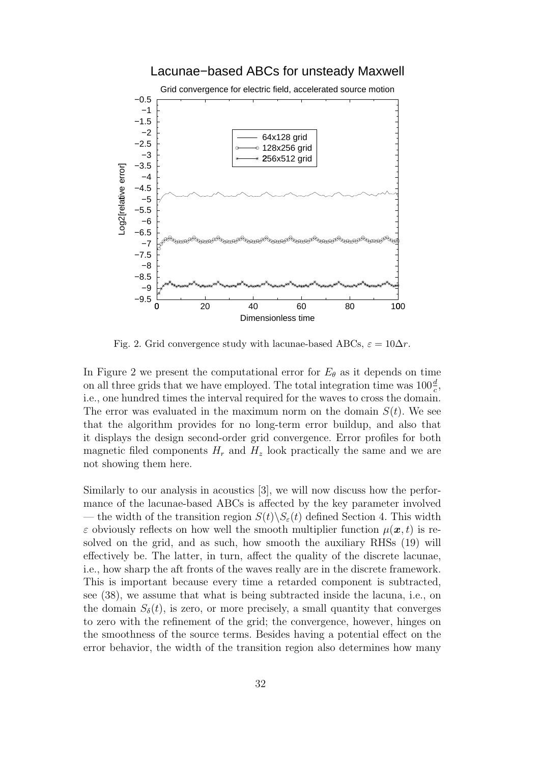Fig. 2. Grid convergence study with lacunae-based ABCs, $\varepsilon = 10\Delta r$.

In Figure 2 we present the computational error for $E_\theta$ as it depends on time on all three grids that we have employed. The total integration time was $100\frac{d}{c}$, i.e., one hundred times the interval required for the waves to cross the domain. The error was evaluated in the maximum norm on the domain $S(t)$. We see that the algorithm provides for no long-term error buildup, and also that it displays the design second-order grid convergence. Error profiles for both magnetic filed components $H_r$ and $H_z$ look practically the same and we are not showing them here.

Similarly to our analysis in acoustics [3], we will now discuss how the performance of the lacunae-based ABCs is affected by the key parameter involved — the width of the transition region $S(t)\backslash S_\varepsilon(t)$ defined Section 4. This width $\varepsilon$ obviously reflects on how well the smooth multiplier function $\mu(\boldsymbol{x}, t)$ is resolved on the grid, and as such, how smooth the auxiliary RHSs (19) will effectively be. The latter, in turn, affect the quality of the discrete lacunae, i.e., how sharp the aft fronts of the waves really are in the discrete framework. This is important because every time a retarded component is subtracted, see (38), we assume that what is being subtracted inside the lacuna, i.e., on the domain $S_\delta(t)$, is zero, or more precisely, a small quantity that converges to zero with the refinement of the grid; the convergence, however, hinges on the smoothness of the source terms. Besides having a potential effect on the error behavior, the width of the transition region also determines how many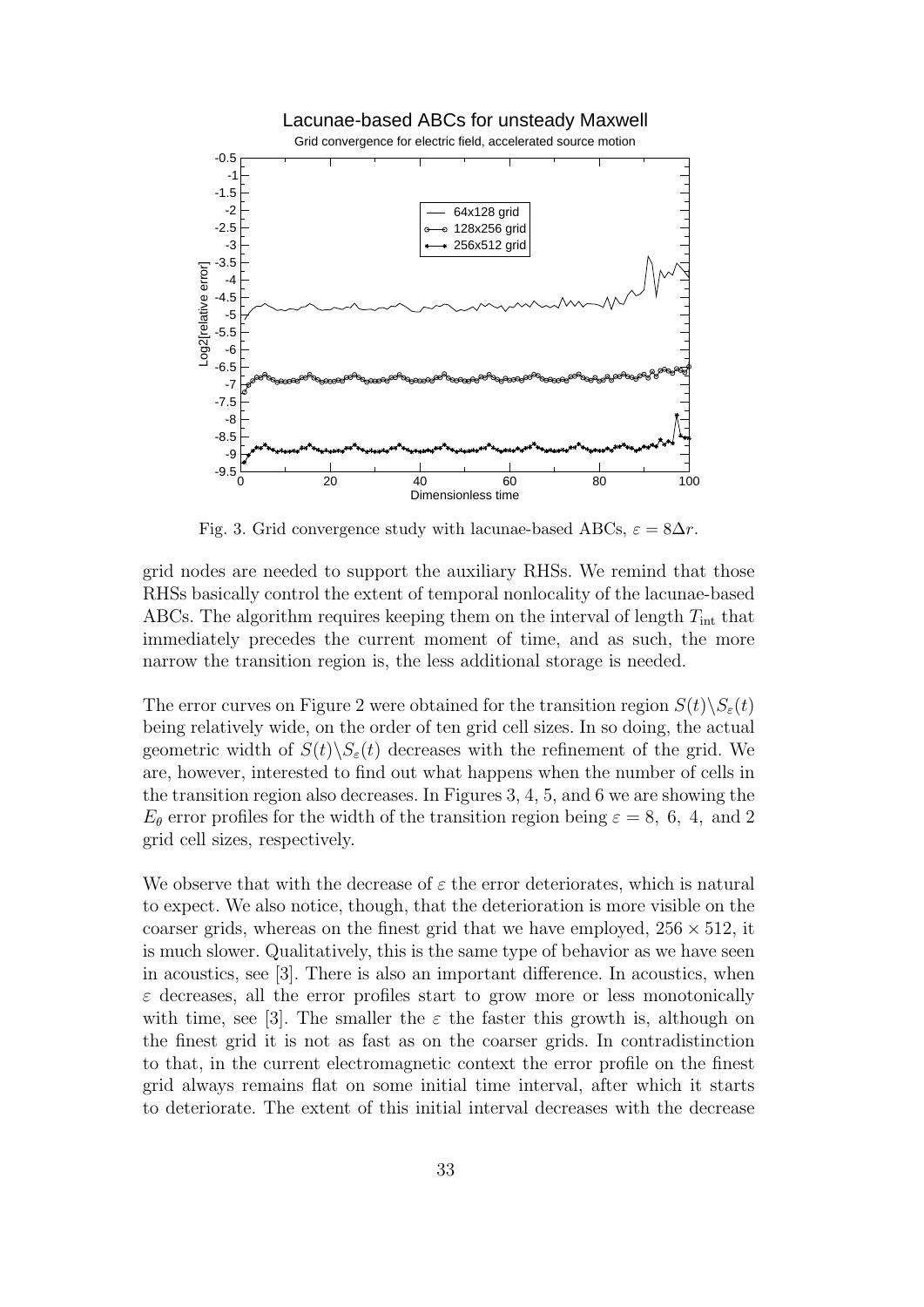Fig. 3. Grid convergence study with lacunae-based ABCs, $\varepsilon = 8\Delta r$.

grid nodes are needed to support the auxiliary RHSs. We remind that those RHSs basically control the extent of temporal nonlocality of the lacunae-based ABCs. The algorithm requires keeping them on the interval of length $T_{\text{int}}$ that immediately precedes the current moment of time, and as such, the more narrow the transition region is, the less additional storage is needed.

The error curves on Figure 2 were obtained for the transition region $S(t)\backslash S_\varepsilon(t)$ being relatively wide, on the order of ten grid cell sizes. In so doing, the actual geometric width of $S(t)\backslash S_\varepsilon(t)$ decreases with the refinement of the grid. We are, however, interested to find out what happens when the number of cells in the transition region also decreases. In Figures 3, 4, 5, and 6 we are showing the $E_\theta$ error profiles for the width of the transition region being $\varepsilon = 8,\ 6,\ 4,$ and 2 grid cell sizes, respectively.

We observe that with the decrease of $\varepsilon$ the error deteriorates, which is natural to expect. We also notice, though, that the deterioration is more visible on the coarser grids, whereas on the finest grid that we have employed, $256 \times 512$, it is much slower. Qualitatively, this is the same type of behavior as we have seen in acoustics, see [3]. There is also an important difference. In acoustics, when $\varepsilon$ decreases, all the error profiles start to grow more or less monotonically with time, see [3]. The smaller the $\varepsilon$ the faster this growth is, although on the finest grid it is not as fast as on the coarser grids. In contradistinction to that, in the current electromagnetic context the error profile on the finest grid always remains flat on some initial time interval, after which it starts to deteriorate. The extent of this initial interval decreases with the decrease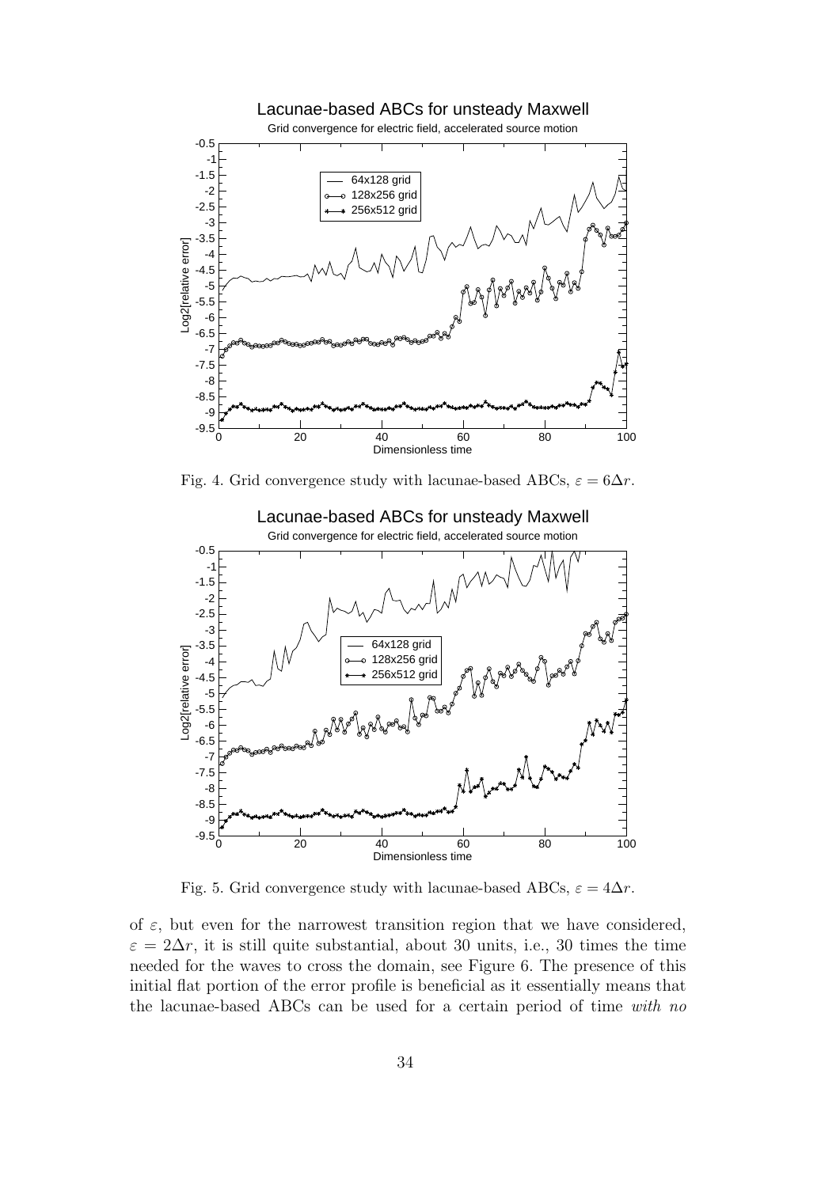Fig. 4. Grid convergence study with lacunae-based ABCs, $\varepsilon = 6\Delta r$.

Fig. 5. Grid convergence study with lacunae-based ABCs, $\varepsilon = 4\Delta r$.

of $\varepsilon$, but even for the narrowest transition region that we have considered, $\varepsilon = 2\Delta r$, it is still quite substantial, about 30 units, i.e., 30 times the time needed for the waves to cross the domain, see Figure 6. The presence of this initial flat portion of the error profile is beneficial as it essentially means that the lacunae-based ABCs can be used for a certain period of time *with no*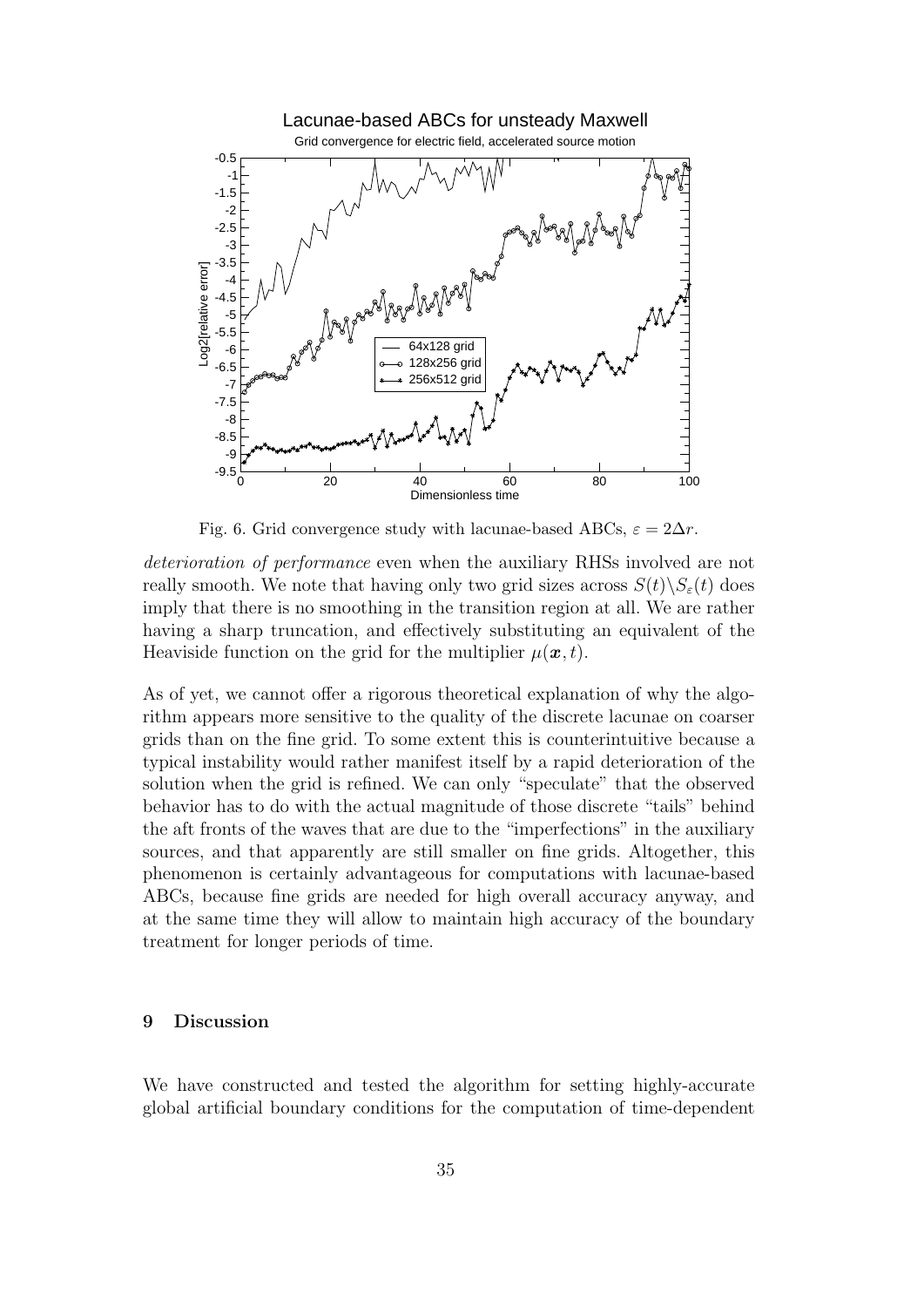Fig. 6. Grid convergence study with lacunae-based ABCs, $\varepsilon = 2\Delta r$.

*deterioration of performance* even when the auxiliary RHSs involved are not really smooth. We note that having only two grid sizes across $S(t)\backslash S_\varepsilon(t)$ does imply that there is no smoothing in the transition region at all. We are rather having a sharp truncation, and effectively substituting an equivalent of the Heaviside function on the grid for the multiplier $\mu(\boldsymbol{x}, t)$.

As of yet, we cannot offer a rigorous theoretical explanation of why the algorithm appears more sensitive to the quality of the discrete lacunae on coarser grids than on the fine grid. To some extent this is counterintuitive because a typical instability would rather manifest itself by a rapid deterioration of the solution when the grid is refined. We can only "speculate" that the observed behavior has to do with the actual magnitude of those discrete "tails" behind the aft fronts of the waves that are due to the "imperfections" in the auxiliary sources, and that apparently are still smaller on fine grids. Altogether, this phenomenon is certainly advantageous for computations with lacunae-based ABCs, because fine grids are needed for high overall accuracy anyway, and at the same time they will allow to maintain high accuracy of the boundary treatment for longer periods of time.

## 9 Discussion

We have constructed and tested the algorithm for setting highly-accurate global artificial boundary conditions for the computation of time-dependent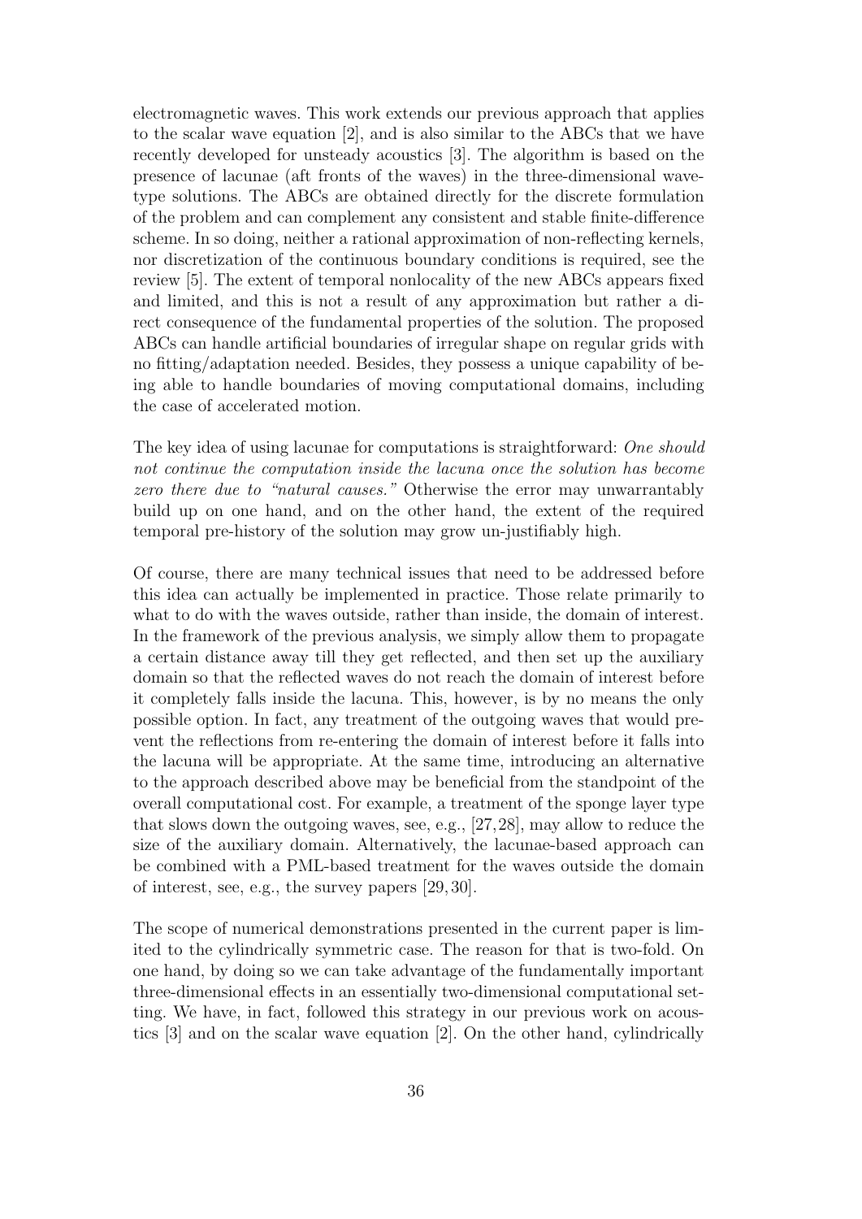electromagnetic waves. This work extends our previous approach that applies to the scalar wave equation [2], and is also similar to the ABCs that we have recently developed for unsteady acoustics [3]. The algorithm is based on the presence of lacunae (aft fronts of the waves) in the three-dimensional wave-type solutions. The ABCs are obtained directly for the discrete formulation of the problem and can complement any consistent and stable finite-difference scheme. In so doing, neither a rational approximation of non-reflecting kernels, nor discretization of the continuous boundary conditions is required, see the review [5]. The extent of temporal nonlocality of the new ABCs appears fixed and limited, and this is not a result of any approximation but rather a direct consequence of the fundamental properties of the solution. The proposed ABCs can handle artificial boundaries of irregular shape on regular grids with no fitting/adaptation needed. Besides, they possess a unique capability of being able to handle boundaries of moving computational domains, including the case of accelerated motion.

The key idea of using lacunae for computations is straightforward: *One should not continue the computation inside the lacuna once the solution has become zero there due to "natural causes."* Otherwise the error may unwarrantably build up on one hand, and on the other hand, the extent of the required temporal pre-history of the solution may grow un-justifiably high.

Of course, there are many technical issues that need to be addressed before this idea can actually be implemented in practice. Those relate primarily to what to do with the waves outside, rather than inside, the domain of interest. In the framework of the previous analysis, we simply allow them to propagate a certain distance away till they get reflected, and then set up the auxiliary domain so that the reflected waves do not reach the domain of interest before it completely falls inside the lacuna. This, however, is by no means the only possible option. In fact, any treatment of the outgoing waves that would prevent the reflections from re-entering the domain of interest before it falls into the lacuna will be appropriate. At the same time, introducing an alternative to the approach described above may be beneficial from the standpoint of the overall computational cost. For example, a treatment of the sponge layer type that slows down the outgoing waves, see, e.g., [27,28], may allow to reduce the size of the auxiliary domain. Alternatively, the lacunae-based approach can be combined with a PML-based treatment for the waves outside the domain of interest, see, e.g., the survey papers [29,30].

The scope of numerical demonstrations presented in the current paper is limited to the cylindrically symmetric case. The reason for that is two-fold. On one hand, by doing so we can take advantage of the fundamentally important three-dimensional effects in an essentially two-dimensional computational setting. We have, in fact, followed this strategy in our previous work on acoustics [3] and on the scalar wave equation [2]. On the other hand, cylindrically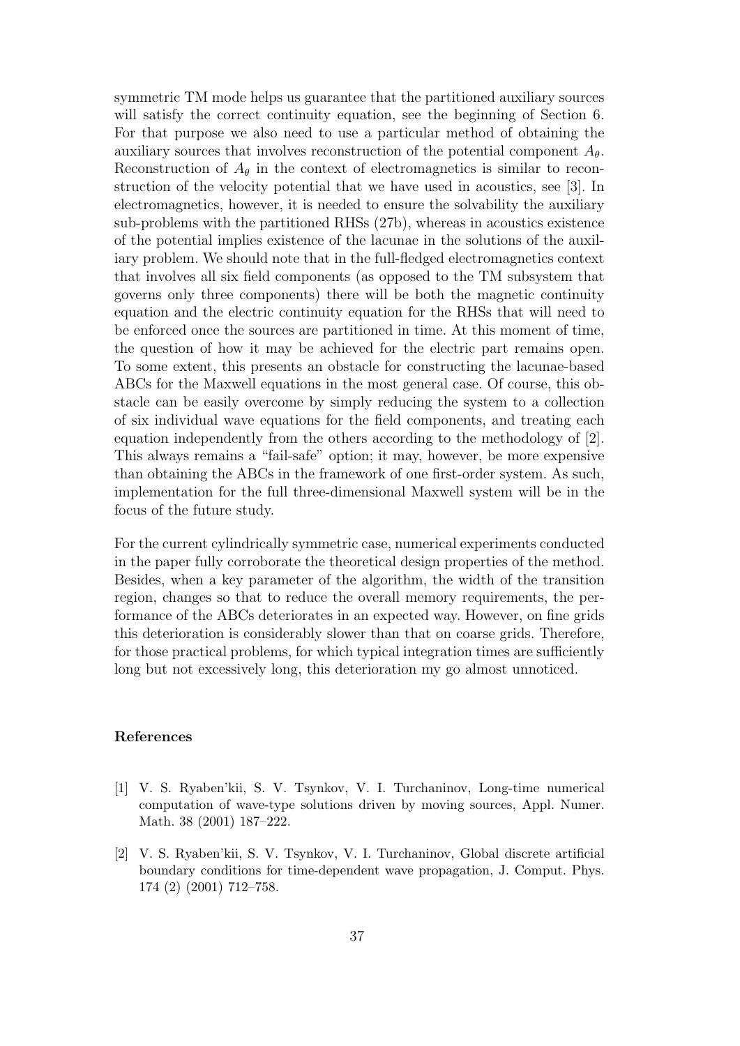symmetric TM mode helps us guarantee that the partitioned auxiliary sources will satisfy the correct continuity equation, see the beginning of Section 6. For that purpose we also need to use a particular method of obtaining the auxiliary sources that involves reconstruction of the potential component $A_\theta$. Reconstruction of $A_\theta$ in the context of electromagnetics is similar to reconstruction of the velocity potential that we have used in acoustics, see [3]. In electromagnetics, however, it is needed to ensure the solvability the auxiliary sub-problems with the partitioned RHSs (27b), whereas in acoustics existence of the potential implies existence of the lacunae in the solutions of the auxiliary problem. We should note that in the full-fledged electromagnetics context that involves all six field components (as opposed to the TM subsystem that governs only three components) there will be both the magnetic continuity equation and the electric continuity equation for the RHSs that will need to be enforced once the sources are partitioned in time. At this moment of time, the question of how it may be achieved for the electric part remains open. To some extent, this presents an obstacle for constructing the lacunae-based ABCs for the Maxwell equations in the most general case. Of course, this obstacle can be easily overcome by simply reducing the system to a collection of six individual wave equations for the field components, and treating each equation independently from the others according to the methodology of [2]. This always remains a "fail-safe" option; it may, however, be more expensive than obtaining the ABCs in the framework of one first-order system. As such, implementation for the full three-dimensional Maxwell system will be in the focus of the future study.

For the current cylindrically symmetric case, numerical experiments conducted in the paper fully corroborate the theoretical design properties of the method. Besides, when a key parameter of the algorithm, the width of the transition region, changes so that to reduce the overall memory requirements, the performance of the ABCs deteriorates in an expected way. However, on fine grids this deterioration is considerably slower than that on coarse grids. Therefore, for those practical problems, for which typical integration times are sufficiently long but not excessively long, this deterioration my go almost unnoticed.

## References

[1] V. S. Ryaben'kii, S. V. Tsynkov, V. I. Turchaninov, Long-time numerical computation of wave-type solutions driven by moving sources, Appl. Numer. Math. 38 (2001) 187–222.

[2] V. S. Ryaben'kii, S. V. Tsynkov, V. I. Turchaninov, Global discrete artificial boundary conditions for time-dependent wave propagation, J. Comput. Phys. 174 (2) (2001) 712–758.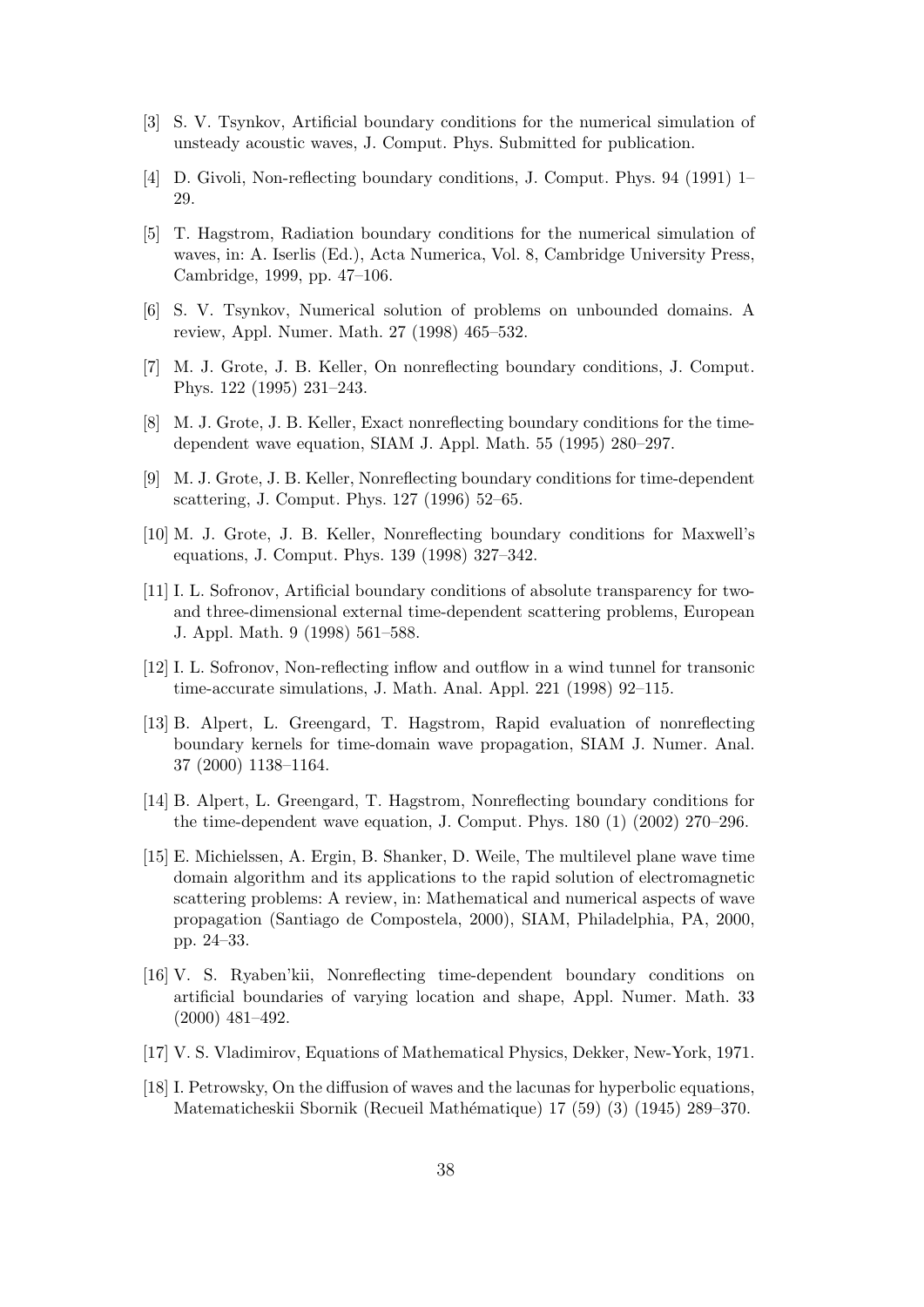[3] S. V. Tsynkov, Artificial boundary conditions for the numerical simulation of unsteady acoustic waves, J. Comput. Phys. Submitted for publication.

[4] D. Givoli, Non-reflecting boundary conditions, J. Comput. Phys. 94 (1991) 1–29.

[5] T. Hagstrom, Radiation boundary conditions for the numerical simulation of waves, in: A. Iserlis (Ed.), Acta Numerica, Vol. 8, Cambridge University Press, Cambridge, 1999, pp. 47–106.

[6] S. V. Tsynkov, Numerical solution of problems on unbounded domains. A review, Appl. Numer. Math. 27 (1998) 465–532.

[7] M. J. Grote, J. B. Keller, On nonreflecting boundary conditions, J. Comput. Phys. 122 (1995) 231–243.

[8] M. J. Grote, J. B. Keller, Exact nonreflecting boundary conditions for the time-dependent wave equation, SIAM J. Appl. Math. 55 (1995) 280–297.

[9] M. J. Grote, J. B. Keller, Nonreflecting boundary conditions for time-dependent scattering, J. Comput. Phys. 127 (1996) 52–65.

[10] M. J. Grote, J. B. Keller, Nonreflecting boundary conditions for Maxwell's equations, J. Comput. Phys. 139 (1998) 327–342.

[11] I. L. Sofronov, Artificial boundary conditions of absolute transparency for two- and three-dimensional external time-dependent scattering problems, European J. Appl. Math. 9 (1998) 561–588.

[12] I. L. Sofronov, Non-reflecting inflow and outflow in a wind tunnel for transonic time-accurate simulations, J. Math. Anal. Appl. 221 (1998) 92–115.

[13] B. Alpert, L. Greengard, T. Hagstrom, Rapid evaluation of nonreflecting boundary kernels for time-domain wave propagation, SIAM J. Numer. Anal. 37 (2000) 1138–1164.

[14] B. Alpert, L. Greengard, T. Hagstrom, Nonreflecting boundary conditions for the time-dependent wave equation, J. Comput. Phys. 180 (1) (2002) 270–296.

[15] E. Michielssen, A. Ergin, B. Shanker, D. Weile, The multilevel plane wave time domain algorithm and its applications to the rapid solution of electromagnetic scattering problems: A review, in: Mathematical and numerical aspects of wave propagation (Santiago de Compostela, 2000), SIAM, Philadelphia, PA, 2000, pp. 24–33.

[16] V. S. Ryaben'kii, Nonreflecting time-dependent boundary conditions on artificial boundaries of varying location and shape, Appl. Numer. Math. 33 (2000) 481–492.

[17] V. S. Vladimirov, Equations of Mathematical Physics, Dekker, New-York, 1971.

[18] I. Petrowsky, On the diffusion of waves and the lacunas for hyperbolic equations, Matematicheskii Sbornik (Recueil Mathématique) 17 (59) (3) (1945) 289–370.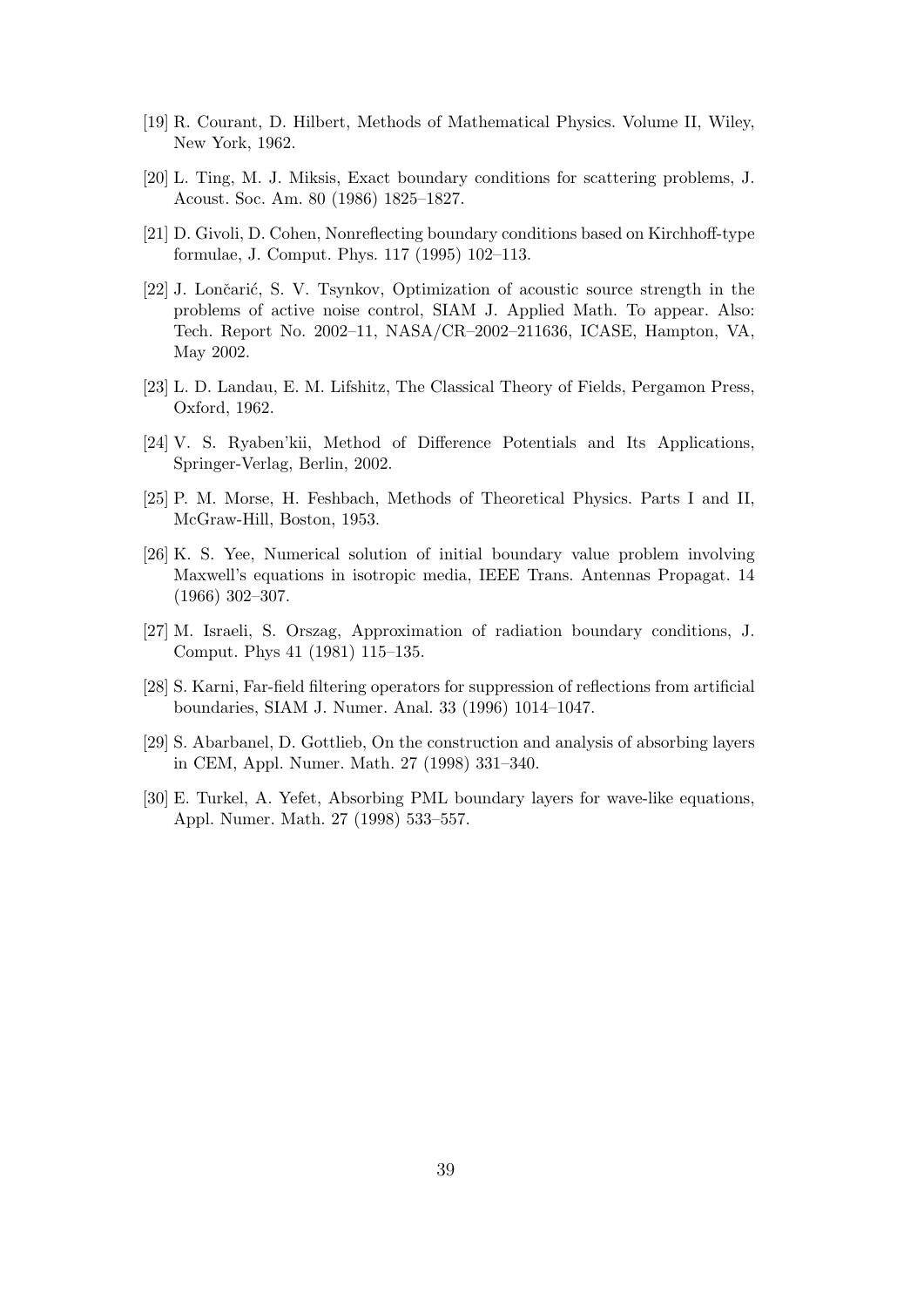[19] R. Courant, D. Hilbert, Methods of Mathematical Physics. Volume II, Wiley, New York, 1962.

[20] L. Ting, M. J. Miksis, Exact boundary conditions for scattering problems, J. Acoust. Soc. Am. 80 (1986) 1825–1827.

[21] D. Givoli, D. Cohen, Nonreflecting boundary conditions based on Kirchhoff-type formulae, J. Comput. Phys. 117 (1995) 102–113.

[22] J. Lončarić, S. V. Tsynkov, Optimization of acoustic source strength in the problems of active noise control, SIAM J. Applied Math. To appear. Also: Tech. Report No. 2002–11, NASA/CR–2002–211636, ICASE, Hampton, VA, May 2002.

[23] L. D. Landau, E. M. Lifshitz, The Classical Theory of Fields, Pergamon Press, Oxford, 1962.

[24] V. S. Ryaben'kii, Method of Difference Potentials and Its Applications, Springer-Verlag, Berlin, 2002.

[25] P. M. Morse, H. Feshbach, Methods of Theoretical Physics. Parts I and II, McGraw-Hill, Boston, 1953.

[26] K. S. Yee, Numerical solution of initial boundary value problem involving Maxwell's equations in isotropic media, IEEE Trans. Antennas Propagat. 14 (1966) 302–307.

[27] M. Israeli, S. Orszag, Approximation of radiation boundary conditions, J. Comput. Phys 41 (1981) 115–135.

[28] S. Karni, Far-field filtering operators for suppression of reflections from artificial boundaries, SIAM J. Numer. Anal. 33 (1996) 1014–1047.

[29] S. Abarbanel, D. Gottlieb, On the construction and analysis of absorbing layers in CEM, Appl. Numer. Math. 27 (1998) 331–340.

[30] E. Turkel, A. Yefet, Absorbing PML boundary layers for wave-like equations, Appl. Numer. Math. 27 (1998) 533–557.